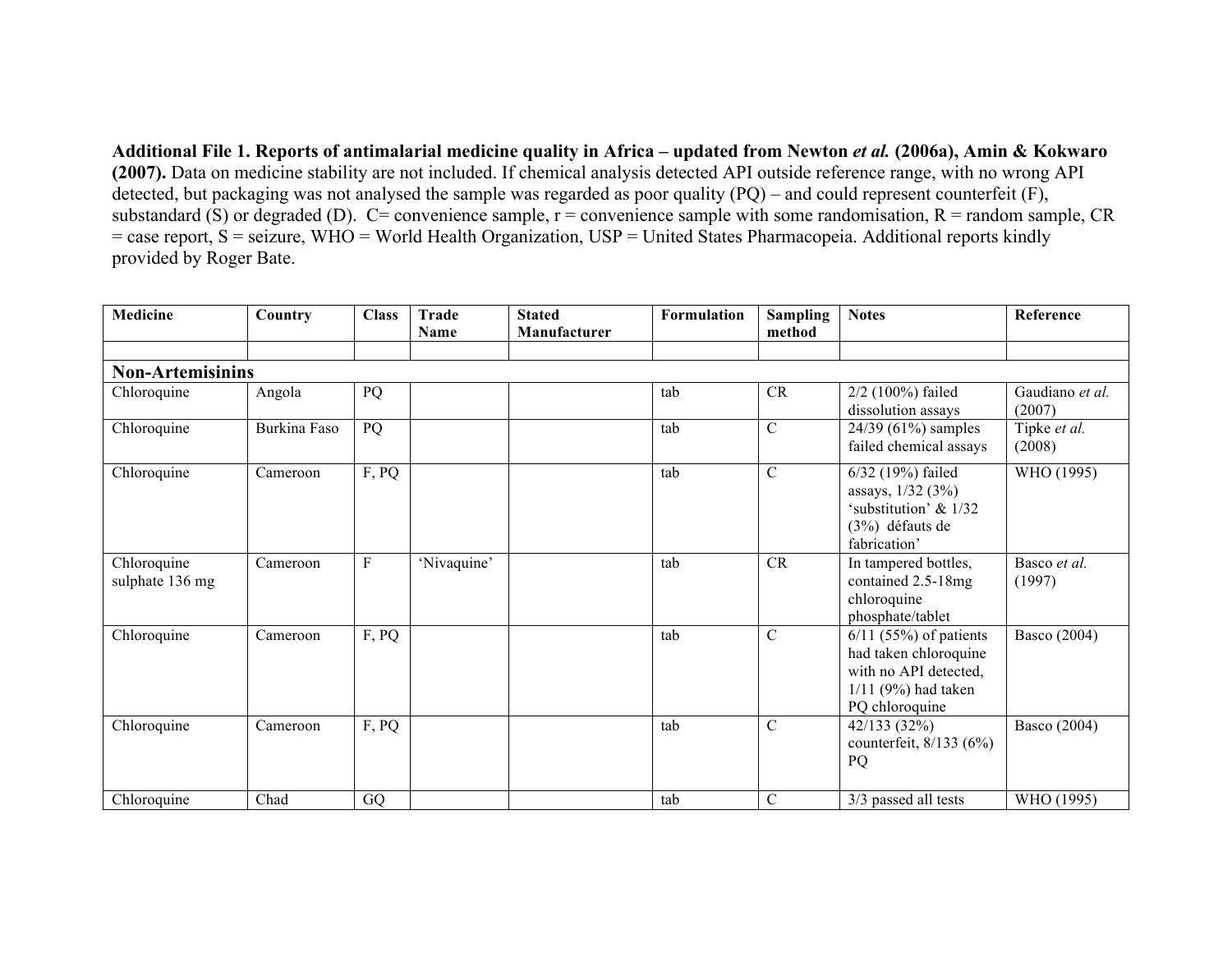**Additional File 1. Reports of antimalarial medicine quality in Africa – updated from Newton *et al.* (2006a), Amin & Kokwaro (2007).** Data on medicine stability are not included. If chemical analysis detected API outside reference range, with no wrong API detected, but packaging was not analysed the sample was regarded as poor quality (PQ) – and could represent counterfeit (F), substandard (S) or degraded (D). C= convenience sample, r = convenience sample with some randomisation, R = random sample, CR = case report, S = seizure, WHO = World Health Organization, USP = United States Pharmacopeia. Additional reports kindly provided by Roger Bate.

| Medicine | Country | Class | Trade Name | Stated Manufacturer | Formulation | Sampling method | Notes | Reference |
|---|---|---|---|---|---|---|---|---|
| | | | | | | | | |
| **Non-Artemisinins** | | | | | | | | |
| Chloroquine | Angola | PQ | | | tab | CR | 2/2 (100%) failed dissolution assays | Gaudiano *et al.* (2007) |
| Chloroquine | Burkina Faso | PQ | | | tab | C | 24/39 (61%) samples failed chemical assays | Tipke *et al.* (2008) |
| Chloroquine | Cameroon | F, PQ | | | tab | C | 6/32 (19%) failed assays, 1/32 (3%) 'substitution' & 1/32 (3%) défauts de fabrication' | WHO (1995) |
| Chloroquine sulphate 136 mg | Cameroon | F | 'Nivaquine' | | tab | CR | In tampered bottles, contained 2.5-18mg chloroquine phosphate/tablet | Basco *et al.* (1997) |
| Chloroquine | Cameroon | F, PQ | | | tab | C | 6/11 (55%) of patients had taken chloroquine with no API detected, 1/11 (9%) had taken PQ chloroquine | Basco (2004) |
| Chloroquine | Cameroon | F, PQ | | | tab | C | 42/133 (32%) counterfeit, 8/133 (6%) PQ | Basco (2004) |
| Chloroquine | Chad | GQ | | | tab | C | 3/3 passed all tests | WHO (1995) |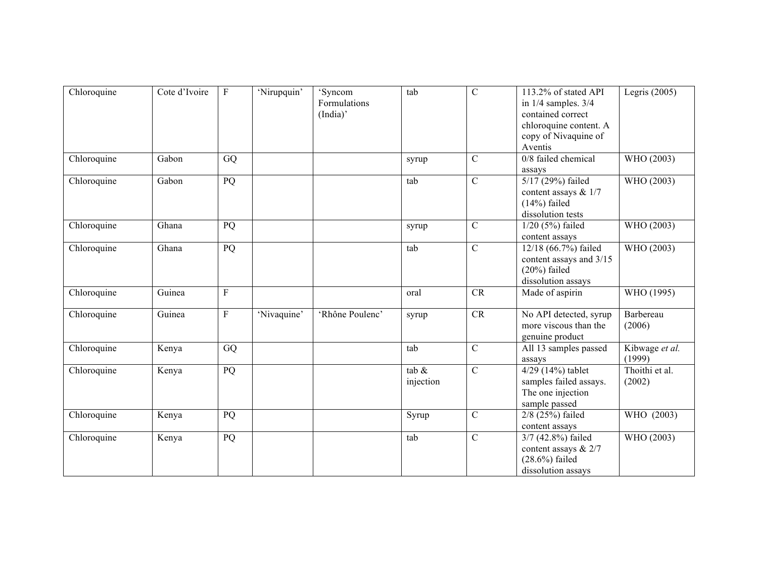| | | | | | | | | |
|---|---|---|---|---|---|---|---|---|
| Chloroquine | Cote d'Ivoire | F | 'Nirupquin' | 'Syncom Formulations (India)' | tab | C | 113.2% of stated API in 1/4 samples. 3/4 contained correct chloroquine content. A copy of Nivaquine of Aventis | Legris (2005) |
| Chloroquine | Gabon | GQ | | | syrup | C | 0/8 failed chemical assays | WHO (2003) |
| Chloroquine | Gabon | PQ | | | tab | C | 5/17 (29%) failed content assays & 1/7 (14%) failed dissolution tests | WHO (2003) |
| Chloroquine | Ghana | PQ | | | syrup | C | 1/20 (5%) failed content assays | WHO (2003) |
| Chloroquine | Ghana | PQ | | | tab | C | 12/18 (66.7%) failed content assays and 3/15 (20%) failed dissolution assays | WHO (2003) |
| Chloroquine | Guinea | F | | | oral | CR | Made of aspirin | WHO (1995) |
| Chloroquine | Guinea | F | 'Nivaquine' | 'Rhône Poulenc' | syrup | CR | No API detected, syrup more viscous than the genuine product | Barbereau (2006) |
| Chloroquine | Kenya | GQ | | | tab | C | All 13 samples passed assays | Kibwage *et al.* (1999) |
| Chloroquine | Kenya | PQ | | | tab & injection | C | 4/29 (14%) tablet samples failed assays. The one injection sample passed | Thoithi et al. (2002) |
| Chloroquine | Kenya | PQ | | | Syrup | C | 2/8 (25%) failed content assays | WHO (2003) |
| Chloroquine | Kenya | PQ | | | tab | C | 3/7 (42.8%) failed content assays & 2/7 (28.6%) failed dissolution assays | WHO (2003) |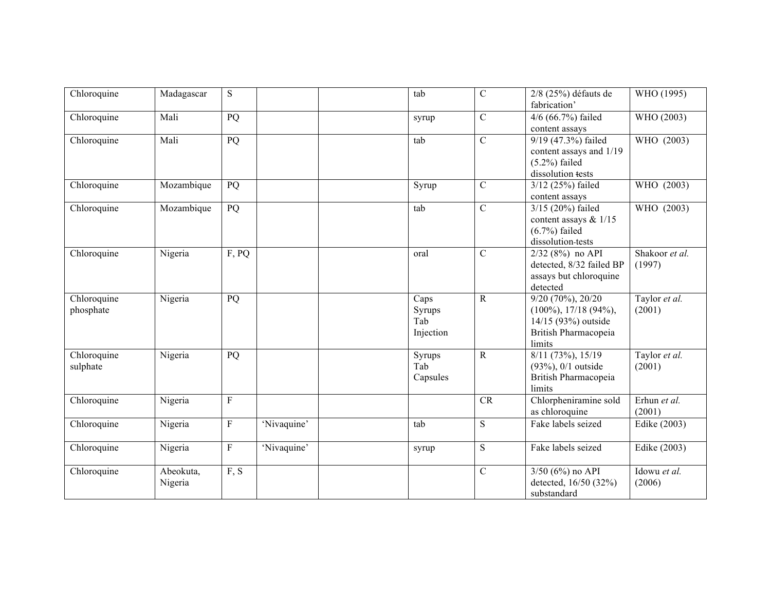| Chloroquine | Madagascar | S | | | tab | C | 2/8 (25%) défauts de fabrication' | WHO (1995) |
|---|---|---|---|---|---|---|---|---|
| Chloroquine | Mali | PQ | | | syrup | C | 4/6 (66.7%) failed content assays | WHO (2003) |
| Chloroquine | Mali | PQ | | | tab | C | 9/19 (47.3%) failed content assays and 1/19 (5.2%) failed dissolution tests | WHO (2003) |
| Chloroquine | Mozambique | PQ | | | Syrup | C | 3/12 (25%) failed content assays | WHO (2003) |
| Chloroquine | Mozambique | PQ | | | tab | C | 3/15 (20%) failed content assays & 1/15 (6.7%) failed dissolution-tests | WHO (2003) |
| Chloroquine | Nigeria | F, PQ | | | oral | C | 2/32 (8%) no API detected, 8/32 failed BP assays but chloroquine detected | Shakoor *et al.* (1997) |
| Chloroquine phosphate | Nigeria | PQ | | | Caps Syrups Tab Injection | R | 9/20 (70%), 20/20 (100%), 17/18 (94%), 14/15 (93%) outside British Pharmacopeia limits | Taylor *et al.* (2001) |
| Chloroquine sulphate | Nigeria | PQ | | | Syrups Tab Capsules | R | 8/11 (73%), 15/19 (93%), 0/1 outside British Pharmacopeia limits | Taylor *et al.* (2001) |
| Chloroquine | Nigeria | F | | | | CR | Chlorpheniramine sold as chloroquine | Erhun *et al.* (2001) |
| Chloroquine | Nigeria | F | 'Nivaquine' | | tab | S | Fake labels seized | Edike (2003) |
| Chloroquine | Nigeria | F | 'Nivaquine' | | syrup | S | Fake labels seized | Edike (2003) |
| Chloroquine | Abeokuta, Nigeria | F, S | | | | C | 3/50 (6%) no API detected, 16/50 (32%) substandard | Idowu *et al.* (2006) |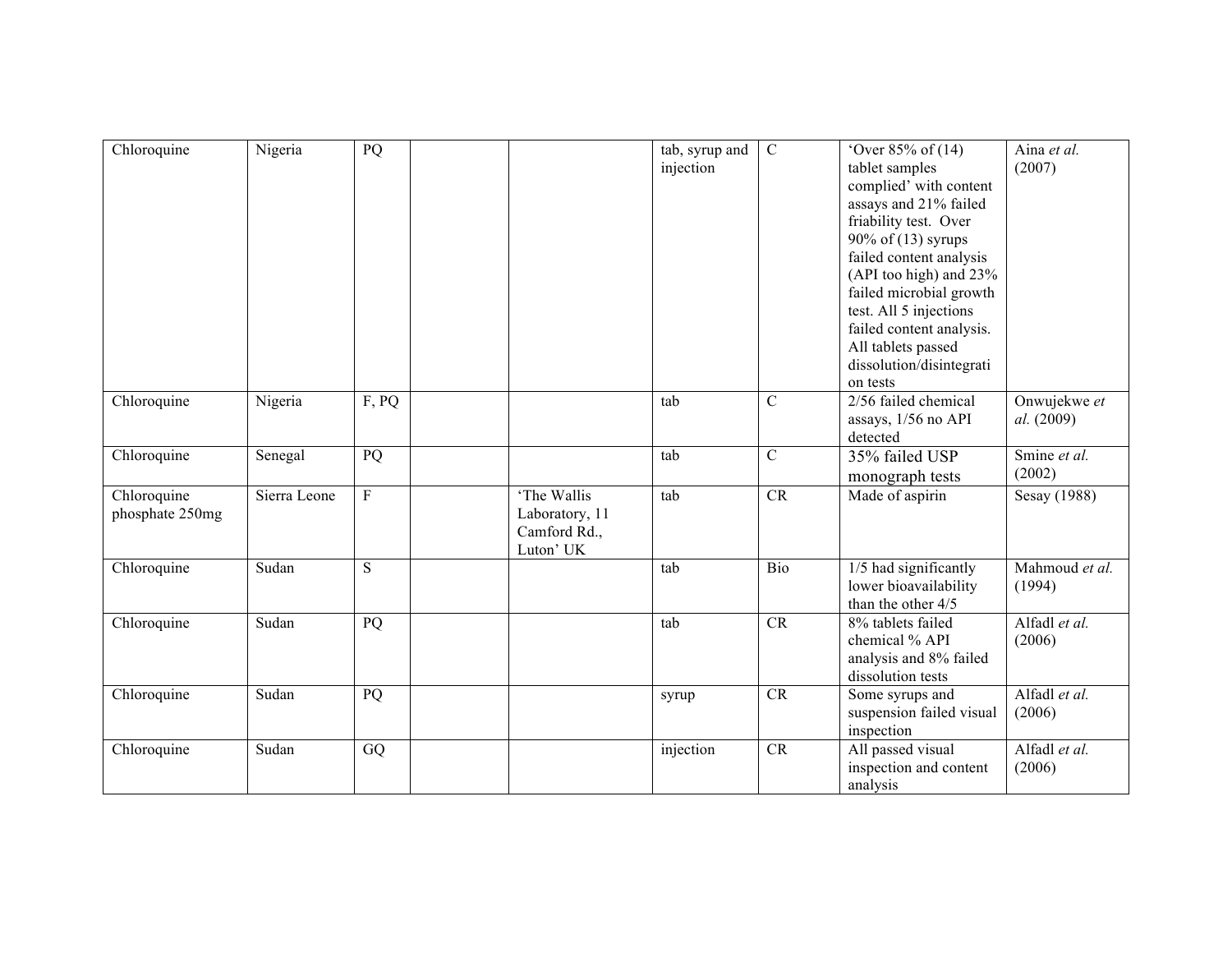| Chloroquine | Nigeria | PQ | | | tab, syrup and injection | C | 'Over 85% of (14) tablet samples complied' with content assays and 21% failed friability test. Over 90% of (13) syrups failed content analysis (API too high) and 23% failed microbial growth test. All 5 injections failed content analysis. All tablets passed dissolution/disintegration tests | Aina *et al.* (2007) |
|---|---|---|---|---|---|---|---|---|
| Chloroquine | Nigeria | F, PQ | | | tab | C | 2/56 failed chemical assays, 1/56 no API detected | Onwujekwe *et al.* (2009) |
| Chloroquine | Senegal | PQ | | | tab | C | 35% failed USP monograph tests | Smine *et al.* (2002) |
| Chloroquine phosphate 250mg | Sierra Leone | F | | 'The Wallis Laboratory, 11 Camford Rd., Luton' UK | tab | CR | Made of aspirin | Sesay (1988) |
| Chloroquine | Sudan | S | | | tab | Bio | 1/5 had significantly lower bioavailability than the other 4/5 | Mahmoud *et al.* (1994) |
| Chloroquine | Sudan | PQ | | | tab | CR | 8% tablets failed chemical % API analysis and 8% failed dissolution tests | Alfadl *et al.* (2006) |
| Chloroquine | Sudan | PQ | | | syrup | CR | Some syrups and suspension failed visual inspection | Alfadl *et al.* (2006) |
| Chloroquine | Sudan | GQ | | | injection | CR | All passed visual inspection and content analysis | Alfadl *et al.* (2006) |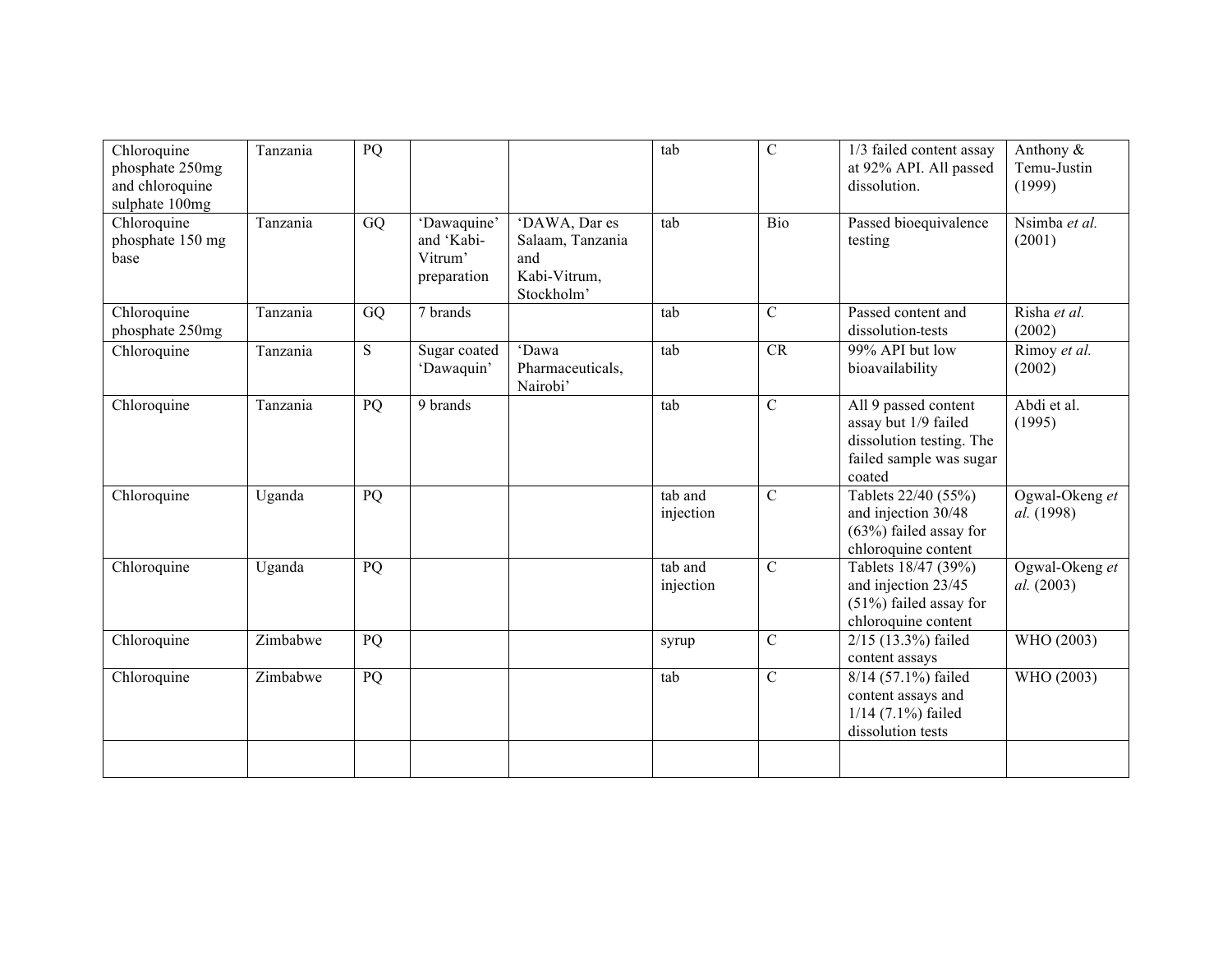| | | | | | | | | |
|---|---|---|---|---|---|---|---|---|
| Chloroquine phosphate 250mg and chloroquine sulphate 100mg | Tanzania | PQ | | | tab | C | 1/3 failed content assay at 92% API. All passed dissolution. | Anthony & Temu-Justin (1999) |
| Chloroquine phosphate 150 mg base | Tanzania | GQ | 'Dawaquine' and 'Kabi-Vitrum' preparation | 'DAWA, Dar es Salaam, Tanzania and Kabi-Vitrum, Stockholm' | tab | Bio | Passed bioequivalence testing | Nsimba *et al.* (2001) |
| Chloroquine phosphate 250mg | Tanzania | GQ | 7 brands | | tab | C | Passed content and dissolution-tests | Risha *et al.* (2002) |
| Chloroquine | Tanzania | S | Sugar coated 'Dawaquin' | 'Dawa Pharmaceuticals, Nairobi' | tab | CR | 99% API but low bioavailability | Rimoy *et al.* (2002) |
| Chloroquine | Tanzania | PQ | 9 brands | | tab | C | All 9 passed content assay but 1/9 failed dissolution testing. The failed sample was sugar coated | Abdi et al. (1995) |
| Chloroquine | Uganda | PQ | | | tab and injection | C | Tablets 22/40 (55%) and injection 30/48 (63%) failed assay for chloroquine content | Ogwal-Okeng *et al.* (1998) |
| Chloroquine | Uganda | PQ | | | tab and injection | C | Tablets 18/47 (39%) and injection 23/45 (51%) failed assay for chloroquine content | Ogwal-Okeng *et al.* (2003) |
| Chloroquine | Zimbabwe | PQ | | | syrup | C | 2/15 (13.3%) failed content assays | WHO (2003) |
| Chloroquine | Zimbabwe | PQ | | | tab | C | 8/14 (57.1%) failed content assays and 1/14 (7.1%) failed dissolution tests | WHO (2003) |
| | | | | | | | | |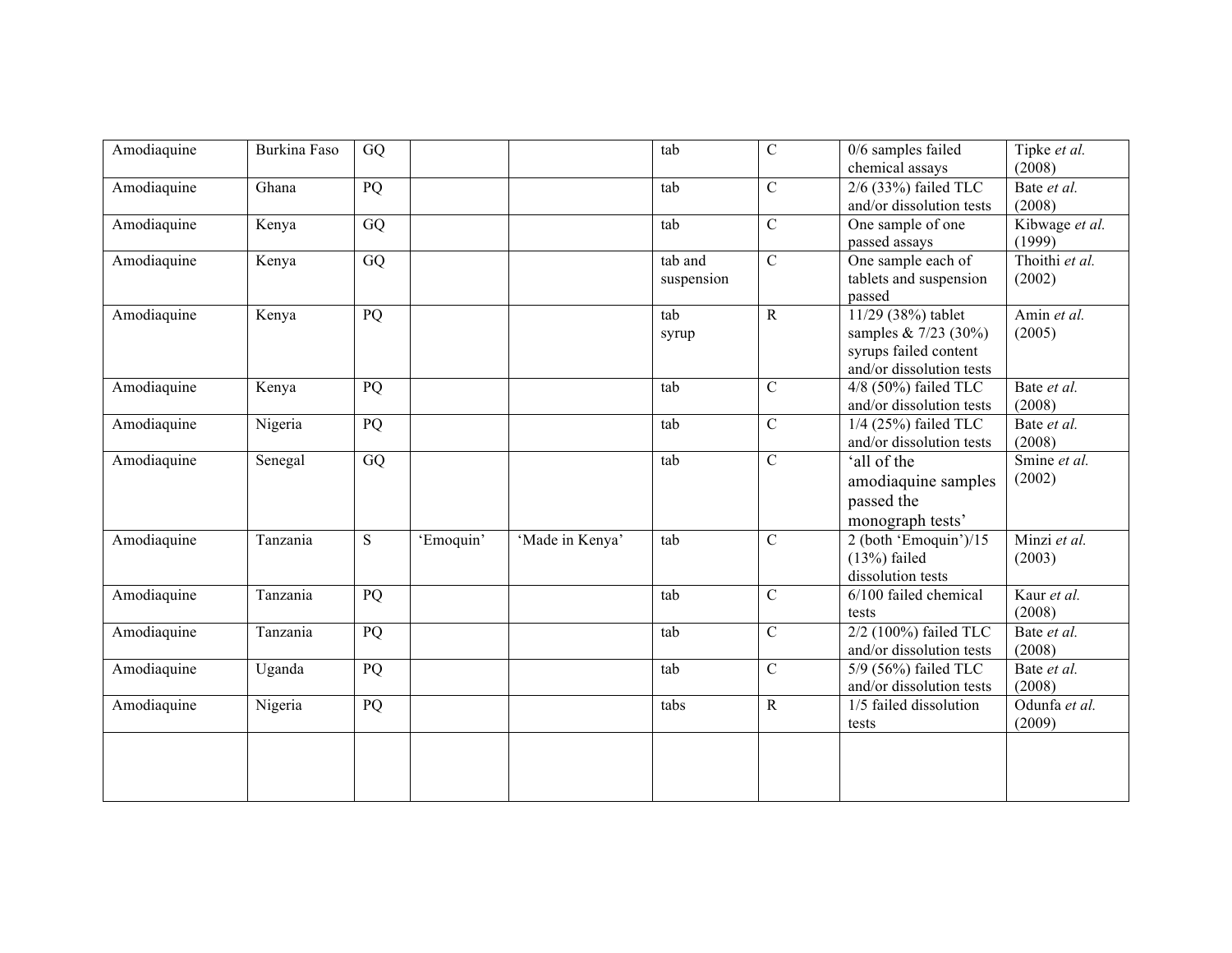| | | | | | | | | |
|---|---|---|---|---|---|---|---|---|
| Amodiaquine | Burkina Faso | GQ | | | tab | C | 0/6 samples failed chemical assays | Tipke *et al.* (2008) |
| Amodiaquine | Ghana | PQ | | | tab | C | 2/6 (33%) failed TLC and/or dissolution tests | Bate *et al.* (2008) |
| Amodiaquine | Kenya | GQ | | | tab | C | One sample of one passed assays | Kibwage *et al.* (1999) |
| Amodiaquine | Kenya | GQ | | | tab and suspension | C | One sample each of tablets and suspension passed | Thoithi *et al.* (2002) |
| Amodiaquine | Kenya | PQ | | | tab<br>syrup | R | 11/29 (38%) tablet samples & 7/23 (30%) syrups failed content and/or dissolution tests | Amin *et al.* (2005) |
| Amodiaquine | Kenya | PQ | | | tab | C | 4/8 (50%) failed TLC and/or dissolution tests | Bate *et al.* (2008) |
| Amodiaquine | Nigeria | PQ | | | tab | C | 1/4 (25%) failed TLC and/or dissolution tests | Bate *et al.* (2008) |
| Amodiaquine | Senegal | GQ | | | tab | C | 'all of the amodiaquine samples passed the monograph tests' | Smine *et al.* (2002) |
| Amodiaquine | Tanzania | S | 'Emoquin' | 'Made in Kenya' | tab | C | 2 (both 'Emoquin')/15 (13%) failed dissolution tests | Minzi *et al.* (2003) |
| Amodiaquine | Tanzania | PQ | | | tab | C | 6/100 failed chemical tests | Kaur *et al.* (2008) |
| Amodiaquine | Tanzania | PQ | | | tab | C | 2/2 (100%) failed TLC and/or dissolution tests | Bate *et al.* (2008) |
| Amodiaquine | Uganda | PQ | | | tab | C | 5/9 (56%) failed TLC and/or dissolution tests | Bate *et al.* (2008) |
| Amodiaquine | Nigeria | PQ | | | tabs | R | 1/5 failed dissolution tests | Odunfa *et al.* (2009) |
| | | | | | | | | |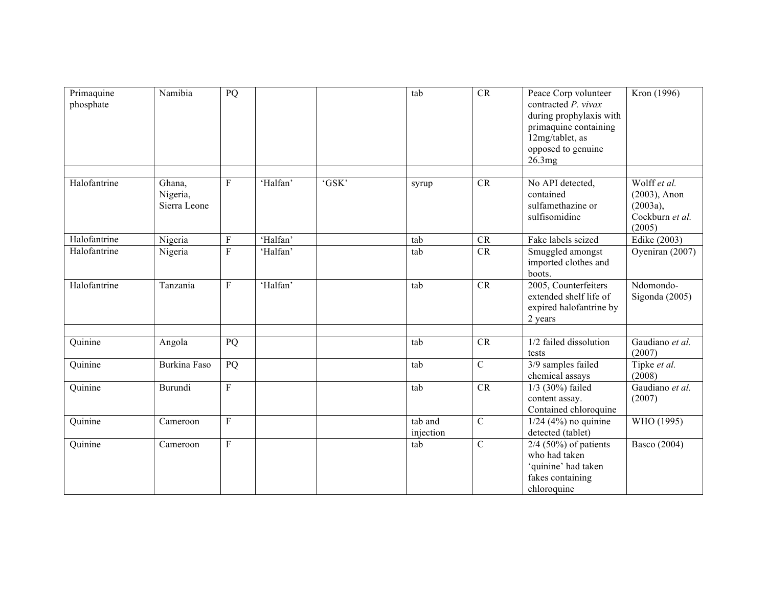| | | | | | | | | |
|---|---|---|---|---|---|---|---|---|
| Primaquine phosphate | Namibia | PQ | | | tab | CR | Peace Corp volunteer contracted *P. vivax* during prophylaxis with primaquine containing 12mg/tablet, as opposed to genuine 26.3mg | Kron (1996) |
| | | | | | | | | |
| Halofantrine | Ghana, Nigeria, Sierra Leone | F | 'Halfan' | 'GSK' | syrup | CR | No API detected, contained sulfamethazine or sulfisomidine | Wolff *et al.* (2003), Anon (2003a), Cockburn *et al.* (2005) |
| Halofantrine | Nigeria | F | 'Halfan' | | tab | CR | Fake labels seized | Edike (2003) |
| Halofantrine | Nigeria | F | 'Halfan' | | tab | CR | Smuggled amongst imported clothes and boots. | Oyeniran (2007) |
| Halofantrine | Tanzania | F | 'Halfan' | | tab | CR | 2005, Counterfeiters extended shelf life of expired halofantrine by 2 years | Ndomondo-Sigonda (2005) |
| | | | | | | | | |
| Quinine | Angola | PQ | | | tab | CR | 1/2 failed dissolution tests | Gaudiano *et al.* (2007) |
| Quinine | Burkina Faso | PQ | | | tab | C | 3/9 samples failed chemical assays | Tipke *et al.* (2008) |
| Quinine | Burundi | F | | | tab | CR | 1/3 (30%) failed content assay. Contained chloroquine | Gaudiano *et al.* (2007) |
| Quinine | Cameroon | F | | | tab and injection | C | 1/24 (4%) no quinine detected (tablet) | WHO (1995) |
| Quinine | Cameroon | F | | | tab | C | 2/4 (50%) of patients who had taken 'quinine' had taken fakes containing chloroquine | Basco (2004) |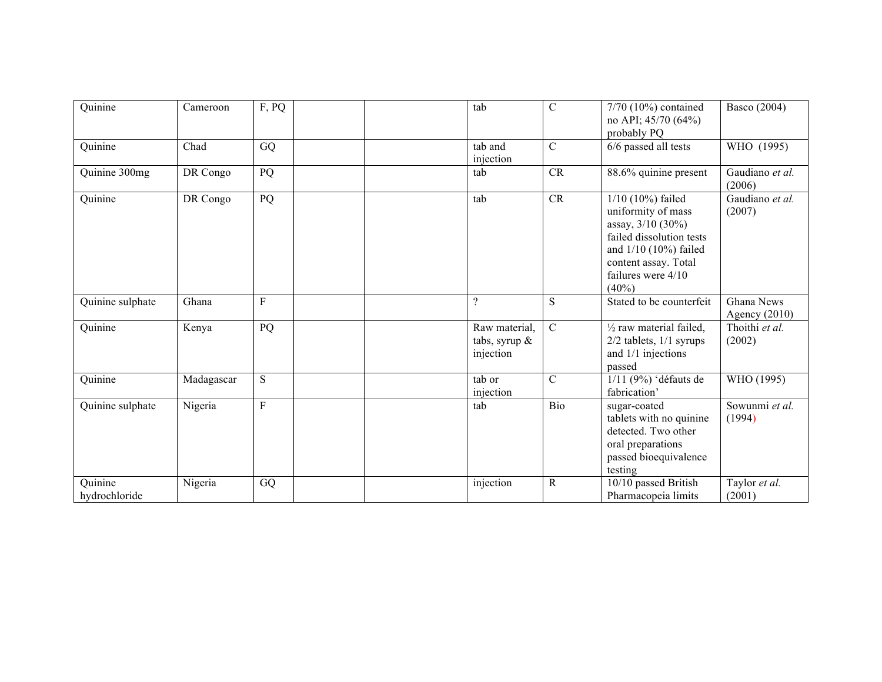| | | | | | | | | |
|---|---|---|---|---|---|---|---|---|
| Quinine | Cameroon | F, PQ | | | tab | C | 7/70 (10%) contained no API; 45/70 (64%) probably PQ | Basco (2004) |
| Quinine | Chad | GQ | | | tab and injection | C | 6/6 passed all tests | WHO (1995) |
| Quinine 300mg | DR Congo | PQ | | | tab | CR | 88.6% quinine present | Gaudiano *et al.* (2006) |
| Quinine | DR Congo | PQ | | | tab | CR | 1/10 (10%) failed uniformity of mass assay, 3/10 (30%) failed dissolution tests and 1/10 (10%) failed content assay. Total failures were 4/10 (40%) | Gaudiano *et al.* (2007) |
| Quinine sulphate | Ghana | F | | | ? | S | Stated to be counterfeit | Ghana News Agency (2010) |
| Quinine | Kenya | PQ | | | Raw material, tabs, syrup & injection | C | ½ raw material failed, 2/2 tablets, 1/1 syrups and 1/1 injections passed | Thoithi *et al.* (2002) |
| Quinine | Madagascar | S | | | tab or injection | C | 1/11 (9%) 'défauts de fabrication' | WHO (1995) |
| Quinine sulphate | Nigeria | F | | | tab | Bio | sugar-coated tablets with no quinine detected. Two other oral preparations passed bioequivalence testing | Sowunmi *et al.* (1994) |
| Quinine hydrochloride | Nigeria | GQ | | | injection | R | 10/10 passed British Pharmacopeia limits | Taylor *et al.* (2001) |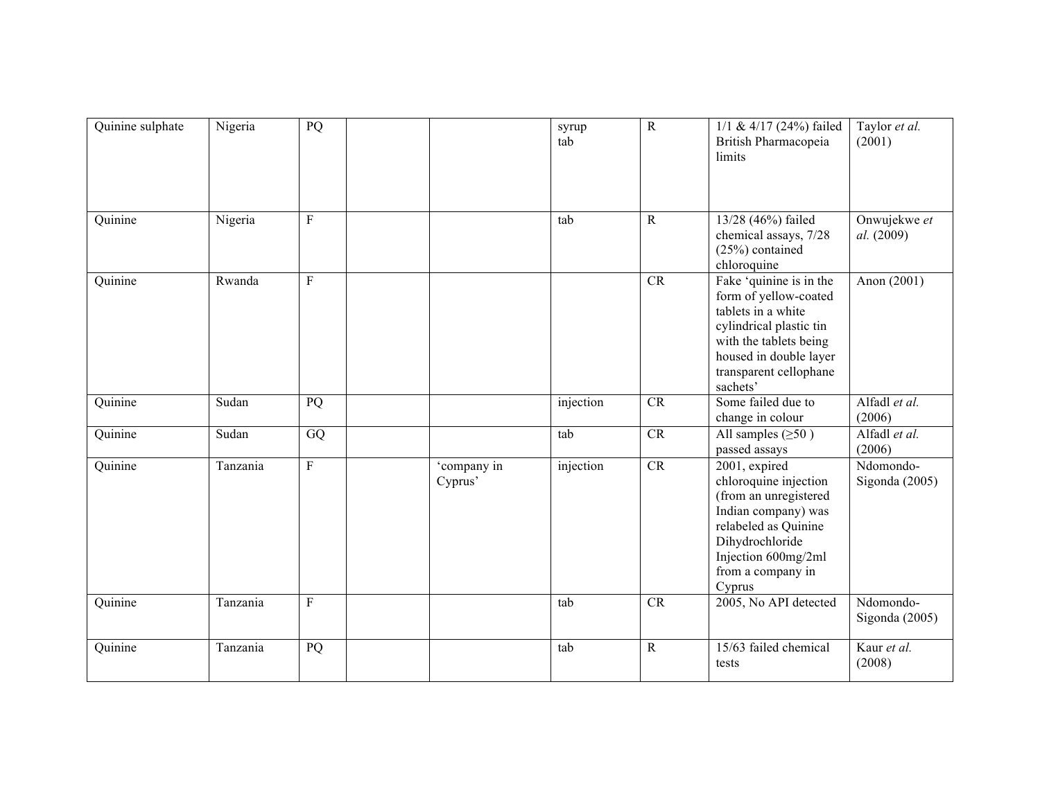| | | | | | | | | |
|---|---|---|---|---|---|---|---|---|
| Quinine sulphate | Nigeria | PQ | | | syrup<br>tab | R | 1/1 & 4/17 (24%) failed British Pharmacopeia limits | Taylor *et al.* (2001) |
| Quinine | Nigeria | F | | | tab | R | 13/28 (46%) failed chemical assays, 7/28 (25%) contained chloroquine | Onwujekwe *et al.* (2009) |
| Quinine | Rwanda | F | | | | CR | Fake 'quinine is in the form of yellow-coated tablets in a white cylindrical plastic tin with the tablets being housed in double layer transparent cellophane sachets' | Anon (2001) |
| Quinine | Sudan | PQ | | | injection | CR | Some failed due to change in colour | Alfadl *et al.* (2006) |
| Quinine | Sudan | GQ | | | tab | CR | All samples (≥50 ) passed assays | Alfadl *et al.* (2006) |
| Quinine | Tanzania | F | | 'company in Cyprus' | injection | CR | 2001, expired chloroquine injection (from an unregistered Indian company) was relabeled as Quinine Dihydrochloride Injection 600mg/2ml from a company in Cyprus | Ndomondo-Sigonda (2005) |
| Quinine | Tanzania | F | | | tab | CR | 2005, No API detected | Ndomondo-Sigonda (2005) |
| Quinine | Tanzania | PQ | | | tab | R | 15/63 failed chemical tests | Kaur *et al.* (2008) |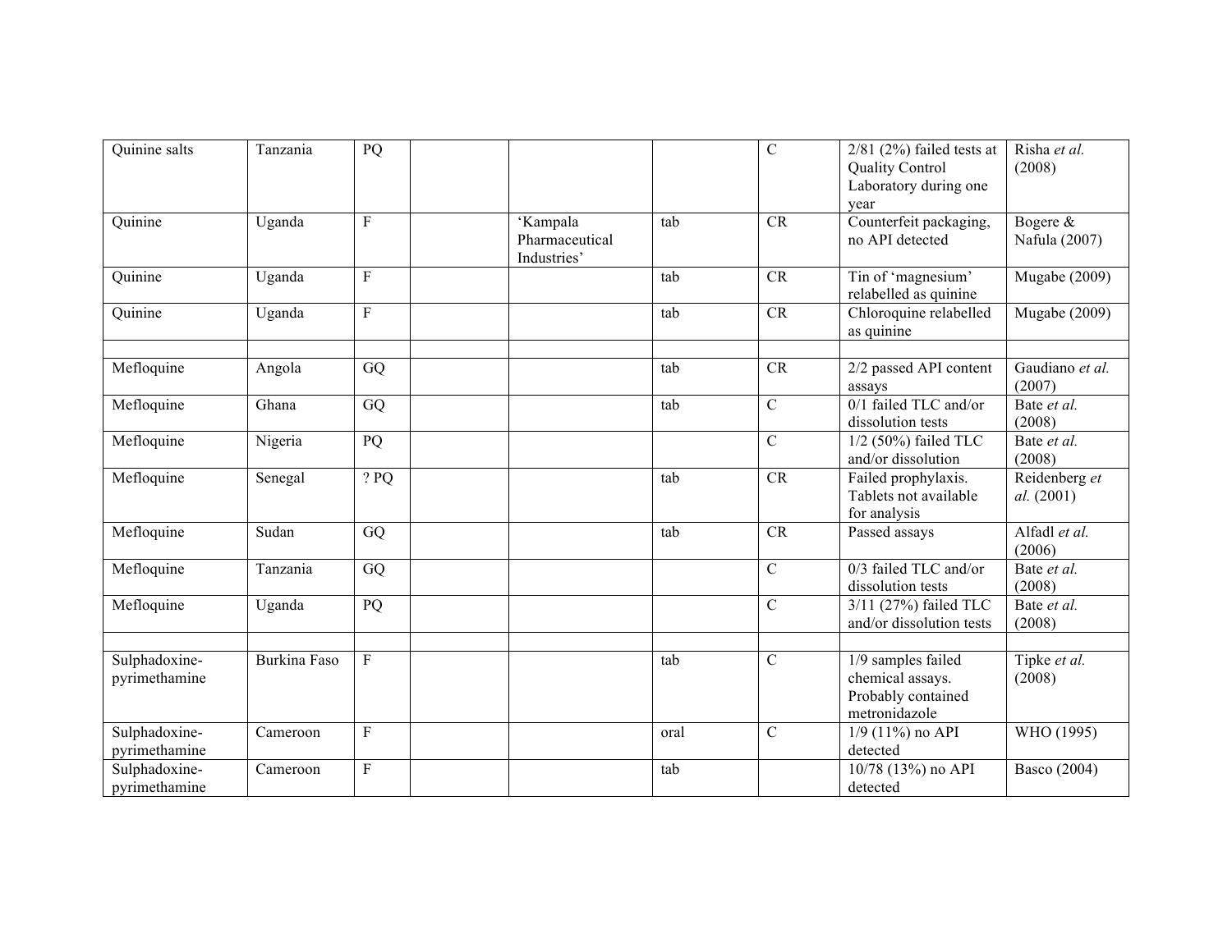| | | | | | | | | |
|---|---|---|---|---|---|---|---|---|
| Quinine salts | Tanzania | PQ | | | | C | 2/81 (2%) failed tests at Quality Control Laboratory during one year | Risha *et al.* (2008) |
| Quinine | Uganda | F | | 'Kampala Pharmaceutical Industries' | tab | CR | Counterfeit packaging, no API detected | Bogere & Nafula (2007) |
| Quinine | Uganda | F | | | tab | CR | Tin of 'magnesium' relabelled as quinine | Mugabe (2009) |
| Quinine | Uganda | F | | | tab | CR | Chloroquine relabelled as quinine | Mugabe (2009) |
| | | | | | | | | |
| Mefloquine | Angola | GQ | | | tab | CR | 2/2 passed API content assays | Gaudiano *et al.* (2007) |
| Mefloquine | Ghana | GQ | | | tab | C | 0/1 failed TLC and/or dissolution tests | Bate *et al.* (2008) |
| Mefloquine | Nigeria | PQ | | | | C | 1/2 (50%) failed TLC and/or dissolution | Bate *et al.* (2008) |
| Mefloquine | Senegal | ? PQ | | | tab | CR | Failed prophylaxis. Tablets not available for analysis | Reidenberg *et al.* (2001) |
| Mefloquine | Sudan | GQ | | | tab | CR | Passed assays | Alfadl *et al.* (2006) |
| Mefloquine | Tanzania | GQ | | | | C | 0/3 failed TLC and/or dissolution tests | Bate *et al.* (2008) |
| Mefloquine | Uganda | PQ | | | | C | 3/11 (27%) failed TLC and/or dissolution tests | Bate *et al.* (2008) |
| | | | | | | | | |
| Sulphadoxine-pyrimethamine | Burkina Faso | F | | | tab | C | 1/9 samples failed chemical assays. Probably contained metronidazole | Tipke *et al.* (2008) |
| Sulphadoxine-pyrimethamine | Cameroon | F | | | oral | C | 1/9 (11%) no API detected | WHO (1995) |
| Sulphadoxine-pyrimethamine | Cameroon | F | | | tab | | 10/78 (13%) no API detected | Basco (2004) |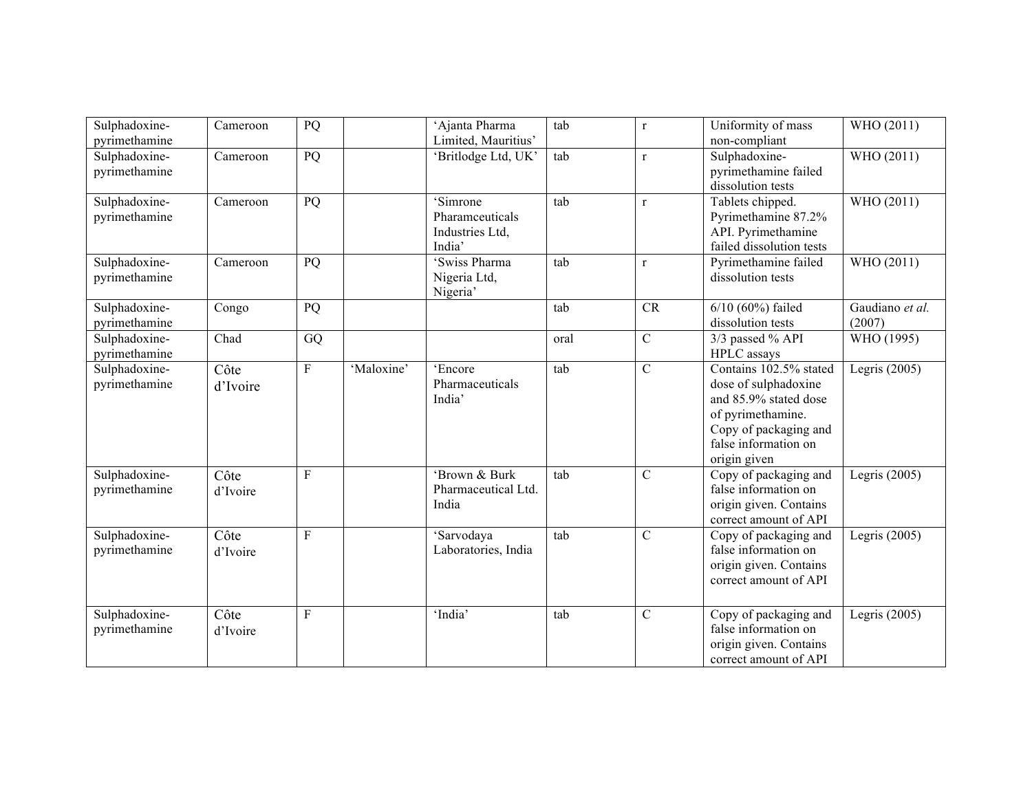| Sulphadoxine-pyrimethamine | Cameroon | PQ | | 'Ajanta Pharma Limited, Mauritius' | tab | r | Uniformity of mass non-compliant | WHO (2011) |
|---|---|---|---|---|---|---|---|---|
| Sulphadoxine-pyrimethamine | Cameroon | PQ | | 'Britlodge Ltd, UK' | tab | r | Sulphadoxine-pyrimethamine failed dissolution tests | WHO (2011) |
| Sulphadoxine-pyrimethamine | Cameroon | PQ | | 'Simrone Pharamceuticals Industries Ltd, India' | tab | r | Tablets chipped. Pyrimethamine 87.2% API. Pyrimethamine failed dissolution tests | WHO (2011) |
| Sulphadoxine-pyrimethamine | Cameroon | PQ | | 'Swiss Pharma Nigeria Ltd, Nigeria' | tab | r | Pyrimethamine failed dissolution tests | WHO (2011) |
| Sulphadoxine-pyrimethamine | Congo | PQ | | | tab | CR | 6/10 (60%) failed dissolution tests | Gaudiano *et al.* (2007) |
| Sulphadoxine-pyrimethamine | Chad | GQ | | | oral | C | 3/3 passed % API HPLC assays | WHO (1995) |
| Sulphadoxine-pyrimethamine | Côte d'Ivoire | F | 'Maloxine' | 'Encore Pharmaceuticals India' | tab | C | Contains 102.5% stated dose of sulphadoxine and 85.9% stated dose of pyrimethamine. Copy of packaging and false information on origin given | Legris (2005) |
| Sulphadoxine-pyrimethamine | Côte d'Ivoire | F | | 'Brown & Burk Pharmaceutical Ltd. India | tab | C | Copy of packaging and false information on origin given. Contains correct amount of API | Legris (2005) |
| Sulphadoxine-pyrimethamine | Côte d'Ivoire | F | | 'Sarvodaya Laboratories, India | tab | C | Copy of packaging and false information on origin given. Contains correct amount of API | Legris (2005) |
| Sulphadoxine-pyrimethamine | Côte d'Ivoire | F | | 'India' | tab | C | Copy of packaging and false information on origin given. Contains correct amount of API | Legris (2005) |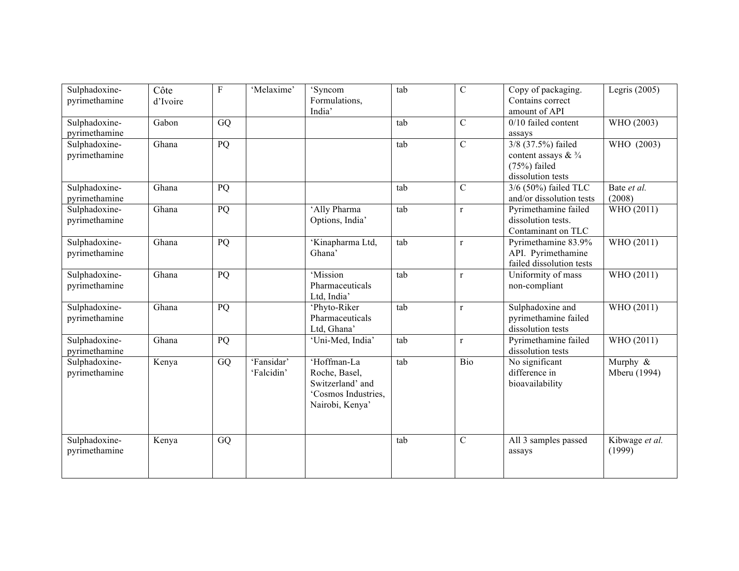| Sulphadoxine-pyrimethamine | Côte d'Ivoire | F | 'Melaxime' | 'Syncom Formulations, India' | tab | C | Copy of packaging. Contains correct amount of API | Legris (2005) |
|---|---|---|---|---|---|---|---|---|
| Sulphadoxine-pyrimethamine | Gabon | GQ | | | tab | C | 0/10 failed content assays | WHO (2003) |
| Sulphadoxine-pyrimethamine | Ghana | PQ | | | tab | C | 3/8 (37.5%) failed content assays & ¾ (75%) failed dissolution tests | WHO (2003) |
| Sulphadoxine-pyrimethamine | Ghana | PQ | | | tab | C | 3/6 (50%) failed TLC and/or dissolution tests | Bate *et al.* (2008) |
| Sulphadoxine-pyrimethamine | Ghana | PQ | | 'Ally Pharma Options, India' | tab | r | Pyrimethamine failed dissolution tests. Contaminant on TLC | WHO (2011) |
| Sulphadoxine-pyrimethamine | Ghana | PQ | | 'Kinapharma Ltd, Ghana' | tab | r | Pyrimethamine 83.9% API. Pyrimethamine failed dissolution tests | WHO (2011) |
| Sulphadoxine-pyrimethamine | Ghana | PQ | | 'Mission Pharmaceuticals Ltd, India' | tab | r | Uniformity of mass non-compliant | WHO (2011) |
| Sulphadoxine-pyrimethamine | Ghana | PQ | | 'Phyto-Riker Pharmaceuticals Ltd, Ghana' | tab | r | Sulphadoxine and pyrimethamine failed dissolution tests | WHO (2011) |
| Sulphadoxine-pyrimethamine | Ghana | PQ | | 'Uni-Med, India' | tab | r | Pyrimethamine failed dissolution tests | WHO (2011) |
| Sulphadoxine-pyrimethamine | Kenya | GQ | 'Fansidar' 'Falcidin' | 'Hoffman-La Roche, Basel, Switzerland' and 'Cosmos Industries, Nairobi, Kenya' | tab | Bio | No significant difference in bioavailability | Murphy & Mberu (1994) |
| Sulphadoxine-pyrimethamine | Kenya | GQ | | | tab | C | All 3 samples passed assays | Kibwage *et al.* (1999) |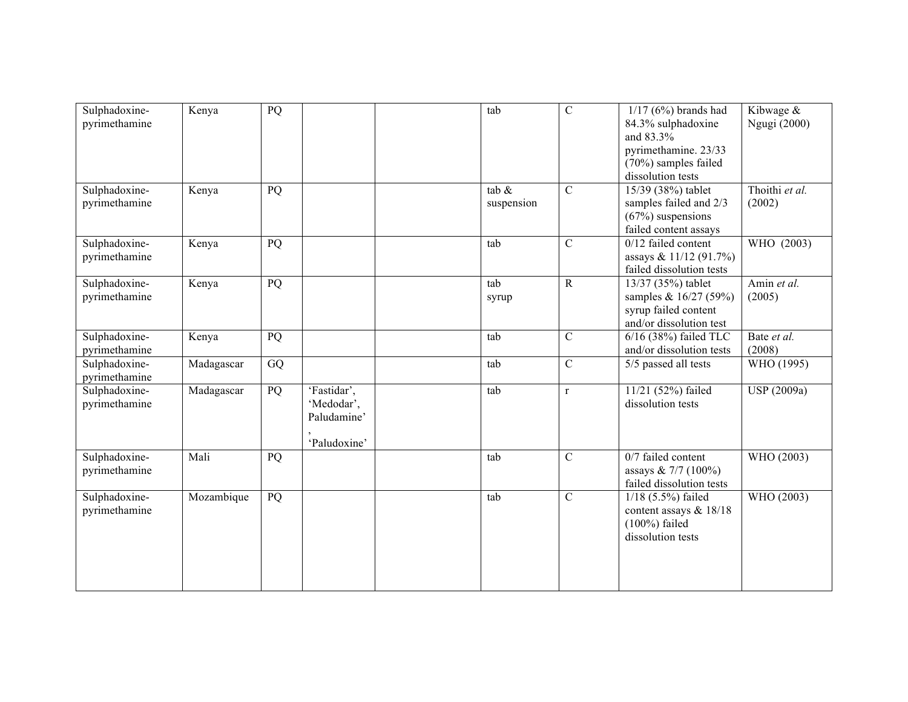| | | | | | | | | |
|---|---|---|---|---|---|---|---|---|
| Sulphadoxine-pyrimethamine | Kenya | PQ | | | tab | C | 1/17 (6%) brands had 84.3% sulphadoxine and 83.3% pyrimethamine. 23/33 (70%) samples failed dissolution tests | Kibwage & Ngugi (2000) |
| Sulphadoxine-pyrimethamine | Kenya | PQ | | | tab & suspension | C | 15/39 (38%) tablet samples failed and 2/3 (67%) suspensions failed content assays | Thoithi *et al.* (2002) |
| Sulphadoxine-pyrimethamine | Kenya | PQ | | | tab | C | 0/12 failed content assays & 11/12 (91.7%) failed dissolution tests | WHO (2003) |
| Sulphadoxine-pyrimethamine | Kenya | PQ | | | tab syrup | R | 13/37 (35%) tablet samples & 16/27 (59%) syrup failed content and/or dissolution test | Amin *et al.* (2005) |
| Sulphadoxine-pyrimethamine | Kenya | PQ | | | tab | C | 6/16 (38%) failed TLC and/or dissolution tests | Bate *et al.* (2008) |
| Sulphadoxine-pyrimethamine | Madagascar | GQ | | | tab | C | 5/5 passed all tests | WHO (1995) |
| Sulphadoxine-pyrimethamine | Madagascar | PQ | 'Fastidar', 'Medodar', Paludamine', 'Paludoxine' | | tab | r | 11/21 (52%) failed dissolution tests | USP (2009a) |
| Sulphadoxine-pyrimethamine | Mali | PQ | | | tab | C | 0/7 failed content assays & 7/7 (100%) failed dissolution tests | WHO (2003) |
| Sulphadoxine-pyrimethamine | Mozambique | PQ | | | tab | C | 1/18 (5.5%) failed content assays & 18/18 (100%) failed dissolution tests | WHO (2003) |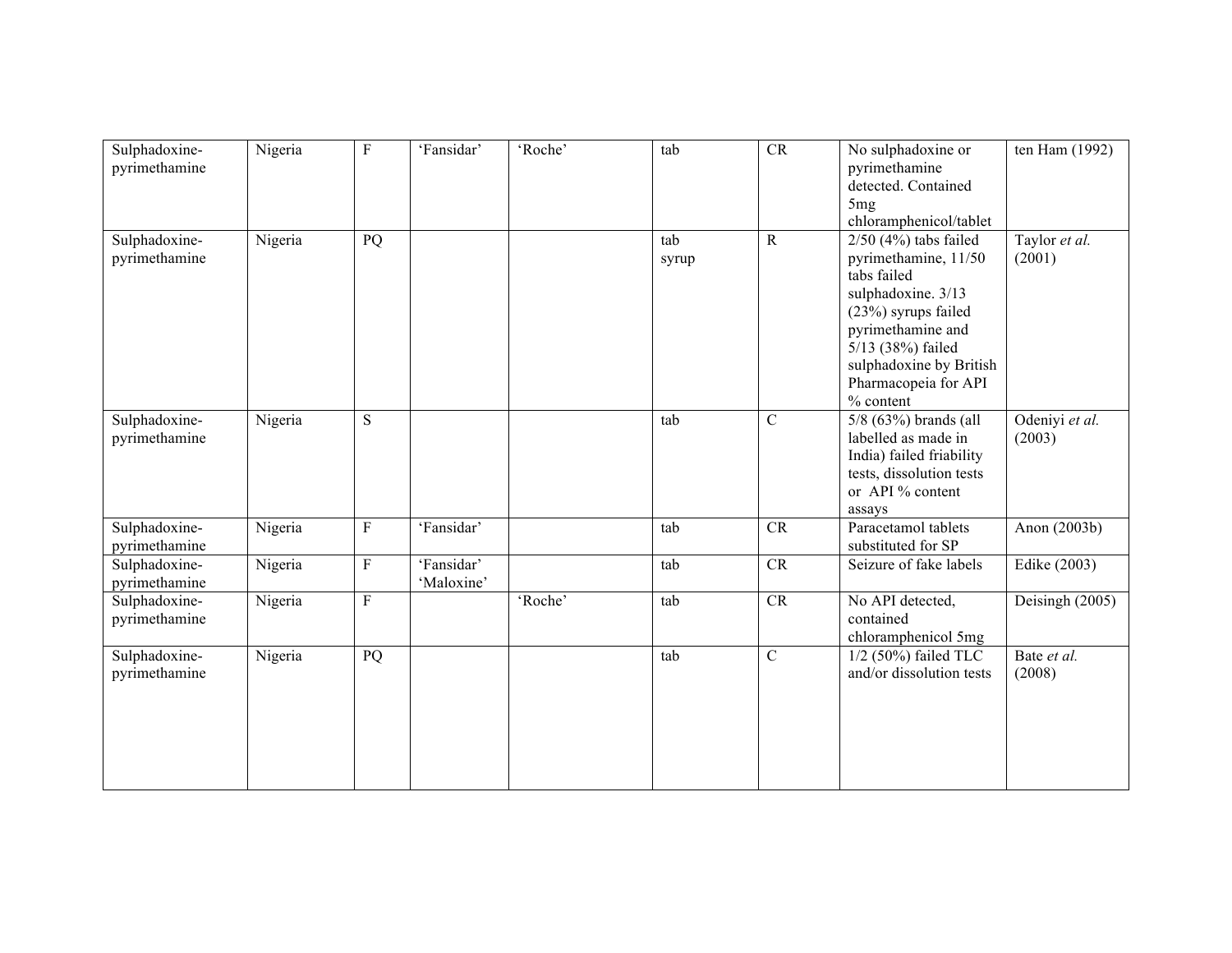| | | | | | | | | |
|---|---|---|---|---|---|---|---|---|
| Sulphadoxine-pyrimethamine | Nigeria | F | 'Fansidar' | 'Roche' | tab | CR | No sulphadoxine or pyrimethamine detected. Contained 5mg chloramphenicol/tablet | ten Ham (1992) |
| Sulphadoxine-pyrimethamine | Nigeria | PQ | | | tab syrup | R | 2/50 (4%) tabs failed pyrimethamine, 11/50 tabs failed sulphadoxine. 3/13 (23%) syrups failed pyrimethamine and 5/13 (38%) failed sulphadoxine by British Pharmacopeia for API % content | Taylor *et al.* (2001) |
| Sulphadoxine-pyrimethamine | Nigeria | S | | | tab | C | 5/8 (63%) brands (all labelled as made in India) failed friability tests, dissolution tests or API % content assays | Odeniyi *et al.* (2003) |
| Sulphadoxine-pyrimethamine | Nigeria | F | 'Fansidar' | | tab | CR | Paracetamol tablets substituted for SP | Anon (2003b) |
| Sulphadoxine-pyrimethamine | Nigeria | F | 'Fansidar' 'Maloxine' | | tab | CR | Seizure of fake labels | Edike (2003) |
| Sulphadoxine-pyrimethamine | Nigeria | F | | 'Roche' | tab | CR | No API detected, contained chloramphenicol 5mg | Deisingh (2005) |
| Sulphadoxine-pyrimethamine | Nigeria | PQ | | | tab | C | 1/2 (50%) failed TLC and/or dissolution tests | Bate *et al.* (2008) |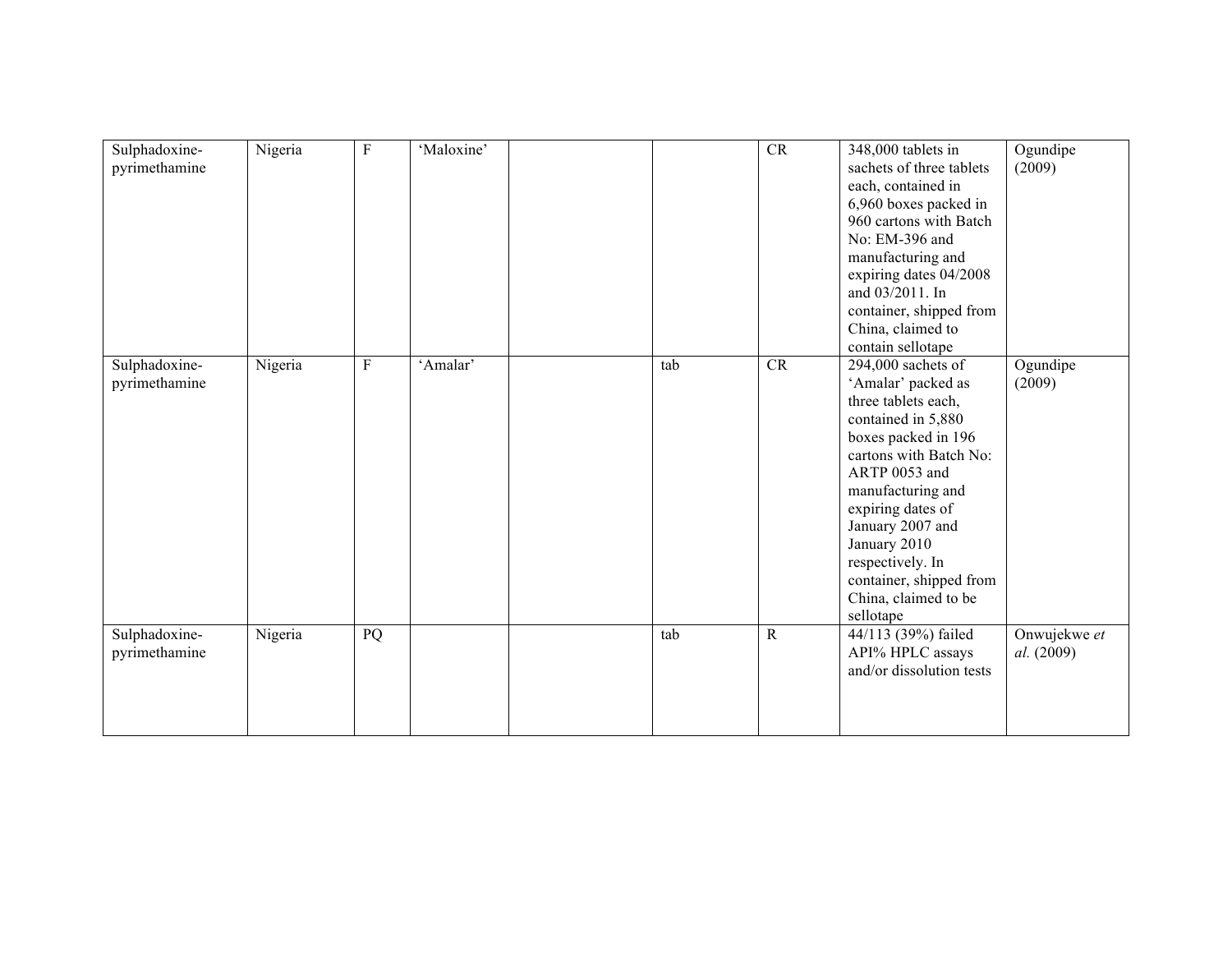| | | | | | | | | |
|---|---|---|---|---|---|---|---|---|
| Sulphadoxine-pyrimethamine | Nigeria | F | 'Maloxine' | | | CR | 348,000 tablets in sachets of three tablets each, contained in 6,960 boxes packed in 960 cartons with Batch No: EM-396 and manufacturing and expiring dates 04/2008 and 03/2011. In container, shipped from China, claimed to contain sellotape | Ogundipe (2009) |
| Sulphadoxine-pyrimethamine | Nigeria | F | 'Amalar' | | tab | CR | 294,000 sachets of 'Amalar' packed as three tablets each, contained in 5,880 boxes packed in 196 cartons with Batch No: ARTP 0053 and manufacturing and expiring dates of January 2007 and January 2010 respectively. In container, shipped from China, claimed to be sellotape | Ogundipe (2009) |
| Sulphadoxine-pyrimethamine | Nigeria | PQ | | | tab | R | 44/113 (39%) failed API% HPLC assays and/or dissolution tests | Onwujekwe *et al.* (2009) |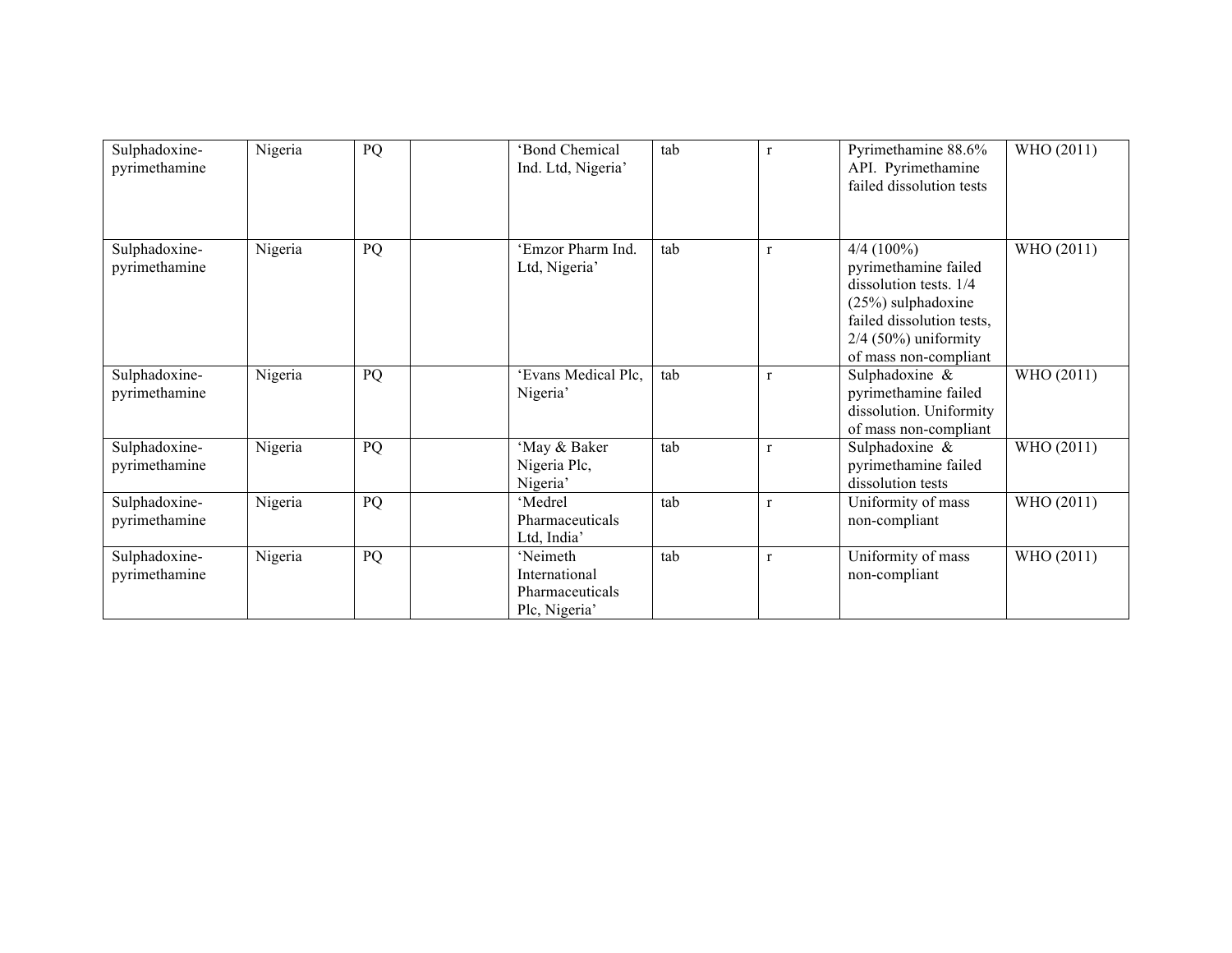| | | | | | | | | |
|---|---|---|---|---|---|---|---|---|
| Sulphadoxine-pyrimethamine | Nigeria | PQ | | 'Bond Chemical Ind. Ltd, Nigeria' | tab | r | Pyrimethamine 88.6% API. Pyrimethamine failed dissolution tests | WHO (2011) |
| Sulphadoxine-pyrimethamine | Nigeria | PQ | | 'Emzor Pharm Ind. Ltd, Nigeria' | tab | r | 4/4 (100%) pyrimethamine failed dissolution tests. 1/4 (25%) sulphadoxine failed dissolution tests, 2/4 (50%) uniformity of mass non-compliant | WHO (2011) |
| Sulphadoxine-pyrimethamine | Nigeria | PQ | | 'Evans Medical Plc, Nigeria' | tab | r | Sulphadoxine & pyrimethamine failed dissolution. Uniformity of mass non-compliant | WHO (2011) |
| Sulphadoxine-pyrimethamine | Nigeria | PQ | | 'May & Baker Nigeria Plc, Nigeria' | tab | r | Sulphadoxine & pyrimethamine failed dissolution tests | WHO (2011) |
| Sulphadoxine-pyrimethamine | Nigeria | PQ | | 'Medrel Pharmaceuticals Ltd, India' | tab | r | Uniformity of mass non-compliant | WHO (2011) |
| Sulphadoxine-pyrimethamine | Nigeria | PQ | | 'Neimeth International Pharmaceuticals Plc, Nigeria' | tab | r | Uniformity of mass non-compliant | WHO (2011) |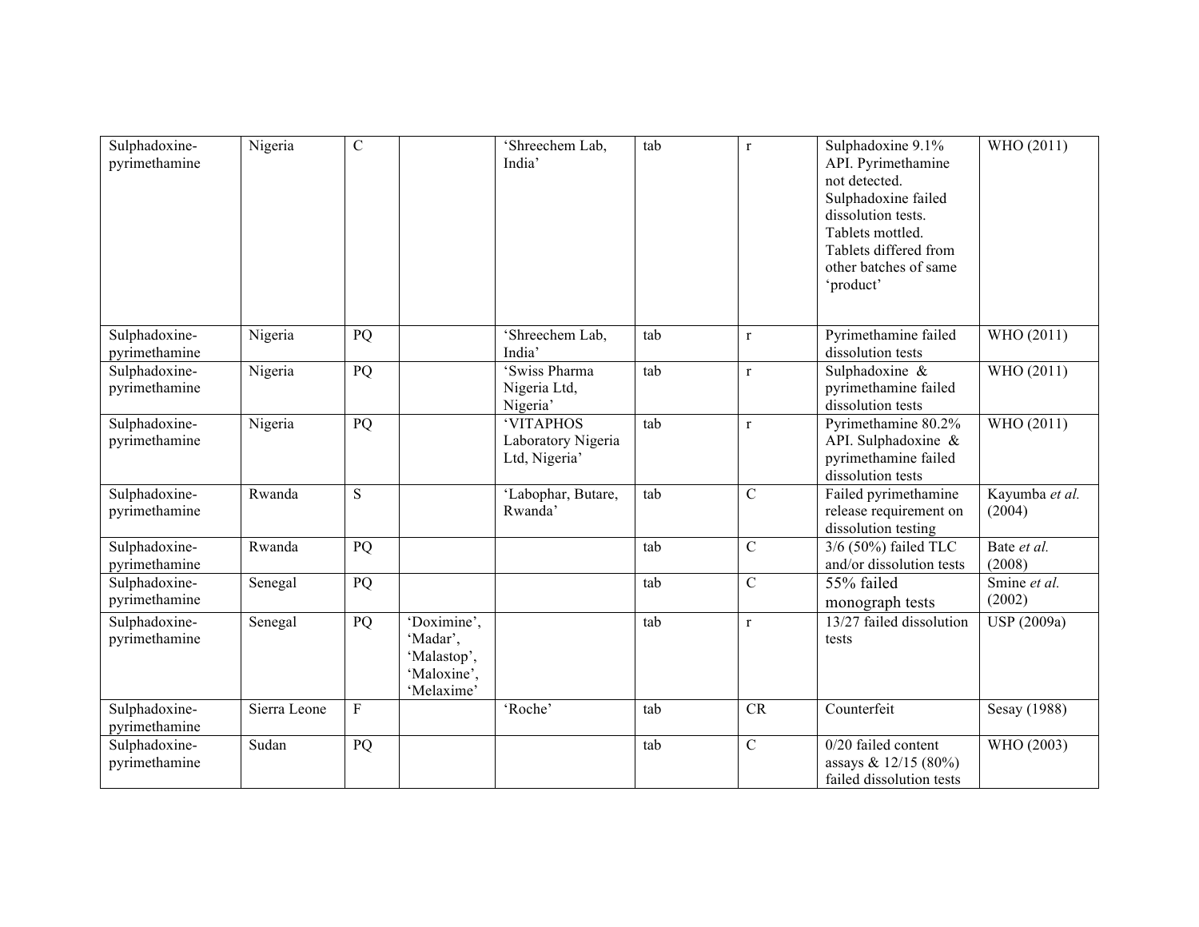| | | | | | | | | |
|---|---|---|---|---|---|---|---|---|
| Sulphadoxine-pyrimethamine | Nigeria | C | | 'Shreechem Lab, India' | tab | r | Sulphadoxine 9.1% API. Pyrimethamine not detected. Sulphadoxine failed dissolution tests. Tablets mottled. Tablets differed from other batches of same 'product' | WHO (2011) |
| Sulphadoxine-pyrimethamine | Nigeria | PQ | | 'Shreechem Lab, India' | tab | r | Pyrimethamine failed dissolution tests | WHO (2011) |
| Sulphadoxine-pyrimethamine | Nigeria | PQ | | 'Swiss Pharma Nigeria Ltd, Nigeria' | tab | r | Sulphadoxine & pyrimethamine failed dissolution tests | WHO (2011) |
| Sulphadoxine-pyrimethamine | Nigeria | PQ | | 'VITAPHOS Laboratory Nigeria Ltd, Nigeria' | tab | r | Pyrimethamine 80.2% API. Sulphadoxine & pyrimethamine failed dissolution tests | WHO (2011) |
| Sulphadoxine-pyrimethamine | Rwanda | S | | 'Labophar, Butare, Rwanda' | tab | C | Failed pyrimethamine release requirement on dissolution testing | Kayumba *et al.* (2004) |
| Sulphadoxine-pyrimethamine | Rwanda | PQ | | | tab | C | 3/6 (50%) failed TLC and/or dissolution tests | Bate *et al.* (2008) |
| Sulphadoxine-pyrimethamine | Senegal | PQ | | | tab | C | 55% failed monograph tests | Smine *et al.* (2002) |
| Sulphadoxine-pyrimethamine | Senegal | PQ | 'Doximine', 'Madar', 'Malastop', 'Maloxine', 'Melaxime' | | tab | r | 13/27 failed dissolution tests | USP (2009a) |
| Sulphadoxine-pyrimethamine | Sierra Leone | F | | 'Roche' | tab | CR | Counterfeit | Sesay (1988) |
| Sulphadoxine-pyrimethamine | Sudan | PQ | | | tab | C | 0/20 failed content assays & 12/15 (80%) failed dissolution tests | WHO (2003) |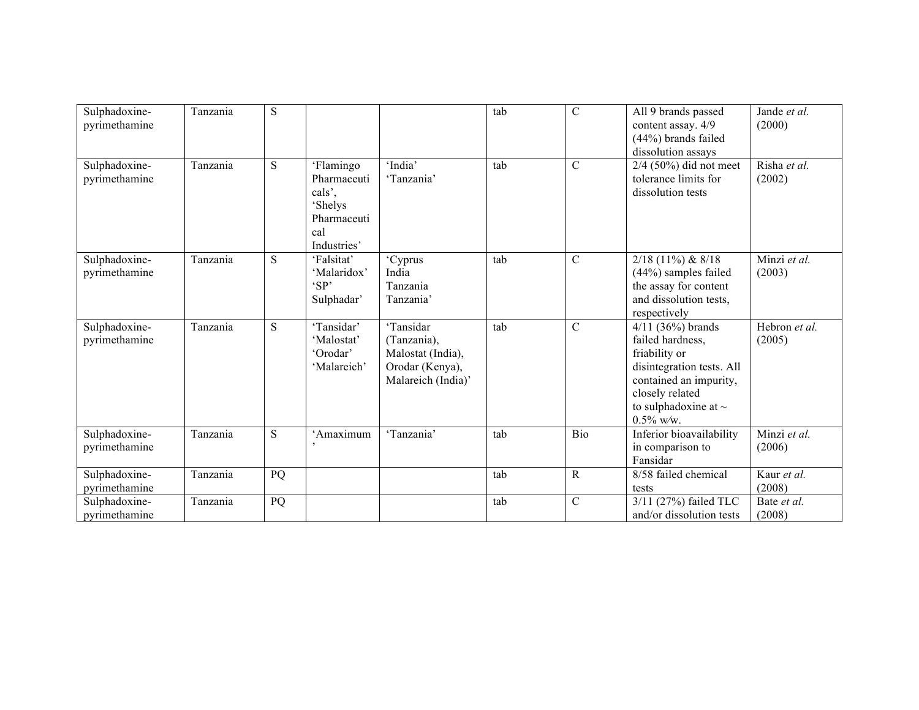| | | | | | | | | |
|---|---|---|---|---|---|---|---|---|
| Sulphadoxine-pyrimethamine | Tanzania | S | | | tab | C | All 9 brands passed content assay. 4/9 (44%) brands failed dissolution assays | Jande *et al.* (2000) |
| Sulphadoxine-pyrimethamine | Tanzania | S | 'Flamingo Pharmaceuticals', 'Shelys Pharmaceutical Industries' | 'India' 'Tanzania' | tab | C | 2/4 (50%) did not meet tolerance limits for dissolution tests | Risha *et al.* (2002) |
| Sulphadoxine-pyrimethamine | Tanzania | S | 'Falsitat' 'Malaridox' 'SP' Sulphadar' | 'Cyprus India Tanzania Tanzania' | tab | C | 2/18 (11%) & 8/18 (44%) samples failed the assay for content and dissolution tests, respectively | Minzi *et al.* (2003) |
| Sulphadoxine-pyrimethamine | Tanzania | S | 'Tansidar' 'Malostat' 'Orodar' 'Malareich' | 'Tansidar (Tanzania), Malostat (India), Orodar (Kenya), Malareich (India)' | tab | C | 4/11 (36%) brands failed hardness, friability or disintegration tests. All contained an impurity, closely related to sulphadoxine at ~ 0.5% w⁄w. | Hebron *et al.* (2005) |
| Sulphadoxine-pyrimethamine | Tanzania | S | 'Amaximum' | 'Tanzania' | tab | Bio | Inferior bioavailability in comparison to Fansidar | Minzi *et al.* (2006) |
| Sulphadoxine-pyrimethamine | Tanzania | PQ | | | tab | R | 8/58 failed chemical tests | Kaur *et al.* (2008) |
| Sulphadoxine-pyrimethamine | Tanzania | PQ | | | tab | C | 3/11 (27%) failed TLC and/or dissolution tests | Bate *et al.* (2008) |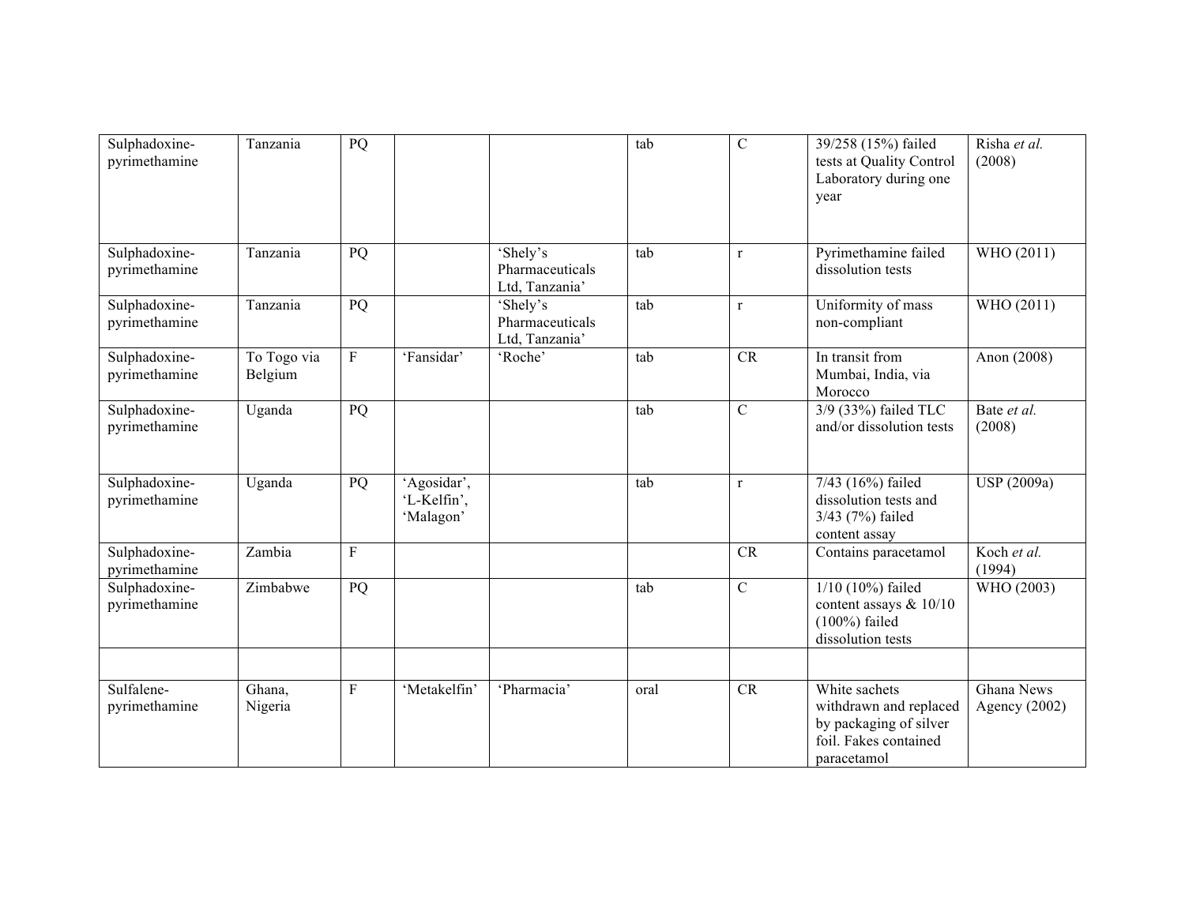| | | | | | | | | |
|---|---|---|---|---|---|---|---|---|
| Sulphadoxine-pyrimethamine | Tanzania | PQ | | | tab | C | 39/258 (15%) failed tests at Quality Control Laboratory during one year | Risha *et al.* (2008) |
| Sulphadoxine-pyrimethamine | Tanzania | PQ | | 'Shely's Pharmaceuticals Ltd, Tanzania' | tab | r | Pyrimethamine failed dissolution tests | WHO (2011) |
| Sulphadoxine-pyrimethamine | Tanzania | PQ | | 'Shely's Pharmaceuticals Ltd, Tanzania' | tab | r | Uniformity of mass non-compliant | WHO (2011) |
| Sulphadoxine-pyrimethamine | To Togo via Belgium | F | 'Fansidar' | 'Roche' | tab | CR | In transit from Mumbai, India, via Morocco | Anon (2008) |
| Sulphadoxine-pyrimethamine | Uganda | PQ | | | tab | C | 3/9 (33%) failed TLC and/or dissolution tests | Bate *et al.* (2008) |
| Sulphadoxine-pyrimethamine | Uganda | PQ | 'Agosidar', 'L-Kelfin', 'Malagon' | | tab | r | 7/43 (16%) failed dissolution tests and 3/43 (7%) failed content assay | USP (2009a) |
| Sulphadoxine-pyrimethamine | Zambia | F | | | | CR | Contains paracetamol | Koch *et al.* (1994) |
| Sulphadoxine-pyrimethamine | Zimbabwe | PQ | | | tab | C | 1/10 (10%) failed content assays & 10/10 (100%) failed dissolution tests | WHO (2003) |
| | | | | | | | | |
| Sulfalene-pyrimethamine | Ghana, Nigeria | F | 'Metakelfin' | 'Pharmacia' | oral | CR | White sachets withdrawn and replaced by packaging of silver foil. Fakes contained paracetamol | Ghana News Agency (2002) |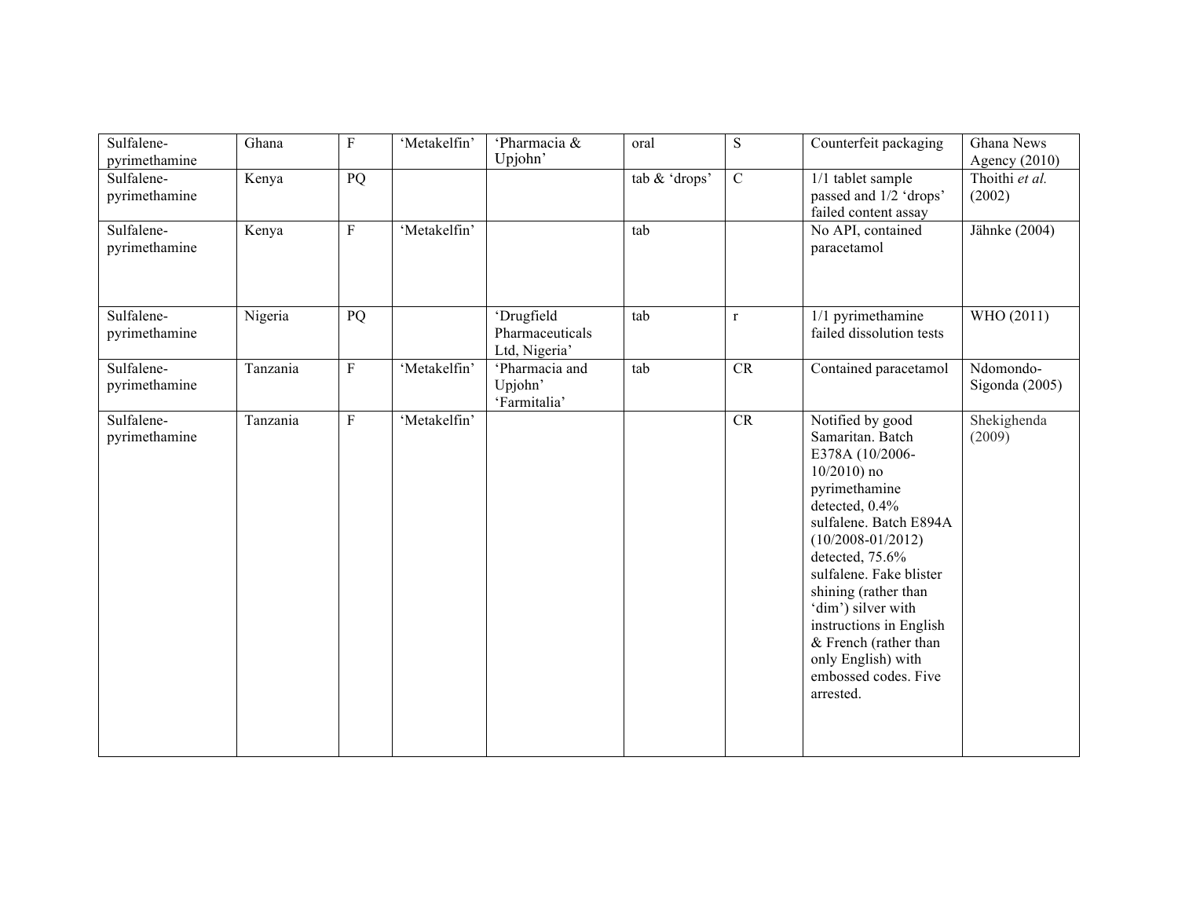| Sulfalene-pyrimethamine | Ghana | F | 'Metakelfin' | 'Pharmacia & Upjohn' | oral | S | Counterfeit packaging | Ghana News Agency (2010) |
|---|---|---|---|---|---|---|---|---|
| Sulfalene-pyrimethamine | Kenya | PQ | | | tab & 'drops' | C | 1/1 tablet sample passed and 1/2 'drops' failed content assay | Thoithi *et al.* (2002) |
| Sulfalene-pyrimethamine | Kenya | F | 'Metakelfin' | | tab | | No API, contained paracetamol | Jähnke (2004) |
| Sulfalene-pyrimethamine | Nigeria | PQ | | 'Drugfield Pharmaceuticals Ltd, Nigeria' | tab | r | 1/1 pyrimethamine failed dissolution tests | WHO (2011) |
| Sulfalene-pyrimethamine | Tanzania | F | 'Metakelfin' | 'Pharmacia and Upjohn' 'Farmitalia' | tab | CR | Contained paracetamol | Ndomondo-Sigonda (2005) |
| Sulfalene-pyrimethamine | Tanzania | F | 'Metakelfin' | | | CR | Notified by good Samaritan. Batch E378A (10/2006-10/2010) no pyrimethamine detected, 0.4% sulfalene. Batch E894A (10/2008-01/2012) detected, 75.6% sulfalene. Fake blister shining (rather than 'dim') silver with instructions in English & French (rather than only English) with embossed codes. Five arrested. | Shekighenda (2009) |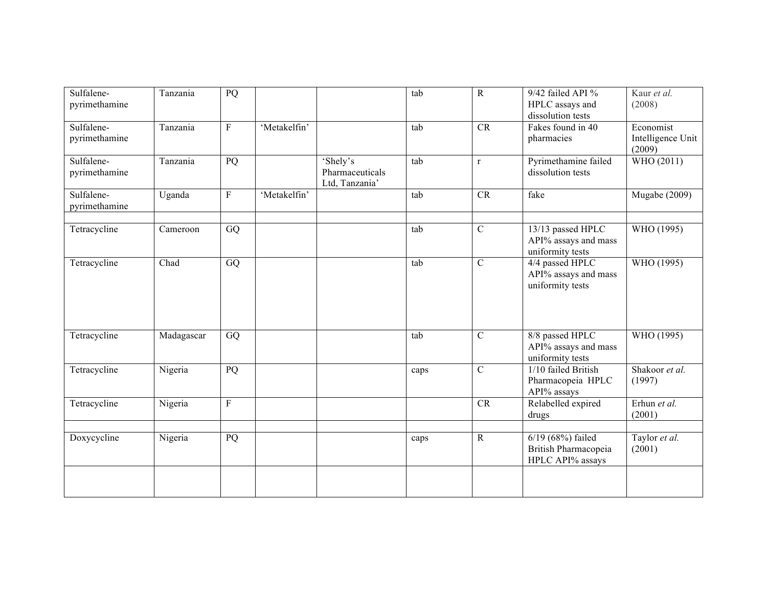| | | | | | | | | |
|---|---|---|---|---|---|---|---|---|
| Sulfalene-pyrimethamine | Tanzania | PQ | | | tab | R | 9/42 failed API % HPLC assays and dissolution tests | Kaur *et al.* (2008) |
| Sulfalene-pyrimethamine | Tanzania | F | 'Metakelfin' | | tab | CR | Fakes found in 40 pharmacies | Economist Intelligence Unit (2009) |
| Sulfalene-pyrimethamine | Tanzania | PQ | | 'Shely's Pharmaceuticals Ltd, Tanzania' | tab | r | Pyrimethamine failed dissolution tests | WHO (2011) |
| Sulfalene-pyrimethamine | Uganda | F | 'Metakelfin' | | tab | CR | fake | Mugabe (2009) |
| | | | | | | | | |
| Tetracycline | Cameroon | GQ | | | tab | C | 13/13 passed HPLC API% assays and mass uniformity tests | WHO (1995) |
| Tetracycline | Chad | GQ | | | tab | C | 4/4 passed HPLC API% assays and mass uniformity tests | WHO (1995) |
| Tetracycline | Madagascar | GQ | | | tab | C | 8/8 passed HPLC API% assays and mass uniformity tests | WHO (1995) |
| Tetracycline | Nigeria | PQ | | | caps | C | 1/10 failed British Pharmacopeia HPLC API% assays | Shakoor *et al.* (1997) |
| Tetracycline | Nigeria | F | | | | CR | Relabelled expired drugs | Erhun *et al.* (2001) |
| | | | | | | | | |
| Doxycycline | Nigeria | PQ | | | caps | R | 6/19 (68%) failed British Pharmacopeia HPLC API% assays | Taylor *et al.* (2001) |
| | | | | | | | | |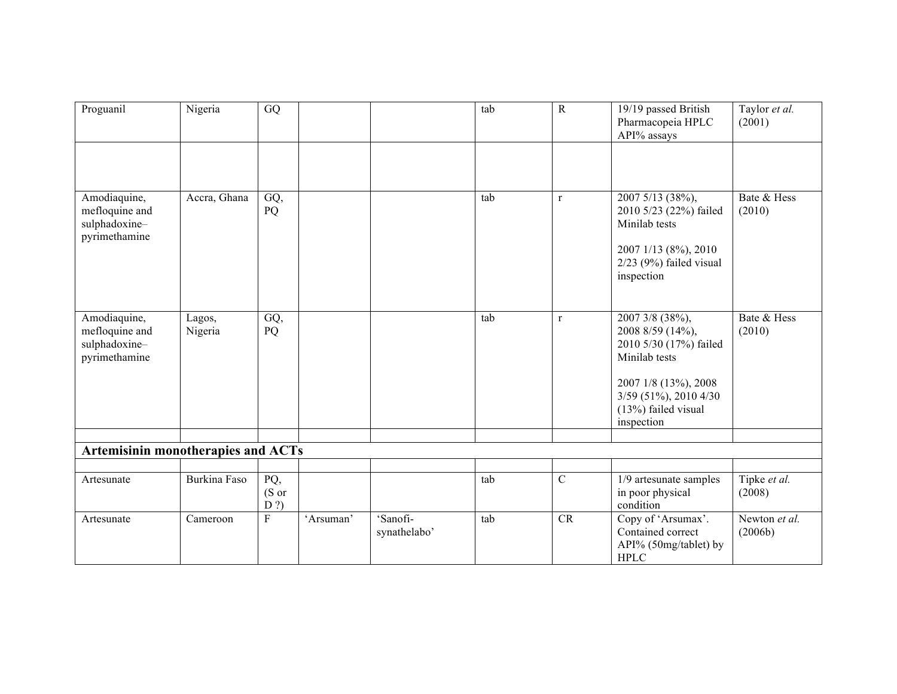| | | | | | | | | |
|---|---|---|---|---|---|---|---|---|
| Proguanil | Nigeria | GQ | | | tab | R | 19/19 passed British Pharmacopeia HPLC API% assays | Taylor *et al.* (2001) |
| | | | | | | | | |
| Amodiaquine, mefloquine and sulphadoxine–pyrimethamine | Accra, Ghana | GQ, PQ | | | tab | r | 2007 5/13 (38%), 2010 5/23 (22%) failed Minilab tests<br><br>2007 1/13 (8%), 2010 2/23 (9%) failed visual inspection | Bate & Hess (2010) |
| Amodiaquine, mefloquine and sulphadoxine–pyrimethamine | Lagos, Nigeria | GQ, PQ | | | tab | r | 2007 3/8 (38%), 2008 8/59 (14%), 2010 5/30 (17%) failed Minilab tests<br><br>2007 1/8 (13%), 2008 3/59 (51%), 2010 4/30 (13%) failed visual inspection | Bate & Hess (2010) |
| | | | | | | | | |
| **Artemisinin monotherapies and ACTs** | | | | | | | | |
| | | | | | | | | |
| Artesunate | Burkina Faso | PQ, (S or D ?) | | | tab | C | 1/9 artesunate samples in poor physical condition | Tipke *et al.* (2008) |
| Artesunate | Cameroon | F | 'Arsuman' | 'Sanofi-synathelabo' | tab | CR | Copy of 'Arsumax'. Contained correct API% (50mg/tablet) by HPLC | Newton *et al.* (2006b) |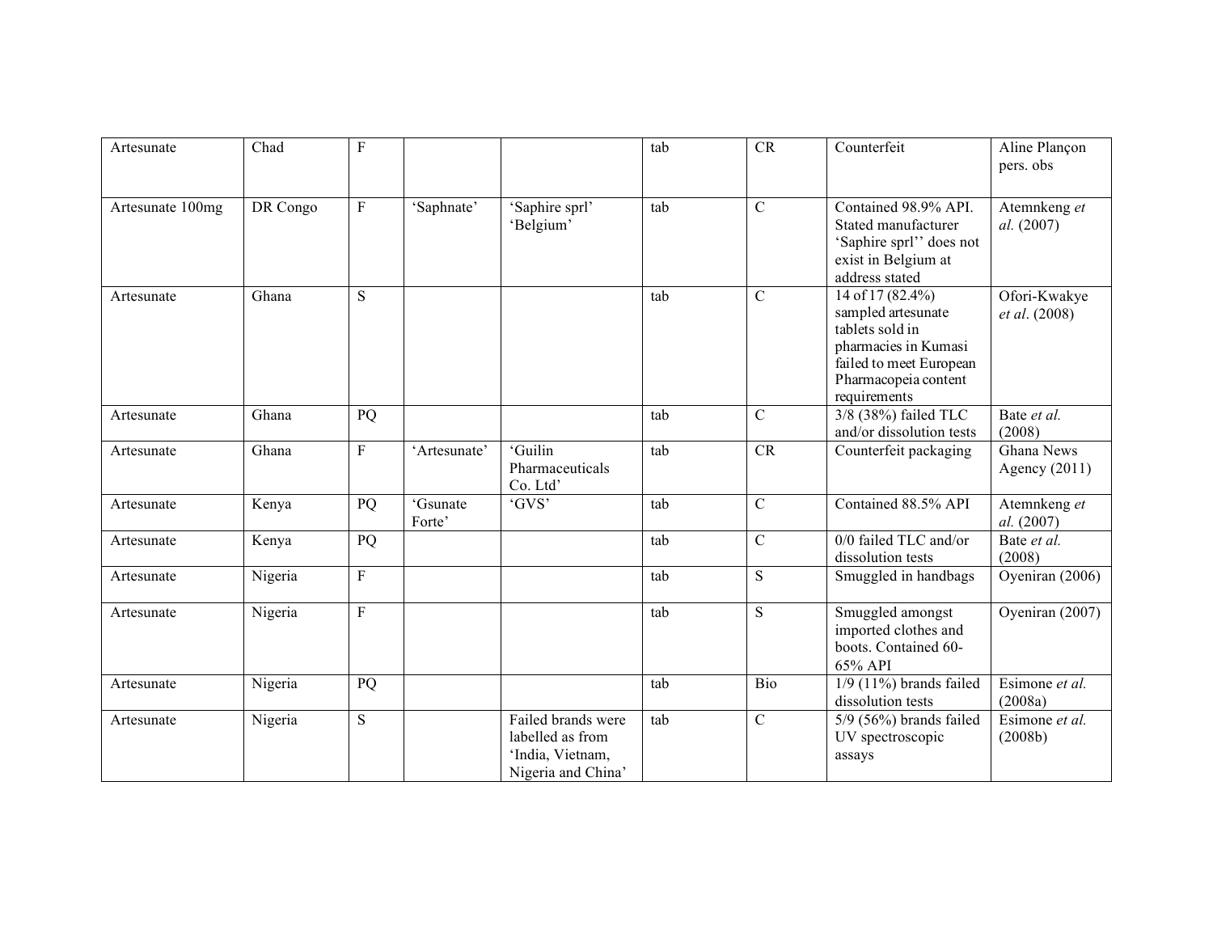| | | | | | | | | |
|---|---|---|---|---|---|---|---|---|
| Artesunate | Chad | F | | | tab | CR | Counterfeit | Aline Plançon pers. obs |
| Artesunate 100mg | DR Congo | F | 'Saphnate' | 'Saphire sprl' 'Belgium' | tab | C | Contained 98.9% API. Stated manufacturer 'Saphire sprl'' does not exist in Belgium at address stated | Atemnkeng *et al.* (2007) |
| Artesunate | Ghana | S | | | tab | C | 14 of 17 (82.4%) sampled artesunate tablets sold in pharmacies in Kumasi failed to meet European Pharmacopeia content requirements | Ofori-Kwakye *et al*. (2008) |
| Artesunate | Ghana | PQ | | | tab | C | 3/8 (38%) failed TLC and/or dissolution tests | Bate *et al.* (2008) |
| Artesunate | Ghana | F | 'Artesunate' | 'Guilin Pharmaceuticals Co. Ltd' | tab | CR | Counterfeit packaging | Ghana News Agency (2011) |
| Artesunate | Kenya | PQ | 'Gsunate Forte' | 'GVS' | tab | C | Contained 88.5% API | Atemnkeng *et al.* (2007) |
| Artesunate | Kenya | PQ | | | tab | C | 0/0 failed TLC and/or dissolution tests | Bate *et al.* (2008) |
| Artesunate | Nigeria | F | | | tab | S | Smuggled in handbags | Oyeniran (2006) |
| Artesunate | Nigeria | F | | | tab | S | Smuggled amongst imported clothes and boots. Contained 60-65% API | Oyeniran (2007) |
| Artesunate | Nigeria | PQ | | | tab | Bio | 1/9 (11%) brands failed dissolution tests | Esimone *et al.* (2008a) |
| Artesunate | Nigeria | S | | Failed brands were labelled as from 'India, Vietnam, Nigeria and China' | tab | C | 5/9 (56%) brands failed UV spectroscopic assays | Esimone *et al.* (2008b) |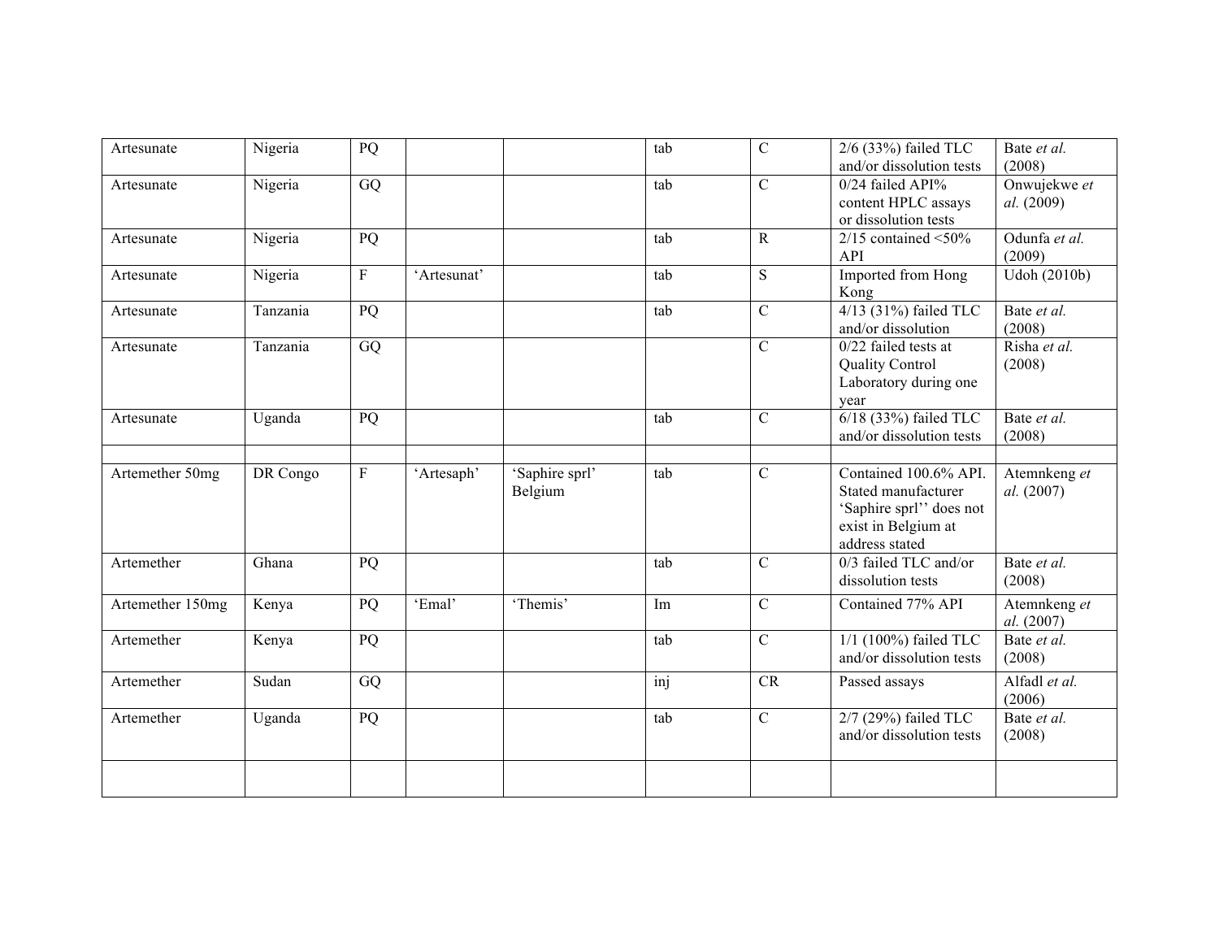| | | | | | | | | |
|---|---|---|---|---|---|---|---|---|
| Artesunate | Nigeria | PQ | | | tab | C | 2/6 (33%) failed TLC and/or dissolution tests | Bate *et al.* (2008) |
| Artesunate | Nigeria | GQ | | | tab | C | 0/24 failed API% content HPLC assays or dissolution tests | Onwujekwe *et al.* (2009) |
| Artesunate | Nigeria | PQ | | | tab | R | 2/15 contained <50% API | Odunfa *et al.* (2009) |
| Artesunate | Nigeria | F | 'Artesunat' | | tab | S | Imported from Hong Kong | Udoh (2010b) |
| Artesunate | Tanzania | PQ | | | tab | C | 4/13 (31%) failed TLC and/or dissolution | Bate *et al.* (2008) |
| Artesunate | Tanzania | GQ | | | | C | 0/22 failed tests at Quality Control Laboratory during one year | Risha *et al.* (2008) |
| Artesunate | Uganda | PQ | | | tab | C | 6/18 (33%) failed TLC and/or dissolution tests | Bate *et al.* (2008) |
| | | | | | | | | |
| Artemether 50mg | DR Congo | F | 'Artesaph' | 'Saphire sprl' Belgium | tab | C | Contained 100.6% API. Stated manufacturer 'Saphire sprl'' does not exist in Belgium at address stated | Atemnkeng *et al.* (2007) |
| Artemether | Ghana | PQ | | | tab | C | 0/3 failed TLC and/or dissolution tests | Bate *et al.* (2008) |
| Artemether 150mg | Kenya | PQ | 'Emal' | 'Themis' | Im | C | Contained 77% API | Atemnkeng *et al.* (2007) |
| Artemether | Kenya | PQ | | | tab | C | 1/1 (100%) failed TLC and/or dissolution tests | Bate *et al.* (2008) |
| Artemether | Sudan | GQ | | | inj | CR | Passed assays | Alfadl *et al.* (2006) |
| Artemether | Uganda | PQ | | | tab | C | 2/7 (29%) failed TLC and/or dissolution tests | Bate *et al.* (2008) |
| | | | | | | | | |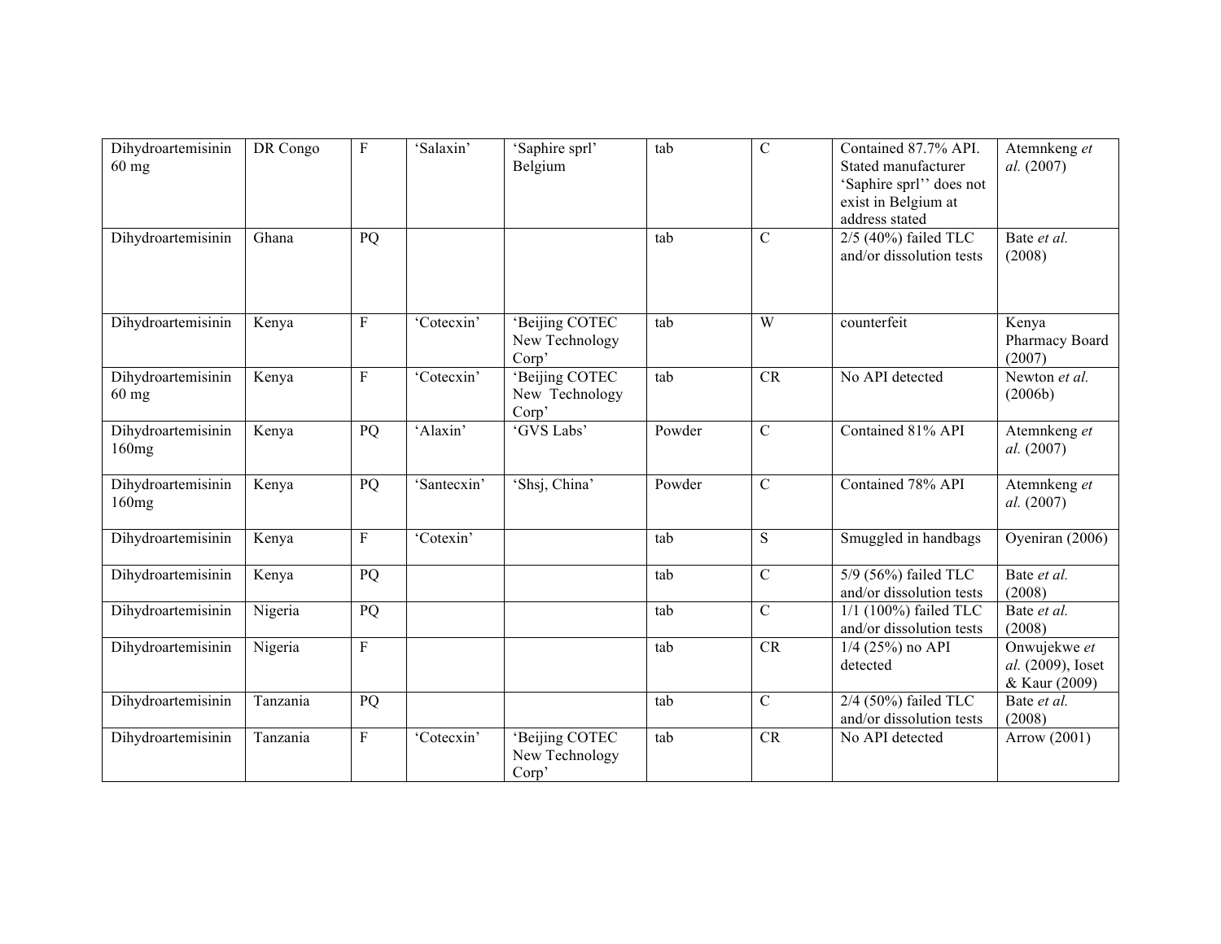| Dihydroartemisinin 60 mg | DR Congo | F | 'Salaxin' | 'Saphire sprl' Belgium | tab | C | Contained 87.7% API. Stated manufacturer 'Saphire sprl'' does not exist in Belgium at address stated | Atemnkeng *et al.* (2007) |
|---|---|---|---|---|---|---|---|---|
| Dihydroartemisinin | Ghana | PQ | | | tab | C | 2/5 (40%) failed TLC and/or dissolution tests | Bate *et al.* (2008) |
| Dihydroartemisinin | Kenya | F | 'Cotecxin' | 'Beijing COTEC New Technology Corp' | tab | W | counterfeit | Kenya Pharmacy Board (2007) |
| Dihydroartemisinin 60 mg | Kenya | F | 'Cotecxin' | 'Beijing COTEC New Technology Corp' | tab | CR | No API detected | Newton *et al.* (2006b) |
| Dihydroartemisinin 160mg | Kenya | PQ | 'Alaxin' | 'GVS Labs' | Powder | C | Contained 81% API | Atemnkeng *et al.* (2007) |
| Dihydroartemisinin 160mg | Kenya | PQ | 'Santecxin' | 'Shsj, China' | Powder | C | Contained 78% API | Atemnkeng *et al.* (2007) |
| Dihydroartemisinin | Kenya | F | 'Cotexin' | | tab | S | Smuggled in handbags | Oyeniran (2006) |
| Dihydroartemisinin | Kenya | PQ | | | tab | C | 5/9 (56%) failed TLC and/or dissolution tests | Bate *et al.* (2008) |
| Dihydroartemisinin | Nigeria | PQ | | | tab | C | 1/1 (100%) failed TLC and/or dissolution tests | Bate *et al.* (2008) |
| Dihydroartemisinin | Nigeria | F | | | tab | CR | 1/4 (25%) no API detected | Onwujekwe *et al.* (2009), Ioset & Kaur (2009) |
| Dihydroartemisinin | Tanzania | PQ | | | tab | C | 2/4 (50%) failed TLC and/or dissolution tests | Bate *et al.* (2008) |
| Dihydroartemisinin | Tanzania | F | 'Cotecxin' | 'Beijing COTEC New Technology Corp' | tab | CR | No API detected | Arrow (2001) |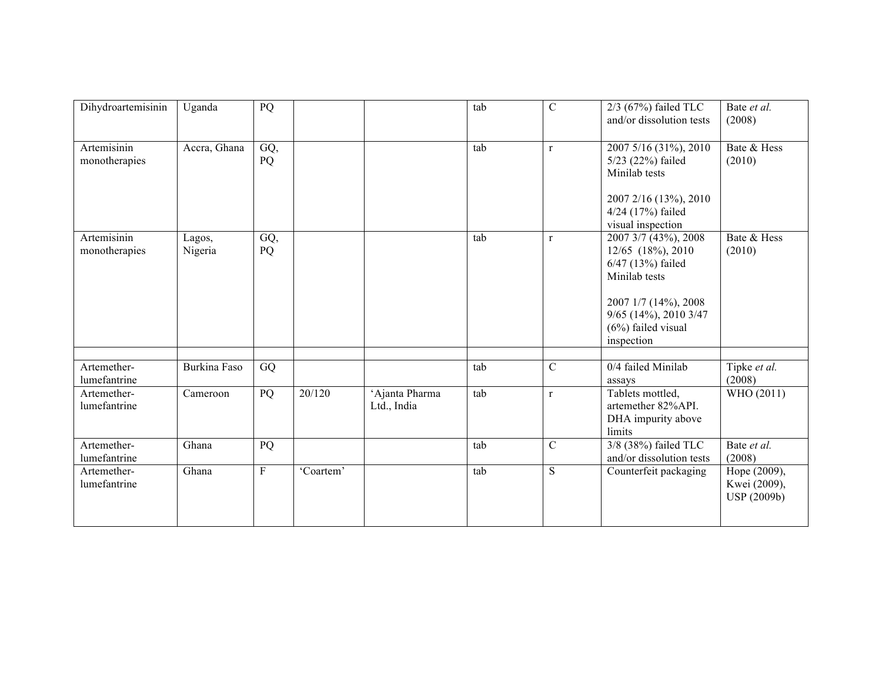| | | | | | | | | |
|---|---|---|---|---|---|---|---|---|
| Dihydroartemisinin | Uganda | PQ | | | tab | C | 2/3 (67%) failed TLC and/or dissolution tests | Bate *et al.* (2008) |
| Artemisinin monotherapies | Accra, Ghana | GQ, PQ | | | tab | r | 2007 5/16 (31%), 2010 5/23 (22%) failed Minilab tests<br><br>2007 2/16 (13%), 2010 4/24 (17%) failed visual inspection | Bate & Hess (2010) |
| Artemisinin monotherapies | Lagos, Nigeria | GQ, PQ | | | tab | r | 2007 3/7 (43%), 2008 12/65 (18%), 2010 6/47 (13%) failed Minilab tests<br><br>2007 1/7 (14%), 2008 9/65 (14%), 2010 3/47 (6%) failed visual inspection | Bate & Hess (2010) |
| | | | | | | | | |
| Artemether-lumefantrine | Burkina Faso | GQ | | | tab | C | 0/4 failed Minilab assays | Tipke *et al.* (2008) |
| Artemether-lumefantrine | Cameroon | PQ | 20/120 | 'Ajanta Pharma Ltd., India | tab | r | Tablets mottled, artemether 82%API. DHA impurity above limits | WHO (2011) |
| Artemether-lumefantrine | Ghana | PQ | | | tab | C | 3/8 (38%) failed TLC and/or dissolution tests | Bate *et al.* (2008) |
| Artemether-lumefantrine | Ghana | F | 'Coartem' | | tab | S | Counterfeit packaging | Hope (2009), Kwei (2009), USP (2009b) |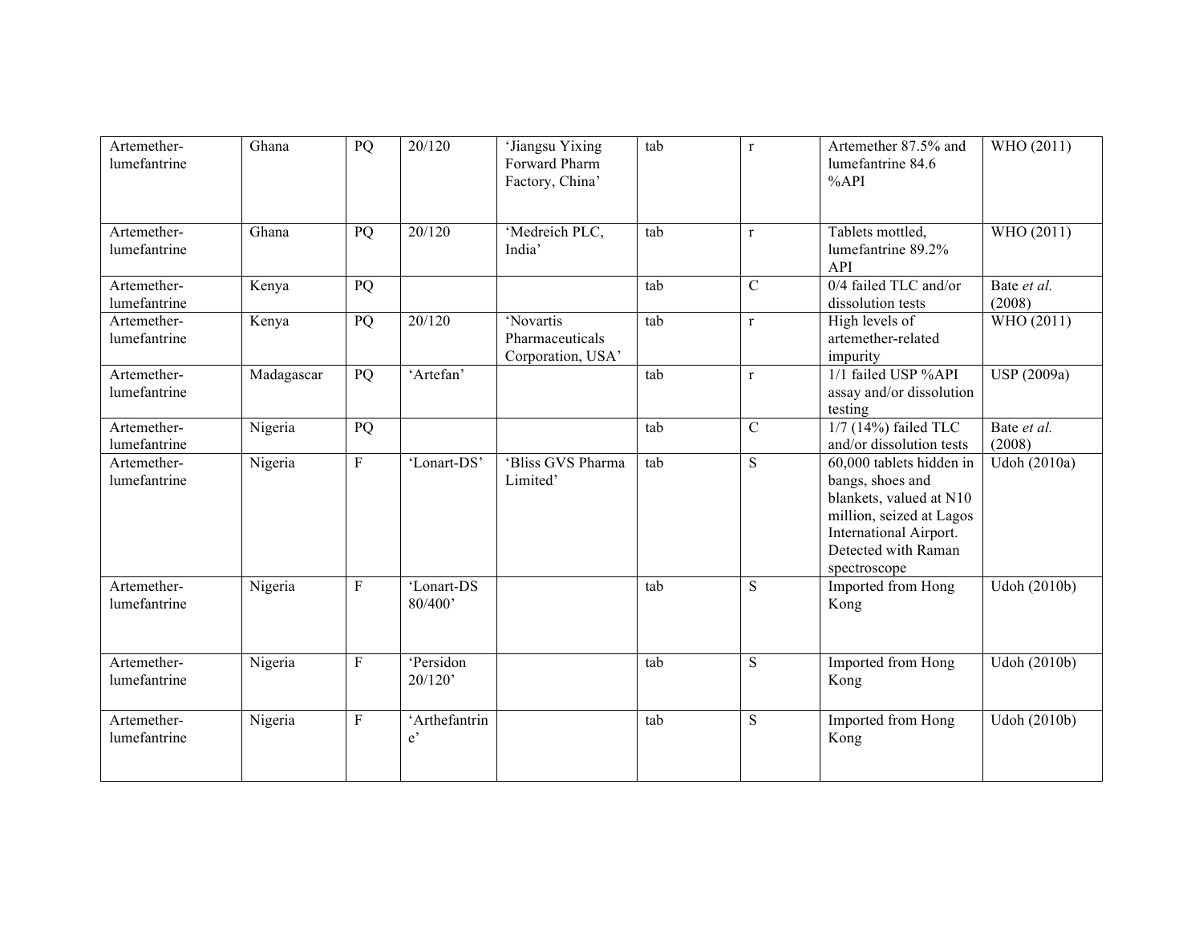| | | | | | | | | |
|---|---|---|---|---|---|---|---|---|
| Artemether-lumefantrine | Ghana | PQ | 20/120 | 'Jiangsu Yixing Forward Pharm Factory, China' | tab | r | Artemether 87.5% and lumefantrine 84.6 %API | WHO (2011) |
| Artemether-lumefantrine | Ghana | PQ | 20/120 | 'Medreich PLC, India' | tab | r | Tablets mottled, lumefantrine 89.2% API | WHO (2011) |
| Artemether-lumefantrine | Kenya | PQ | | | tab | C | 0/4 failed TLC and/or dissolution tests | Bate *et al.* (2008) |
| Artemether-lumefantrine | Kenya | PQ | 20/120 | 'Novartis Pharmaceuticals Corporation, USA' | tab | r | High levels of artemether-related impurity | WHO (2011) |
| Artemether-lumefantrine | Madagascar | PQ | 'Artefan' | | tab | r | 1/1 failed USP %API assay and/or dissolution testing | USP (2009a) |
| Artemether-lumefantrine | Nigeria | PQ | | | tab | C | 1/7 (14%) failed TLC and/or dissolution tests | Bate *et al.* (2008) |
| Artemether-lumefantrine | Nigeria | F | 'Lonart-DS' | 'Bliss GVS Pharma Limited' | tab | S | 60,000 tablets hidden in bangs, shoes and blankets, valued at N10 million, seized at Lagos International Airport. Detected with Raman spectroscope | Udoh (2010a) |
| Artemether-lumefantrine | Nigeria | F | 'Lonart-DS 80/400' | | tab | S | Imported from Hong Kong | Udoh (2010b) |
| Artemether-lumefantrine | Nigeria | F | 'Persidon 20/120' | | tab | S | Imported from Hong Kong | Udoh (2010b) |
| Artemether-lumefantrine | Nigeria | F | 'Arthefantrine' | | tab | S | Imported from Hong Kong | Udoh (2010b) |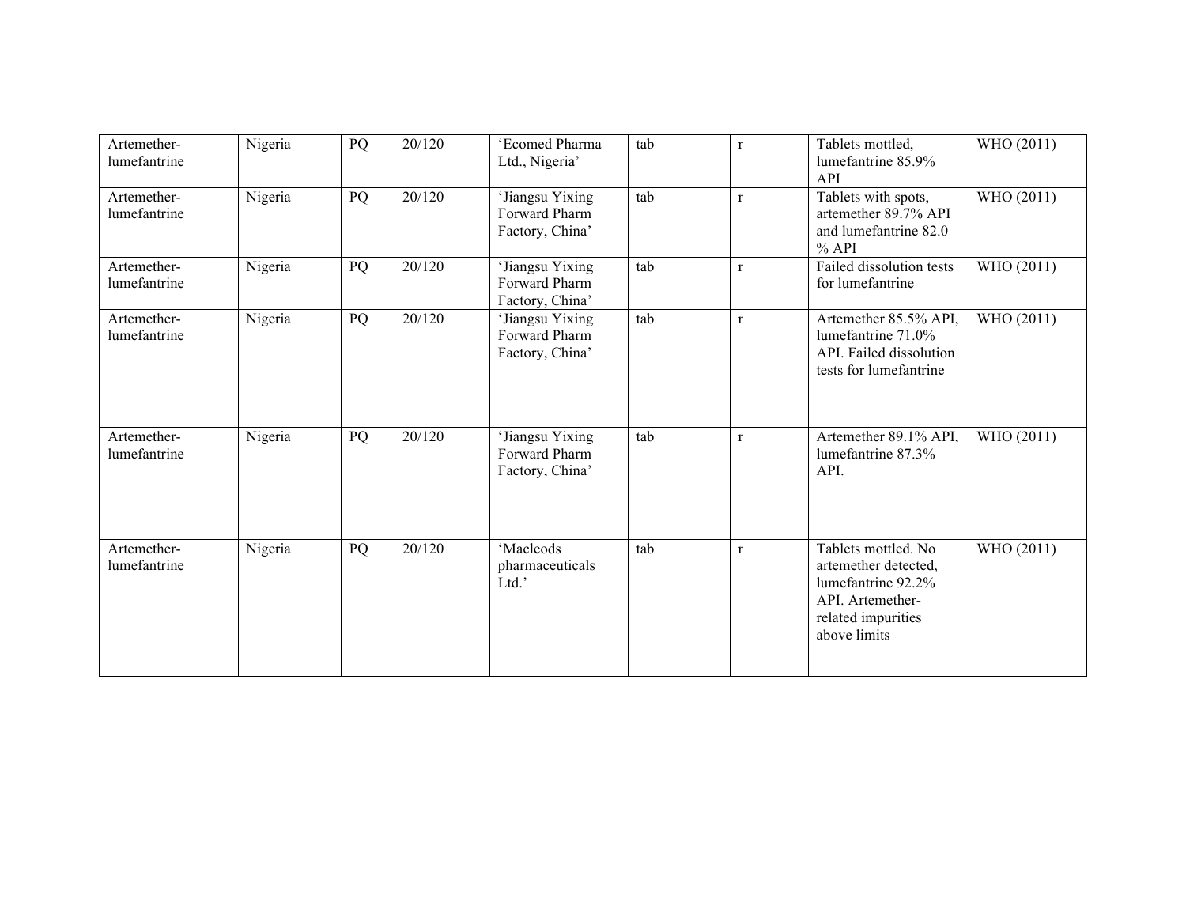| | | | | | | | | |
|---|---|---|---|---|---|---|---|---|
| Artemether-lumefantrine | Nigeria | PQ | 20/120 | 'Ecomed Pharma Ltd., Nigeria' | tab | r | Tablets mottled, lumefantrine 85.9% API | WHO (2011) |
| Artemether-lumefantrine | Nigeria | PQ | 20/120 | 'Jiangsu Yixing Forward Pharm Factory, China' | tab | r | Tablets with spots, artemether 89.7% API and lumefantrine 82.0 % API | WHO (2011) |
| Artemether-lumefantrine | Nigeria | PQ | 20/120 | 'Jiangsu Yixing Forward Pharm Factory, China' | tab | r | Failed dissolution tests for lumefantrine | WHO (2011) |
| Artemether-lumefantrine | Nigeria | PQ | 20/120 | 'Jiangsu Yixing Forward Pharm Factory, China' | tab | r | Artemether 85.5% API, lumefantrine 71.0% API. Failed dissolution tests for lumefantrine | WHO (2011) |
| Artemether-lumefantrine | Nigeria | PQ | 20/120 | 'Jiangsu Yixing Forward Pharm Factory, China' | tab | r | Artemether 89.1% API, lumefantrine 87.3% API. | WHO (2011) |
| Artemether-lumefantrine | Nigeria | PQ | 20/120 | 'Macleods pharmaceuticals Ltd.' | tab | r | Tablets mottled. No artemether detected, lumefantrine 92.2% API. Artemether-related impurities above limits | WHO (2011) |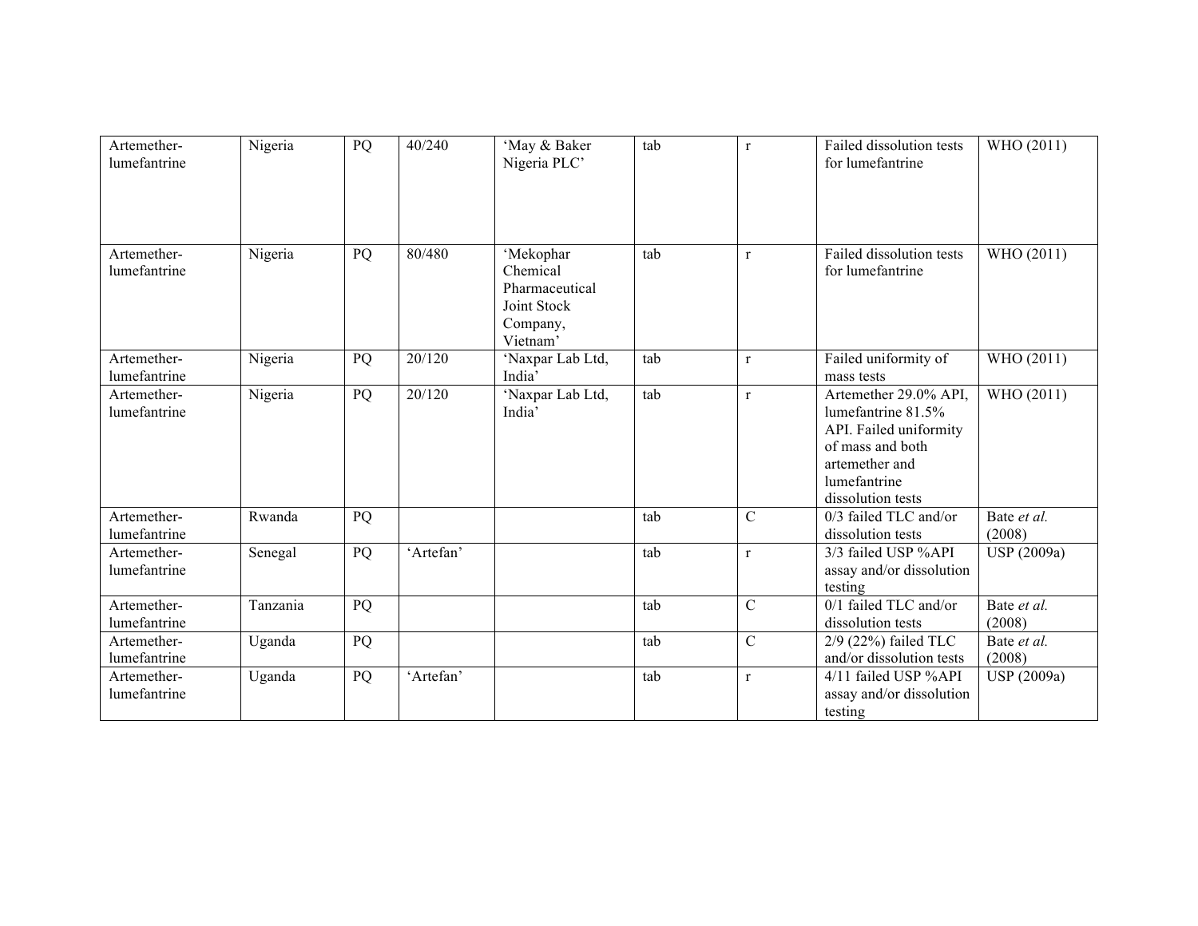| | | | | | | | | |
|---|---|---|---|---|---|---|---|---|
| Artemether-lumefantrine | Nigeria | PQ | 40/240 | 'May & Baker Nigeria PLC' | tab | r | Failed dissolution tests for lumefantrine | WHO (2011) |
| Artemether-lumefantrine | Nigeria | PQ | 80/480 | 'Mekophar Chemical Pharmaceutical Joint Stock Company, Vietnam' | tab | r | Failed dissolution tests for lumefantrine | WHO (2011) |
| Artemether-lumefantrine | Nigeria | PQ | 20/120 | 'Naxpar Lab Ltd, India' | tab | r | Failed uniformity of mass tests | WHO (2011) |
| Artemether-lumefantrine | Nigeria | PQ | 20/120 | 'Naxpar Lab Ltd, India' | tab | r | Artemether 29.0% API, lumefantrine 81.5% API. Failed uniformity of mass and both artemether and lumefantrine dissolution tests | WHO (2011) |
| Artemether-lumefantrine | Rwanda | PQ | | | tab | C | 0/3 failed TLC and/or dissolution tests | Bate *et al.* (2008) |
| Artemether-lumefantrine | Senegal | PQ | 'Artefan' | | tab | r | 3/3 failed USP %API assay and/or dissolution testing | USP (2009a) |
| Artemether-lumefantrine | Tanzania | PQ | | | tab | C | 0/1 failed TLC and/or dissolution tests | Bate *et al.* (2008) |
| Artemether-lumefantrine | Uganda | PQ | | | tab | C | 2/9 (22%) failed TLC and/or dissolution tests | Bate *et al.* (2008) |
| Artemether-lumefantrine | Uganda | PQ | 'Artefan' | | tab | r | 4/11 failed USP %API assay and/or dissolution testing | USP (2009a) |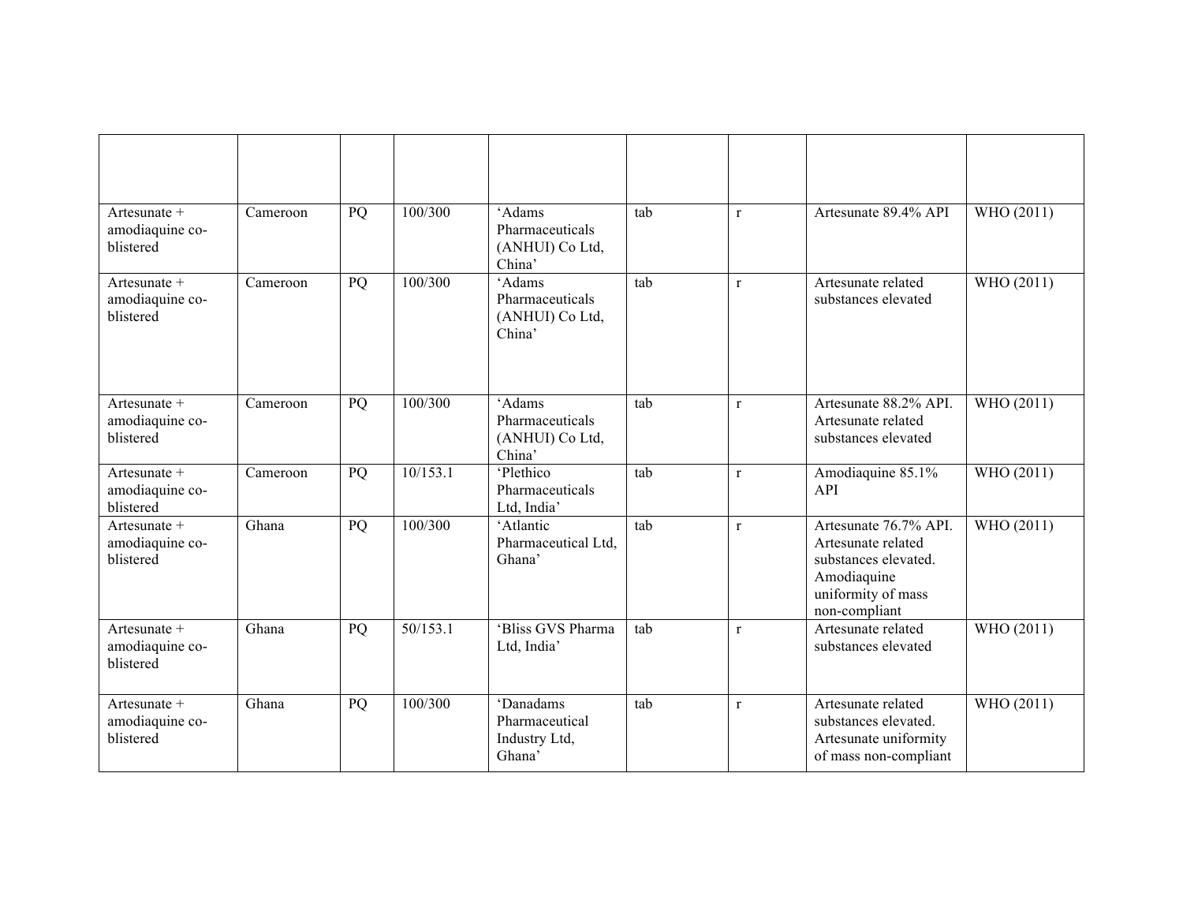| | | | | | | | | |
|---|---|---|---|---|---|---|---|---|
| Artesunate + amodiaquine co-blistered | Cameroon | PQ | 100/300 | 'Adams Pharmaceuticals (ANHUI) Co Ltd, China' | tab | r | Artesunate 89.4% API | WHO (2011) |
| Artesunate + amodiaquine co-blistered | Cameroon | PQ | 100/300 | 'Adams Pharmaceuticals (ANHUI) Co Ltd, China' | tab | r | Artesunate related substances elevated | WHO (2011) |
| Artesunate + amodiaquine co-blistered | Cameroon | PQ | 100/300 | 'Adams Pharmaceuticals (ANHUI) Co Ltd, China' | tab | r | Artesunate 88.2% API. Artesunate related substances elevated | WHO (2011) |
| Artesunate + amodiaquine co-blistered | Cameroon | PQ | 10/153.1 | 'Plethico Pharmaceuticals Ltd, India' | tab | r | Amodiaquine 85.1% API | WHO (2011) |
| Artesunate + amodiaquine co-blistered | Ghana | PQ | 100/300 | 'Atlantic Pharmaceutical Ltd, Ghana' | tab | r | Artesunate 76.7% API. Artesunate related substances elevated. Amodiaquine uniformity of mass non-compliant | WHO (2011) |
| Artesunate + amodiaquine co-blistered | Ghana | PQ | 50/153.1 | 'Bliss GVS Pharma Ltd, India' | tab | r | Artesunate related substances elevated | WHO (2011) |
| Artesunate + amodiaquine co-blistered | Ghana | PQ | 100/300 | 'Danadams Pharmaceutical Industry Ltd, Ghana' | tab | r | Artesunate related substances elevated. Artesunate uniformity of mass non-compliant | WHO (2011) |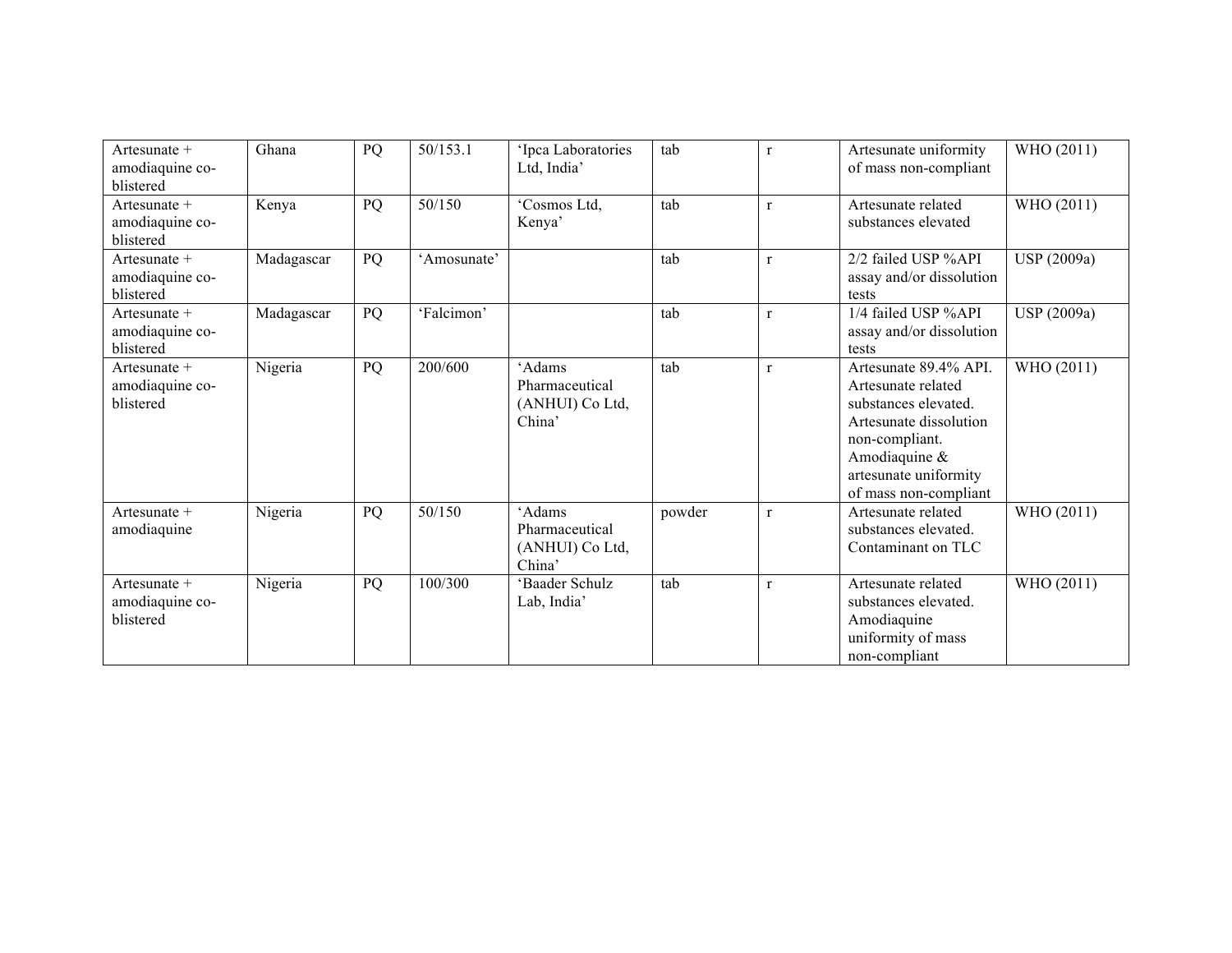| | | | | | | | | |
|---|---|---|---|---|---|---|---|---|
| Artesunate + amodiaquine co-blistered | Ghana | PQ | 50/153.1 | 'Ipca Laboratories Ltd, India' | tab | r | Artesunate uniformity of mass non-compliant | WHO (2011) |
| Artesunate + amodiaquine co-blistered | Kenya | PQ | 50/150 | 'Cosmos Ltd, Kenya' | tab | r | Artesunate related substances elevated | WHO (2011) |
| Artesunate + amodiaquine co-blistered | Madagascar | PQ | 'Amosunate' | | tab | r | 2/2 failed USP %API assay and/or dissolution tests | USP (2009a) |
| Artesunate + amodiaquine co-blistered | Madagascar | PQ | 'Falcimon' | | tab | r | 1/4 failed USP %API assay and/or dissolution tests | USP (2009a) |
| Artesunate + amodiaquine co-blistered | Nigeria | PQ | 200/600 | 'Adams Pharmaceutical (ANHUI) Co Ltd, China' | tab | r | Artesunate 89.4% API. Artesunate related substances elevated. Artesunate dissolution non-compliant. Amodiaquine & artesunate uniformity of mass non-compliant | WHO (2011) |
| Artesunate + amodiaquine | Nigeria | PQ | 50/150 | 'Adams Pharmaceutical (ANHUI) Co Ltd, China' | powder | r | Artesunate related substances elevated. Contaminant on TLC | WHO (2011) |
| Artesunate + amodiaquine co-blistered | Nigeria | PQ | 100/300 | 'Baader Schulz Lab, India' | tab | r | Artesunate related substances elevated. Amodiaquine uniformity of mass non-compliant | WHO (2011) |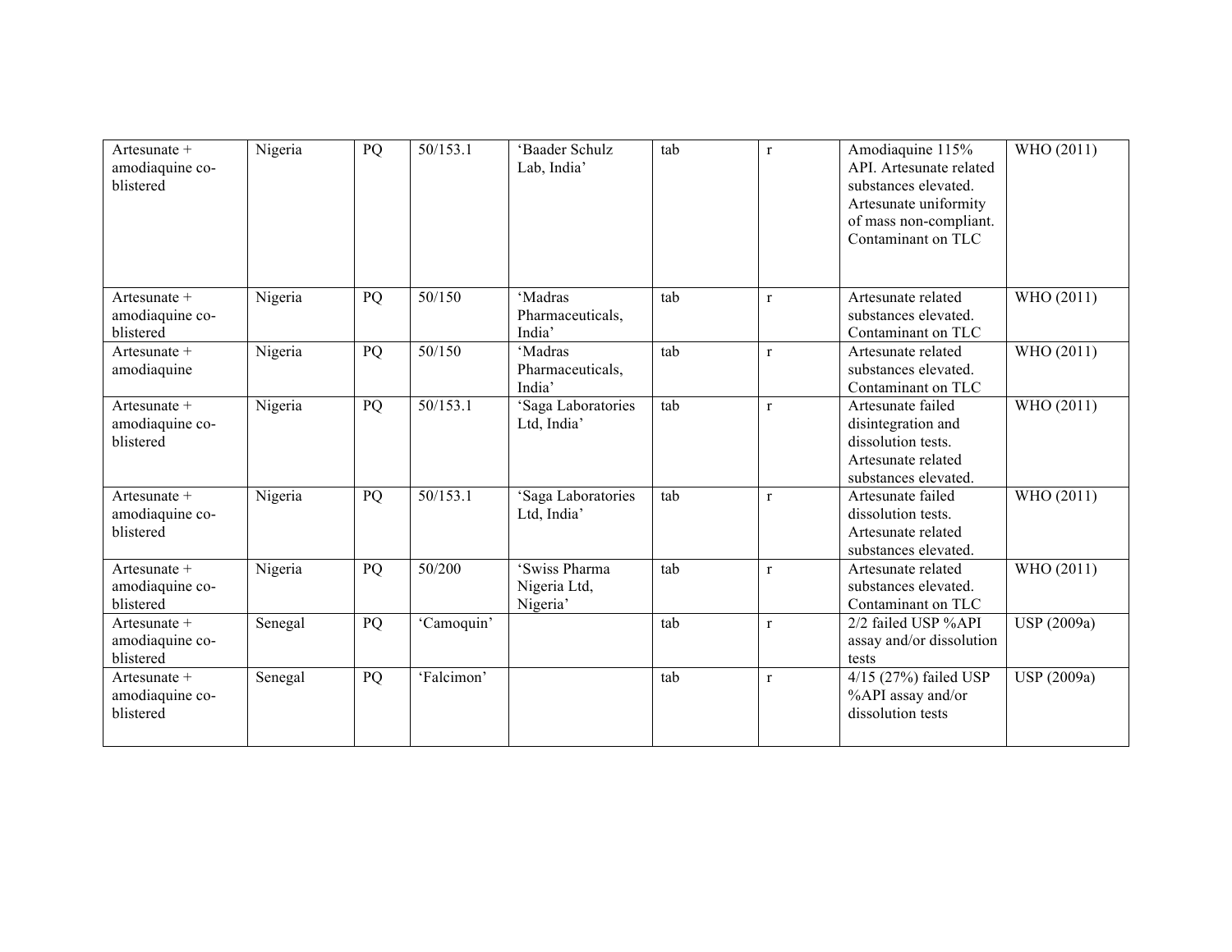| | | | | | | | | |
|---|---|---|---|---|---|---|---|---|
| Artesunate + amodiaquine co-blistered | Nigeria | PQ | 50/153.1 | 'Baader Schulz Lab, India' | tab | r | Amodiaquine 115% API. Artesunate related substances elevated. Artesunate uniformity of mass non-compliant. Contaminant on TLC | WHO (2011) |
| Artesunate + amodiaquine co-blistered | Nigeria | PQ | 50/150 | 'Madras Pharmaceuticals, India' | tab | r | Artesunate related substances elevated. Contaminant on TLC | WHO (2011) |
| Artesunate + amodiaquine | Nigeria | PQ | 50/150 | 'Madras Pharmaceuticals, India' | tab | r | Artesunate related substances elevated. Contaminant on TLC | WHO (2011) |
| Artesunate + amodiaquine co-blistered | Nigeria | PQ | 50/153.1 | 'Saga Laboratories Ltd, India' | tab | r | Artesunate failed disintegration and dissolution tests. Artesunate related substances elevated. | WHO (2011) |
| Artesunate + amodiaquine co-blistered | Nigeria | PQ | 50/153.1 | 'Saga Laboratories Ltd, India' | tab | r | Artesunate failed dissolution tests. Artesunate related substances elevated. | WHO (2011) |
| Artesunate + amodiaquine co-blistered | Nigeria | PQ | 50/200 | 'Swiss Pharma Nigeria Ltd, Nigeria' | tab | r | Artesunate related substances elevated. Contaminant on TLC | WHO (2011) |
| Artesunate + amodiaquine co-blistered | Senegal | PQ | 'Camoquin' | | tab | r | 2/2 failed USP %API assay and/or dissolution tests | USP (2009a) |
| Artesunate + amodiaquine co-blistered | Senegal | PQ | 'Falcimon' | | tab | r | 4/15 (27%) failed USP %API assay and/or dissolution tests | USP (2009a) |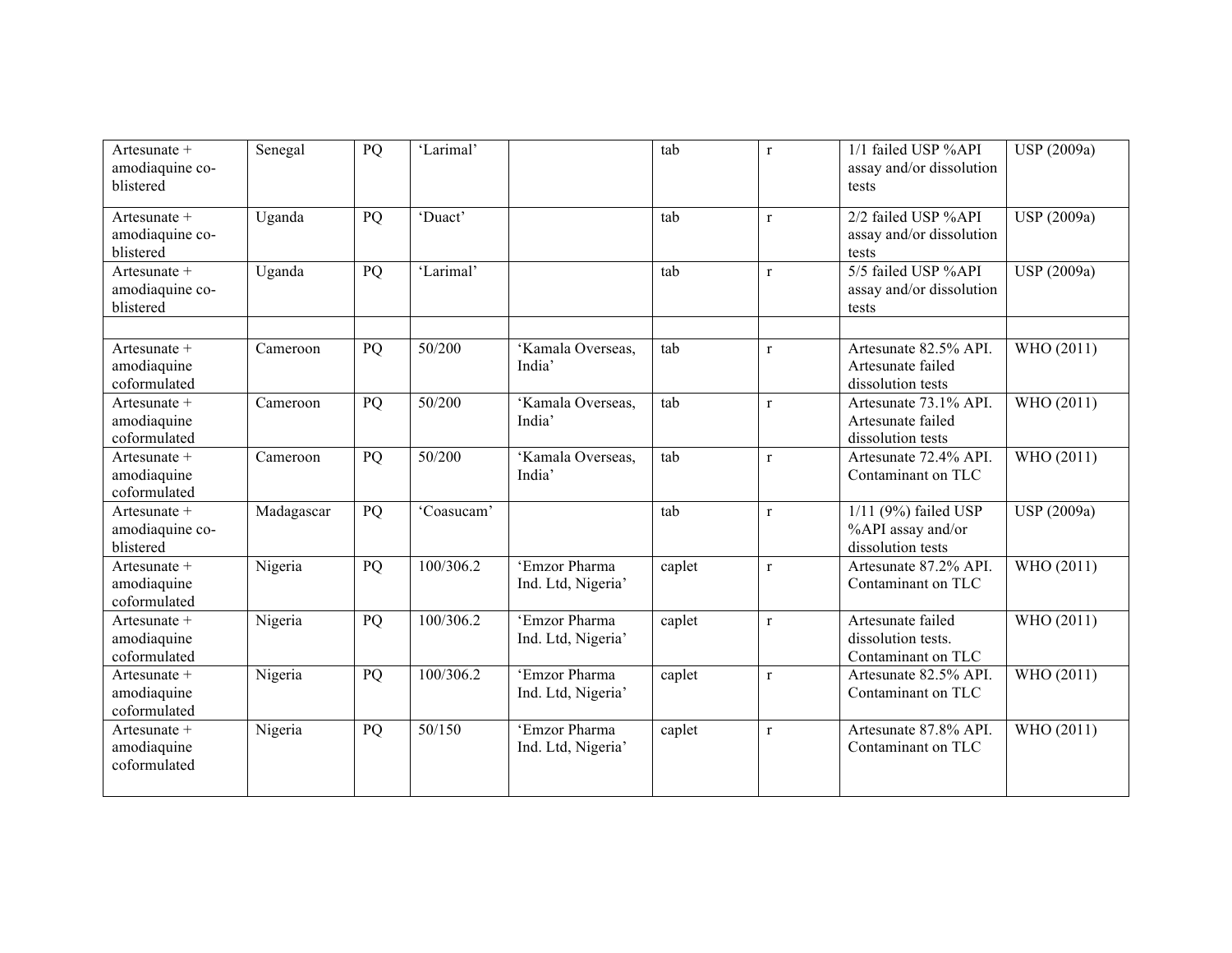| | | | | | | | | |
|---|---|---|---|---|---|---|---|---|
| Artesunate + amodiaquine co-blistered | Senegal | PQ | 'Larimal' | | tab | r | 1/1 failed USP %API assay and/or dissolution tests | USP (2009a) |
| Artesunate + amodiaquine co-blistered | Uganda | PQ | 'Duact' | | tab | r | 2/2 failed USP %API assay and/or dissolution tests | USP (2009a) |
| Artesunate + amodiaquine co-blistered | Uganda | PQ | 'Larimal' | | tab | r | 5/5 failed USP %API assay and/or dissolution tests | USP (2009a) |
| | | | | | | | | |
| Artesunate + amodiaquine coformulated | Cameroon | PQ | 50/200 | 'Kamala Overseas, India' | tab | r | Artesunate 82.5% API. Artesunate failed dissolution tests | WHO (2011) |
| Artesunate + amodiaquine coformulated | Cameroon | PQ | 50/200 | 'Kamala Overseas, India' | tab | r | Artesunate 73.1% API. Artesunate failed dissolution tests | WHO (2011) |
| Artesunate + amodiaquine coformulated | Cameroon | PQ | 50/200 | 'Kamala Overseas, India' | tab | r | Artesunate 72.4% API. Contaminant on TLC | WHO (2011) |
| Artesunate + amodiaquine co-blistered | Madagascar | PQ | 'Coasucam' | | tab | r | 1/11 (9%) failed USP %API assay and/or dissolution tests | USP (2009a) |
| Artesunate + amodiaquine coformulated | Nigeria | PQ | 100/306.2 | 'Emzor Pharma Ind. Ltd, Nigeria' | caplet | r | Artesunate 87.2% API. Contaminant on TLC | WHO (2011) |
| Artesunate + amodiaquine coformulated | Nigeria | PQ | 100/306.2 | 'Emzor Pharma Ind. Ltd, Nigeria' | caplet | r | Artesunate failed dissolution tests. Contaminant on TLC | WHO (2011) |
| Artesunate + amodiaquine coformulated | Nigeria | PQ | 100/306.2 | 'Emzor Pharma Ind. Ltd, Nigeria' | caplet | r | Artesunate 82.5% API. Contaminant on TLC | WHO (2011) |
| Artesunate + amodiaquine coformulated | Nigeria | PQ | 50/150 | 'Emzor Pharma Ind. Ltd, Nigeria' | caplet | r | Artesunate 87.8% API. Contaminant on TLC | WHO (2011) |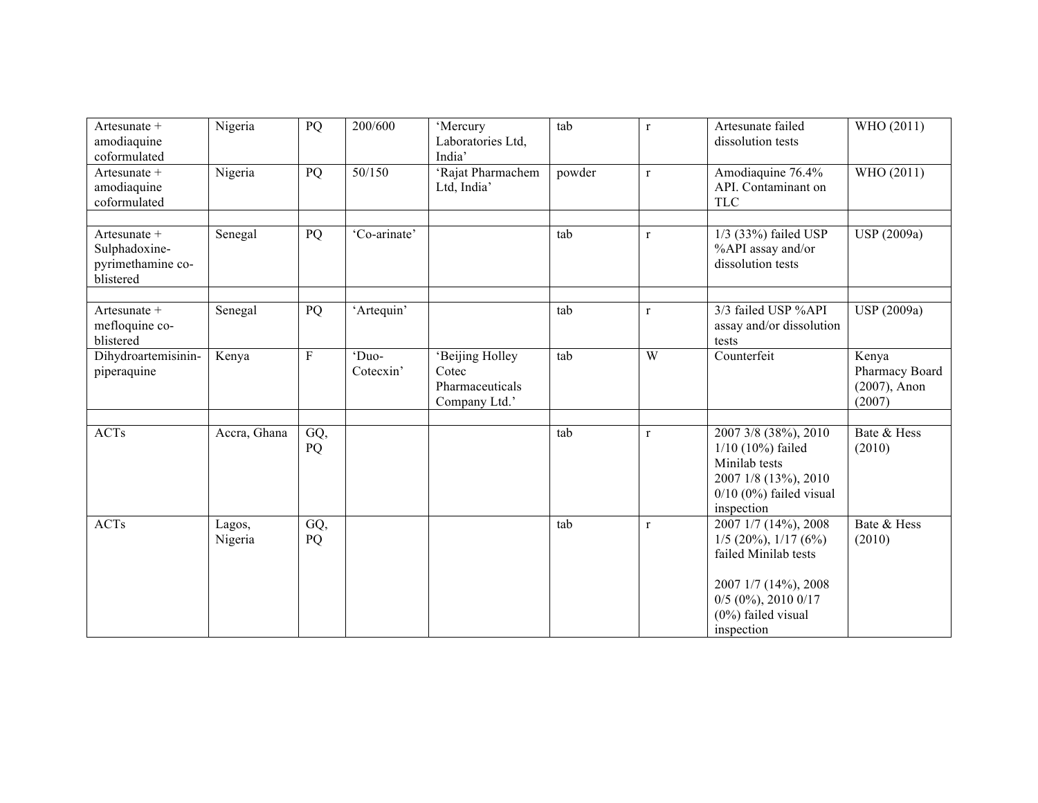| | | | | | | | | |
|---|---|---|---|---|---|---|---|---|
| Artesunate + amodiaquine coformulated | Nigeria | PQ | 200/600 | 'Mercury Laboratories Ltd, India' | tab | r | Artesunate failed dissolution tests | WHO (2011) |
| Artesunate + amodiaquine coformulated | Nigeria | PQ | 50/150 | 'Rajat Pharmachem Ltd, India' | powder | r | Amodiaquine 76.4% API. Contaminant on TLC | WHO (2011) |
| | | | | | | | | |
| Artesunate + Sulphadoxine-pyrimethamine co-blistered | Senegal | PQ | 'Co-arinate' | | tab | r | 1/3 (33%) failed USP %API assay and/or dissolution tests | USP (2009a) |
| | | | | | | | | |
| Artesunate + mefloquine co-blistered | Senegal | PQ | 'Artequin' | | tab | r | 3/3 failed USP %API assay and/or dissolution tests | USP (2009a) |
| Dihydroartemisinin-piperaquine | Kenya | F | 'Duo-Cotecxin' | 'Beijing Holley Cotec Pharmaceuticals Company Ltd.' | tab | W | Counterfeit | Kenya Pharmacy Board (2007), Anon (2007) |
| | | | | | | | | |
| ACTs | Accra, Ghana | GQ, PQ | | | tab | r | 2007 3/8 (38%), 2010 1/10 (10%) failed Minilab tests<br>2007 1/8 (13%), 2010 0/10 (0%) failed visual inspection | Bate & Hess (2010) |
| ACTs | Lagos, Nigeria | GQ, PQ | | | tab | r | 2007 1/7 (14%), 2008 1/5 (20%), 1/17 (6%) failed Minilab tests<br><br>2007 1/7 (14%), 2008 0/5 (0%), 2010 0/17 (0%) failed visual inspection | Bate & Hess (2010) |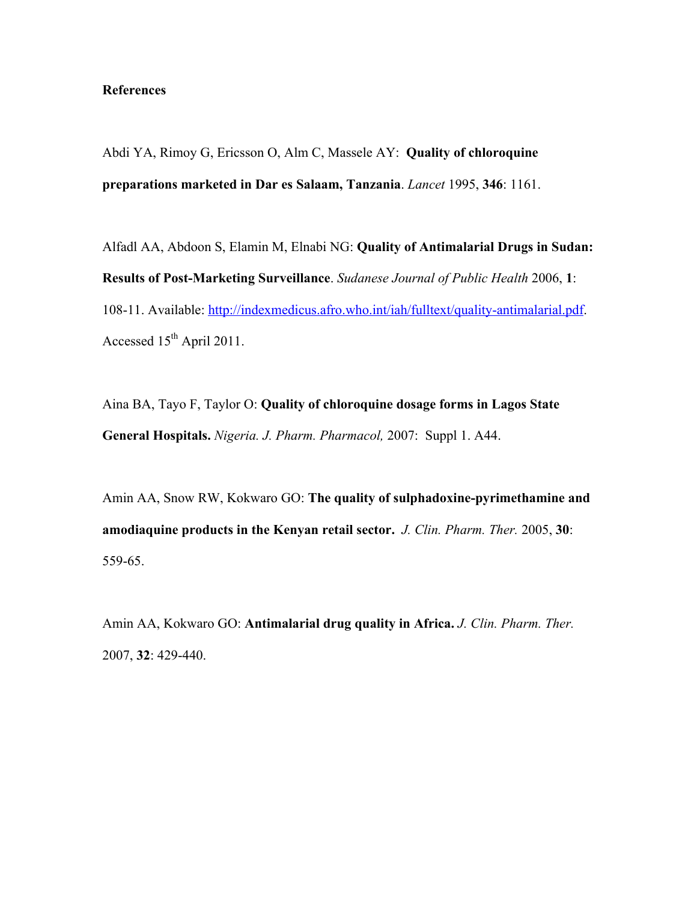**References**

Abdi YA, Rimoy G, Ericsson O, Alm C, Massele AY: **Quality of chloroquine preparations marketed in Dar es Salaam, Tanzania**. *Lancet* 1995, **346**: 1161.

Alfadl AA, Abdoon S, Elamin M, Elnabi NG: **Quality of Antimalarial Drugs in Sudan: Results of Post-Marketing Surveillance**. *Sudanese Journal of Public Health* 2006, **1**: 108-11. Available: http://indexmedicus.afro.who.int/iah/fulltext/quality-antimalarial.pdf. Accessed 15th April 2011.

Aina BA, Tayo F, Taylor O: **Quality of chloroquine dosage forms in Lagos State General Hospitals.** *Nigeria. J. Pharm. Pharmacol,* 2007: Suppl 1. A44.

Amin AA, Snow RW, Kokwaro GO: **The quality of sulphadoxine-pyrimethamine and amodiaquine products in the Kenyan retail sector.** *J. Clin. Pharm. Ther.* 2005, **30**: 559-65.

Amin AA, Kokwaro GO: **Antimalarial drug quality in Africa.** *J. Clin. Pharm. Ther.* 2007, **32**: 429-440.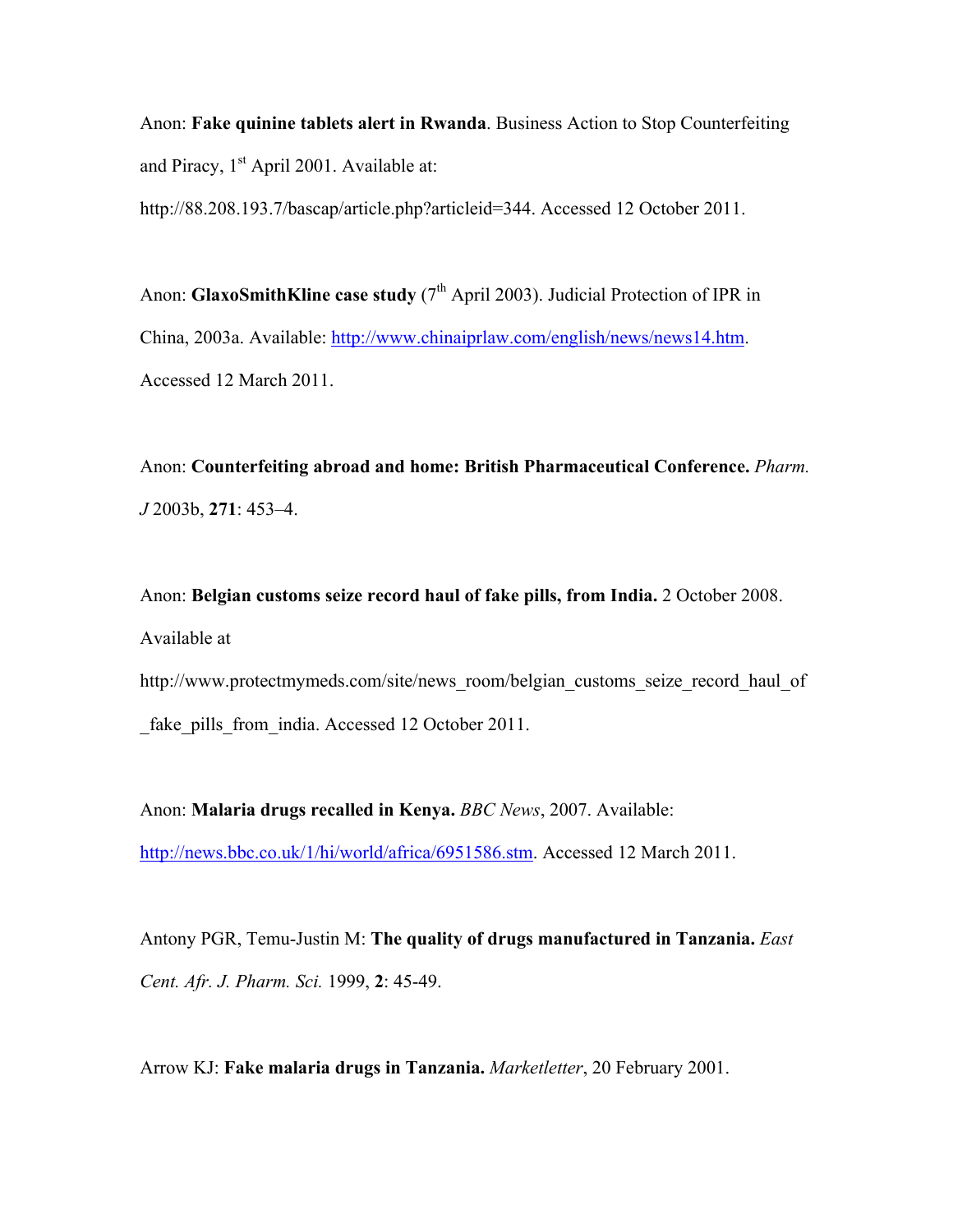Anon: **Fake quinine tablets alert in Rwanda**. Business Action to Stop Counterfeiting and Piracy, 1st April 2001. Available at: http://88.208.193.7/bascap/article.php?articleid=344. Accessed 12 October 2011.

Anon: **GlaxoSmithKline case study** (7th April 2003). Judicial Protection of IPR in China, 2003a. Available: http://www.chinaiprlaw.com/english/news/news14.htm. Accessed 12 March 2011.

Anon: **Counterfeiting abroad and home: British Pharmaceutical Conference.** *Pharm. J* 2003b, **271**: 453–4.

Anon: **Belgian customs seize record haul of fake pills, from India.** 2 October 2008. Available at http://www.protectmymeds.com/site/news_room/belgian_customs_seize_record_haul_of_fake_pills_from_india. Accessed 12 October 2011.

Anon: **Malaria drugs recalled in Kenya.** *BBC News*, 2007. Available: http://news.bbc.co.uk/1/hi/world/africa/6951586.stm. Accessed 12 March 2011.

Antony PGR, Temu-Justin M: **The quality of drugs manufactured in Tanzania.** *East Cent. Afr. J. Pharm. Sci.* 1999, **2**: 45-49.

Arrow KJ: **Fake malaria drugs in Tanzania.** *Marketletter*, 20 February 2001.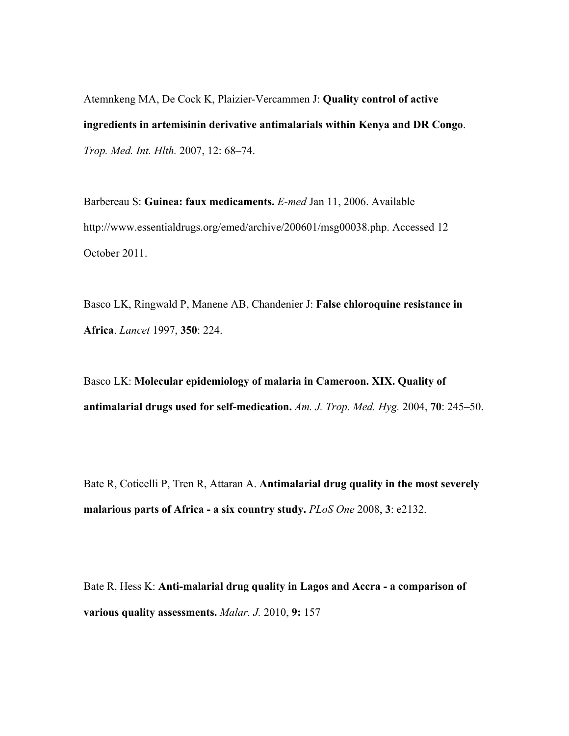Atemnkeng MA, De Cock K, Plaizier-Vercammen J: **Quality control of active ingredients in artemisinin derivative antimalarials within Kenya and DR Congo**. *Trop. Med. Int. Hlth.* 2007, 12: 68–74.

Barbereau S: **Guinea: faux medicaments.** *E-med* Jan 11, 2006. Available http://www.essentialdrugs.org/emed/archive/200601/msg00038.php. Accessed 12 October 2011.

Basco LK, Ringwald P, Manene AB, Chandenier J: **False chloroquine resistance in Africa**. *Lancet* 1997, **350**: 224.

Basco LK: **Molecular epidemiology of malaria in Cameroon. XIX. Quality of antimalarial drugs used for self-medication.** *Am. J. Trop. Med. Hyg.* 2004, **70**: 245–50.

Bate R, Coticelli P, Tren R, Attaran A. **Antimalarial drug quality in the most severely malarious parts of Africa - a six country study.** *PLoS One* 2008, **3**: e2132.

Bate R, Hess K: **Anti-malarial drug quality in Lagos and Accra - a comparison of various quality assessments.** *Malar. J.* 2010, **9:** 157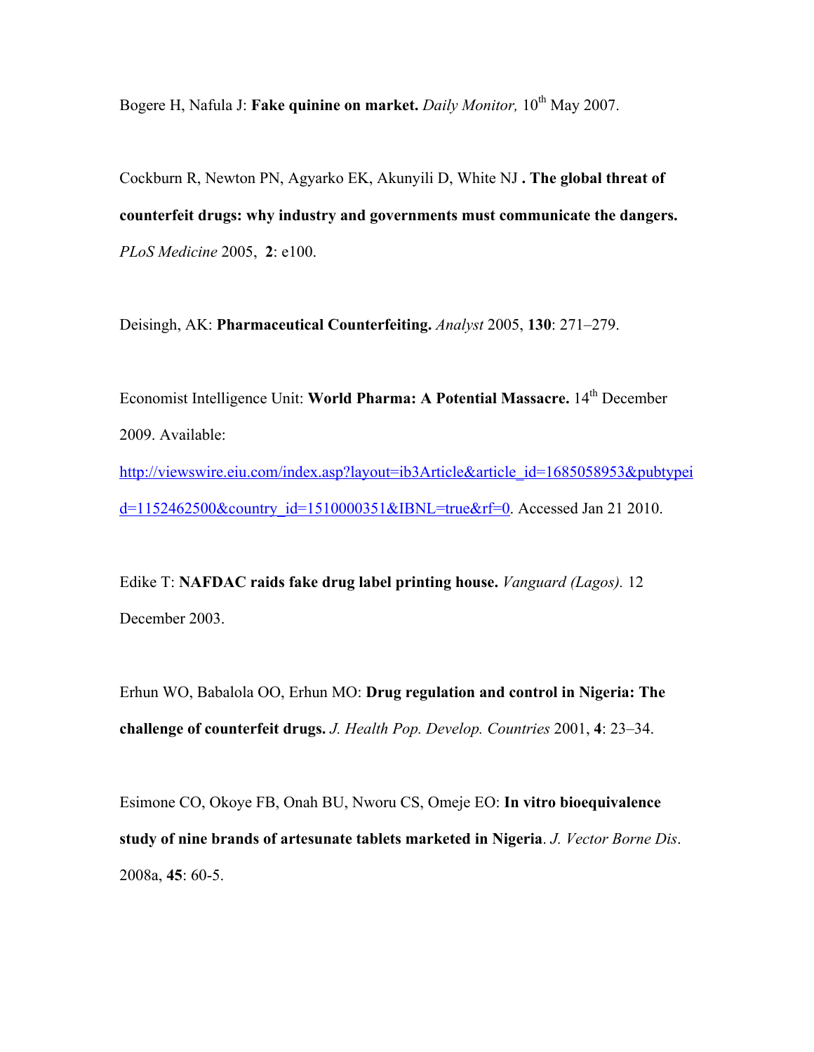Bogere H, Nafula J: **Fake quinine on market.** *Daily Monitor,* 10th May 2007.

Cockburn R, Newton PN, Agyarko EK, Akunyili D, White NJ **. The global threat of counterfeit drugs: why industry and governments must communicate the dangers.** *PLoS Medicine* 2005, **2**: e100.

Deisingh, AK: **Pharmaceutical Counterfeiting.** *Analyst* 2005, **130**: 271–279.

Economist Intelligence Unit: **World Pharma: A Potential Massacre.** 14th December 2009. Available: http://viewswire.eiu.com/index.asp?layout=ib3Article&article_id=1685058953&pubtypeid=1152462500&country_id=1510000351&IBNL=true&rf=0. Accessed Jan 21 2010.

Edike T: **NAFDAC raids fake drug label printing house.** *Vanguard (Lagos).* 12 December 2003.

Erhun WO, Babalola OO, Erhun MO: **Drug regulation and control in Nigeria: The challenge of counterfeit drugs.** *J. Health Pop. Develop. Countries* 2001, **4**: 23–34.

Esimone CO, Okoye FB, Onah BU, Nworu CS, Omeje EO: **In vitro bioequivalence study of nine brands of artesunate tablets marketed in Nigeria**. *J. Vector Borne Dis*. 2008a, **45**: 60-5.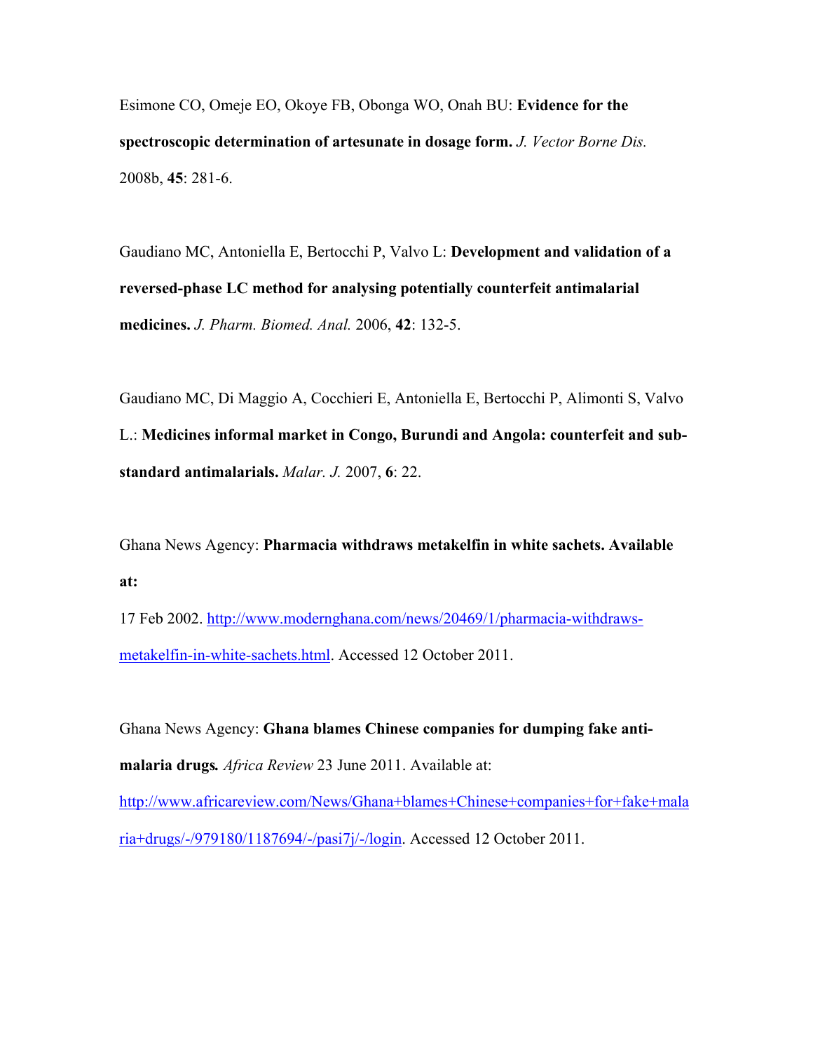Esimone CO, Omeje EO, Okoye FB, Obonga WO, Onah BU: **Evidence for the spectroscopic determination of artesunate in dosage form.** *J. Vector Borne Dis.* 2008b, **45**: 281-6.

Gaudiano MC, Antoniella E, Bertocchi P, Valvo L: **Development and validation of a reversed-phase LC method for analysing potentially counterfeit antimalarial medicines.** *J. Pharm. Biomed. Anal.* 2006, **42**: 132-5.

Gaudiano MC, Di Maggio A, Cocchieri E, Antoniella E, Bertocchi P, Alimonti S, Valvo L.: **Medicines informal market in Congo, Burundi and Angola: counterfeit and sub-standard antimalarials.** *Malar. J.* 2007, **6**: 22.

Ghana News Agency: **Pharmacia withdraws metakelfin in white sachets. Available at:**
17 Feb 2002. http://www.modernghana.com/news/20469/1/pharmacia-withdraws-metakelfin-in-white-sachets.html. Accessed 12 October 2011.

Ghana News Agency: **Ghana blames Chinese companies for dumping fake anti-malaria drugs.** *Africa Review* 23 June 2011. Available at: http://www.africareview.com/News/Ghana+blames+Chinese+companies+for+fake+malaria+drugs/-/979180/1187694/-/pasi7j/-/login. Accessed 12 October 2011.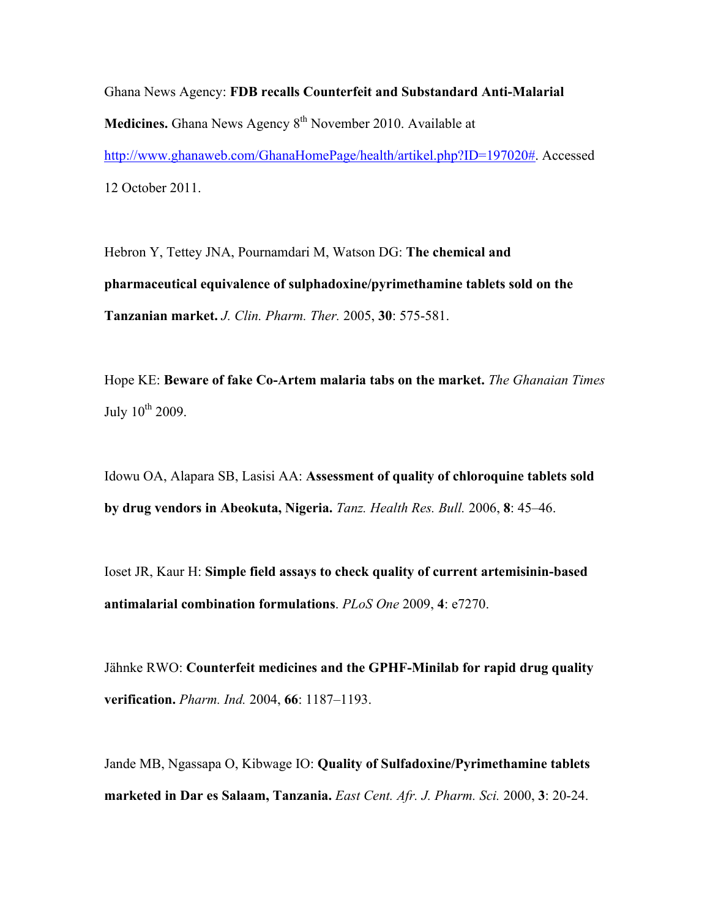Ghana News Agency: **FDB recalls Counterfeit and Substandard Anti-Malarial Medicines.** Ghana News Agency 8th November 2010. Available at http://www.ghanaweb.com/GhanaHomePage/health/artikel.php?ID=197020#. Accessed 12 October 2011.

Hebron Y, Tettey JNA, Pournamdari M, Watson DG: **The chemical and pharmaceutical equivalence of sulphadoxine/pyrimethamine tablets sold on the Tanzanian market.** *J. Clin. Pharm. Ther.* 2005, **30**: 575-581.

Hope KE: **Beware of fake Co-Artem malaria tabs on the market.** *The Ghanaian Times* July 10th 2009.

Idowu OA, Alapara SB, Lasisi AA: **Assessment of quality of chloroquine tablets sold by drug vendors in Abeokuta, Nigeria.** *Tanz. Health Res. Bull.* 2006, **8**: 45–46.

Ioset JR, Kaur H: **Simple field assays to check quality of current artemisinin-based antimalarial combination formulations**. *PLoS One* 2009, **4**: e7270.

Jähnke RWO: **Counterfeit medicines and the GPHF-Minilab for rapid drug quality verification.** *Pharm. Ind.* 2004, **66**: 1187–1193.

Jande MB, Ngassapa O, Kibwage IO: **Quality of Sulfadoxine/Pyrimethamine tablets marketed in Dar es Salaam, Tanzania.** *East Cent. Afr. J. Pharm. Sci.* 2000, **3**: 20-24.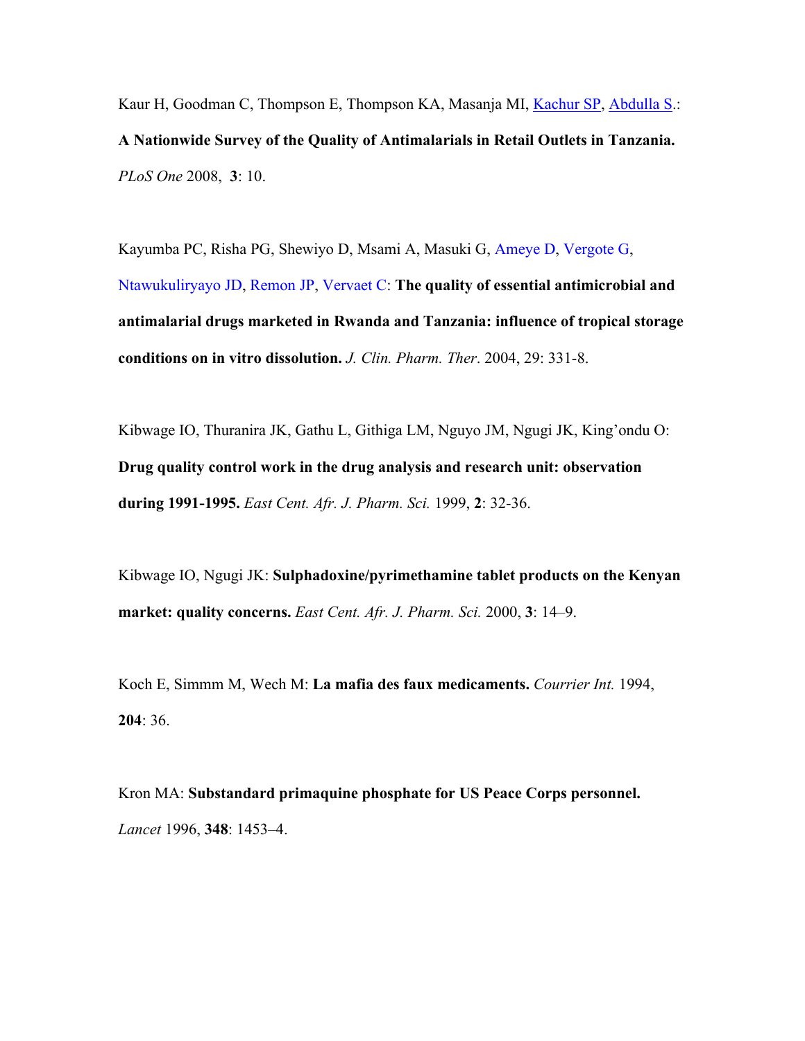Kaur H, Goodman C, Thompson E, Thompson KA, Masanja MI, Kachur SP, Abdulla S.: **A Nationwide Survey of the Quality of Antimalarials in Retail Outlets in Tanzania.** *PLoS One* 2008, **3**: 10.

Kayumba PC, Risha PG, Shewiyo D, Msami A, Masuki G, Ameye D, Vergote G, Ntawukuliryayo JD, Remon JP, Vervaet C: **The quality of essential antimicrobial and antimalarial drugs marketed in Rwanda and Tanzania: influence of tropical storage conditions on in vitro dissolution.** *J. Clin. Pharm. Ther*. 2004, 29: 331-8.

Kibwage IO, Thuranira JK, Gathu L, Githiga LM, Nguyo JM, Ngugi JK, King'ondu O: **Drug quality control work in the drug analysis and research unit: observation during 1991-1995.** *East Cent. Afr. J. Pharm. Sci.* 1999, **2**: 32-36.

Kibwage IO, Ngugi JK: **Sulphadoxine/pyrimethamine tablet products on the Kenyan market: quality concerns.** *East Cent. Afr. J. Pharm. Sci.* 2000, **3**: 14–9.

Koch E, Simmm M, Wech M: **La mafia des faux medicaments.** *Courrier Int.* 1994, **204**: 36.

Kron MA: **Substandard primaquine phosphate for US Peace Corps personnel.** *Lancet* 1996, **348**: 1453–4.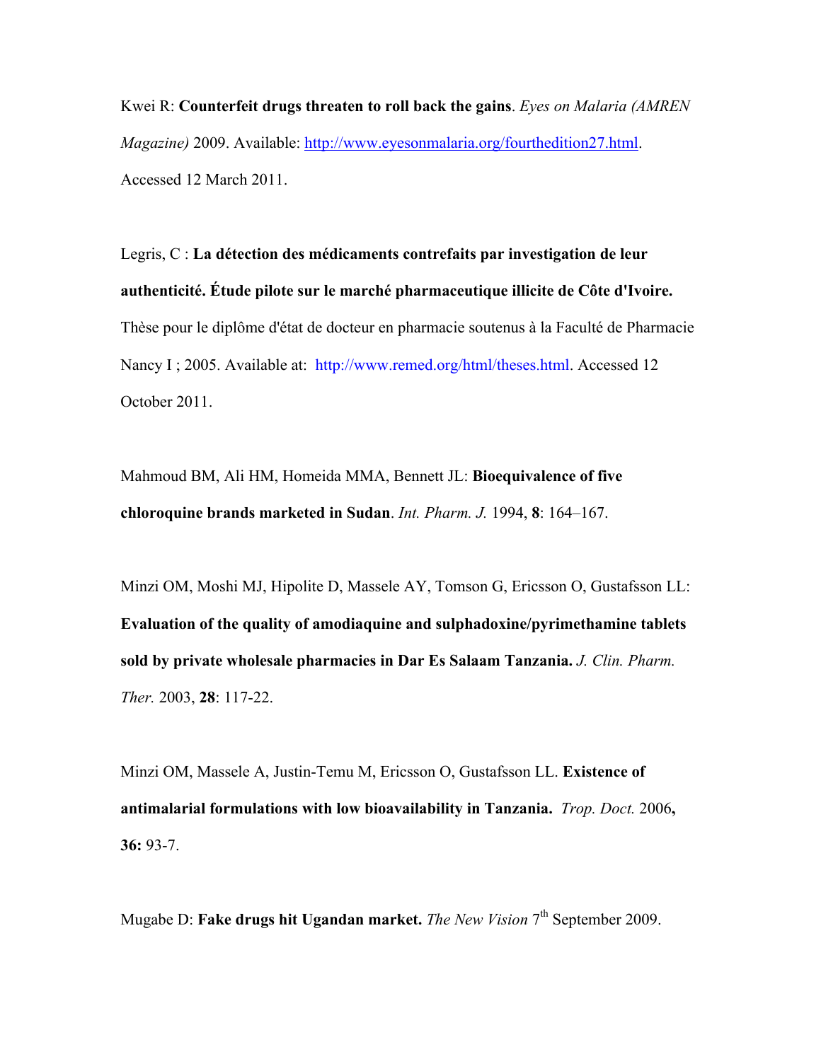Kwei R: **Counterfeit drugs threaten to roll back the gains**. *Eyes on Malaria (AMREN Magazine)* 2009. Available: http://www.eyesonmalaria.org/fourthedition27.html. Accessed 12 March 2011.

Legris, C : **La détection des médicaments contrefaits par investigation de leur authenticité. Étude pilote sur le marché pharmaceutique illicite de Côte d'Ivoire.** Thèse pour le diplôme d'état de docteur en pharmacie soutenus à la Faculté de Pharmacie Nancy I ; 2005. Available at: http://www.remed.org/html/theses.html. Accessed 12 October 2011.

Mahmoud BM, Ali HM, Homeida MMA, Bennett JL: **Bioequivalence of five chloroquine brands marketed in Sudan**. *Int. Pharm. J.* 1994, **8**: 164–167.

Minzi OM, Moshi MJ, Hipolite D, Massele AY, Tomson G, Ericsson O, Gustafsson LL: **Evaluation of the quality of amodiaquine and sulphadoxine/pyrimethamine tablets sold by private wholesale pharmacies in Dar Es Salaam Tanzania.** *J. Clin. Pharm. Ther.* 2003, **28**: 117-22.

Minzi OM, Massele A, Justin-Temu M, Ericsson O, Gustafsson LL. **Existence of antimalarial formulations with low bioavailability in Tanzania.** *Trop. Doct.* 2006**, 36:** 93-7.

Mugabe D: **Fake drugs hit Ugandan market.** *The New Vision* 7th September 2009.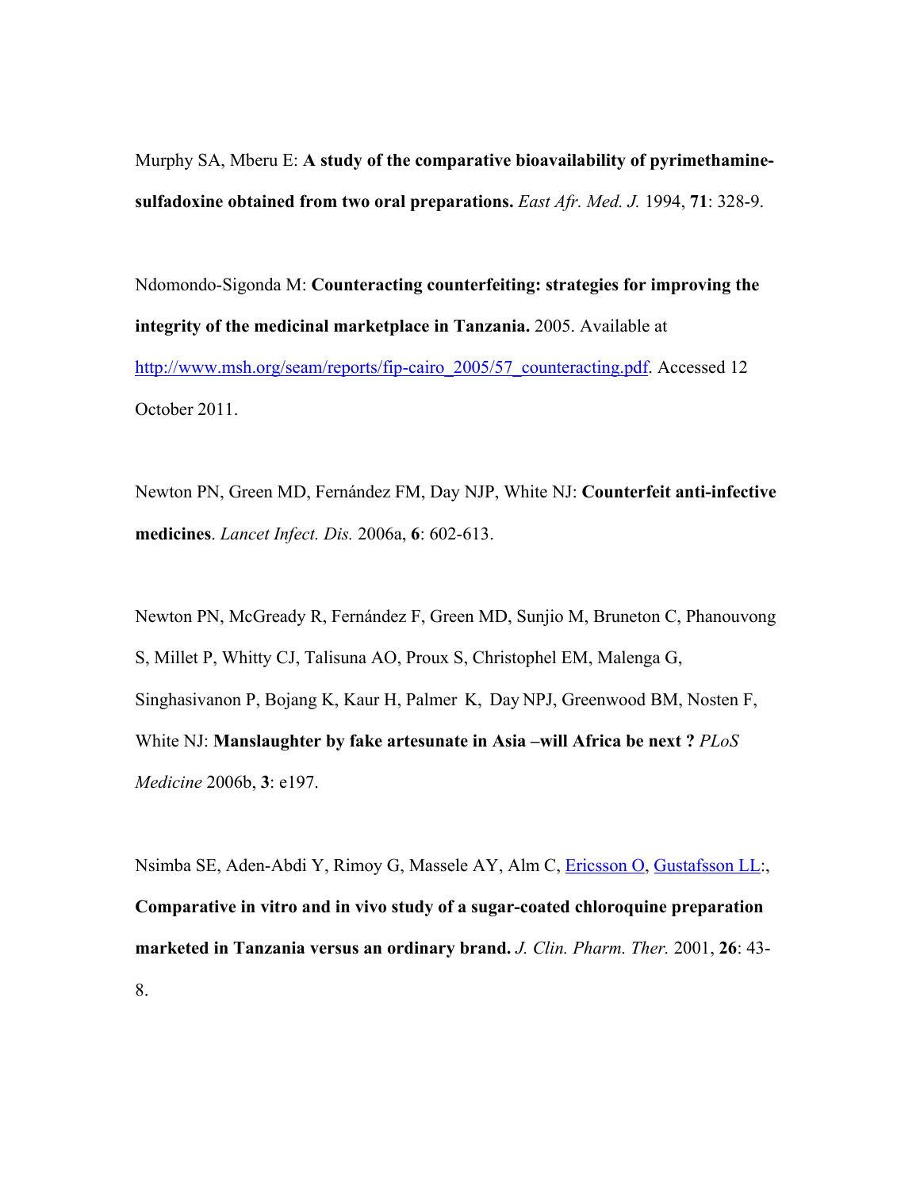Murphy SA, Mberu E: **A study of the comparative bioavailability of pyrimethamine-sulfadoxine obtained from two oral preparations.** *East Afr. Med. J.* 1994, **71**: 328-9.

Ndomondo-Sigonda M: **Counteracting counterfeiting: strategies for improving the integrity of the medicinal marketplace in Tanzania.** 2005. Available at http://www.msh.org/seam/reports/fip-cairo_2005/57_counteracting.pdf. Accessed 12 October 2011.

Newton PN, Green MD, Fernández FM, Day NJP, White NJ: **Counterfeit anti-infective medicines**. *Lancet Infect. Dis.* 2006a, **6**: 602-613.

Newton PN, McGready R, Fernández F, Green MD, Sunjio M, Bruneton C, Phanouvong S, Millet P, Whitty CJ, Talisuna AO, Proux S, Christophel EM, Malenga G, Singhasivanon P, Bojang K, Kaur H, Palmer K, Day NPJ, Greenwood BM, Nosten F, White NJ: **Manslaughter by fake artesunate in Asia –will Africa be next ?** *PLoS Medicine* 2006b, **3**: e197.

Nsimba SE, Aden-Abdi Y, Rimoy G, Massele AY, Alm C, Ericsson O, Gustafsson LL:, **Comparative in vitro and in vivo study of a sugar-coated chloroquine preparation marketed in Tanzania versus an ordinary brand.** *J. Clin. Pharm. Ther.* 2001, **26**: 43-8.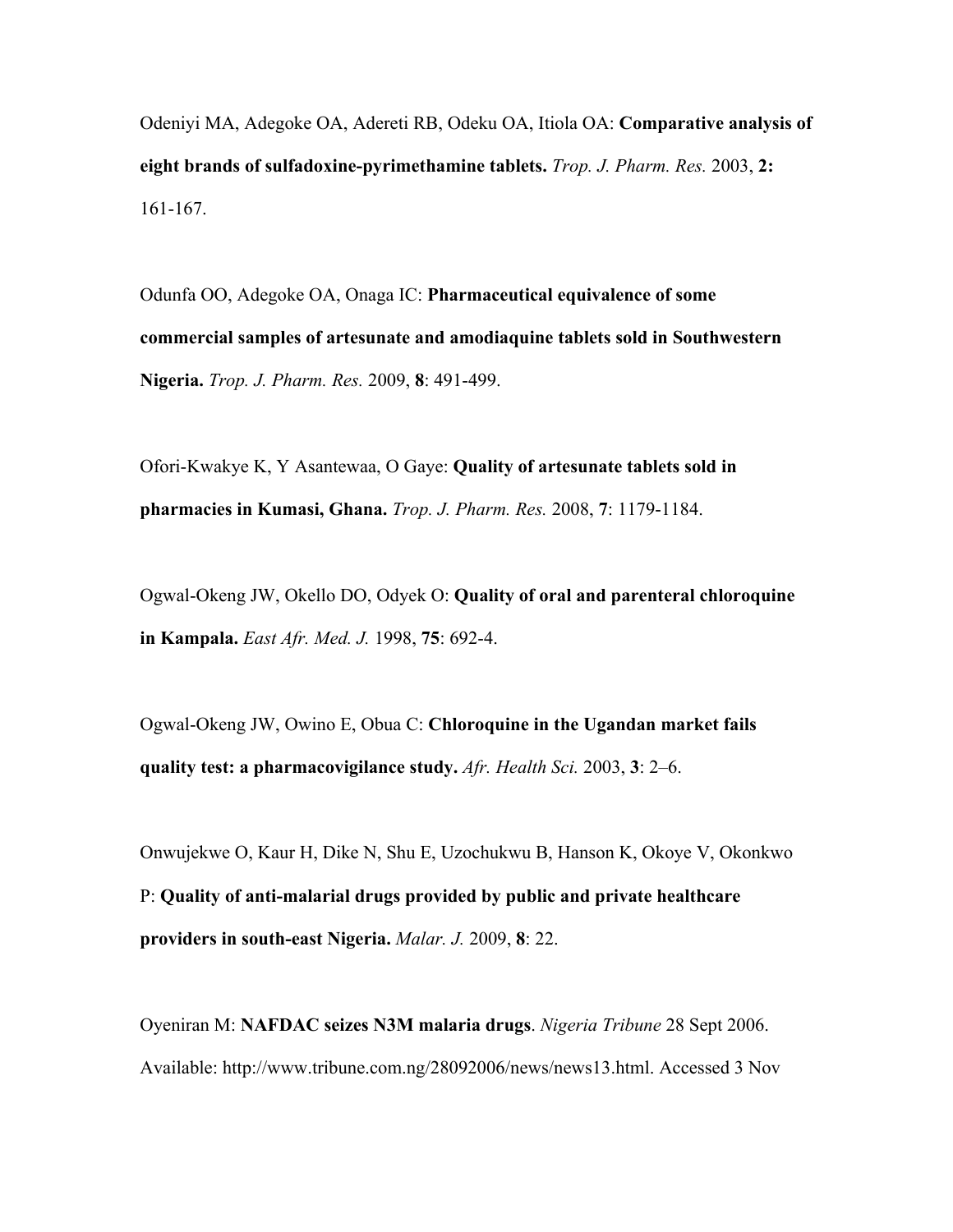Odeniyi MA, Adegoke OA, Adereti RB, Odeku OA, Itiola OA: **Comparative analysis of eight brands of sulfadoxine-pyrimethamine tablets.** *Trop. J. Pharm. Res.* 2003, **2:** 161-167.

Odunfa OO, Adegoke OA, Onaga IC: **Pharmaceutical equivalence of some commercial samples of artesunate and amodiaquine tablets sold in Southwestern Nigeria.** *Trop. J. Pharm. Res.* 2009, **8**: 491-499.

Ofori-Kwakye K, Y Asantewaa, O Gaye: **Quality of artesunate tablets sold in pharmacies in Kumasi, Ghana.** *Trop. J. Pharm. Res.* 2008, **7**: 1179-1184.

Ogwal-Okeng JW, Okello DO, Odyek O: **Quality of oral and parenteral chloroquine in Kampala.** *East Afr. Med. J.* 1998, **75**: 692-4.

Ogwal-Okeng JW, Owino E, Obua C: **Chloroquine in the Ugandan market fails quality test: a pharmacovigilance study.** *Afr. Health Sci.* 2003, **3**: 2–6.

Onwujekwe O, Kaur H, Dike N, Shu E, Uzochukwu B, Hanson K, Okoye V, Okonkwo P: **Quality of anti-malarial drugs provided by public and private healthcare providers in south-east Nigeria.** *Malar. J.* 2009, **8**: 22.

Oyeniran M: **NAFDAC seizes N3M malaria drugs**. *Nigeria Tribune* 28 Sept 2006. Available: http://www.tribune.com.ng/28092006/news/news13.html. Accessed 3 Nov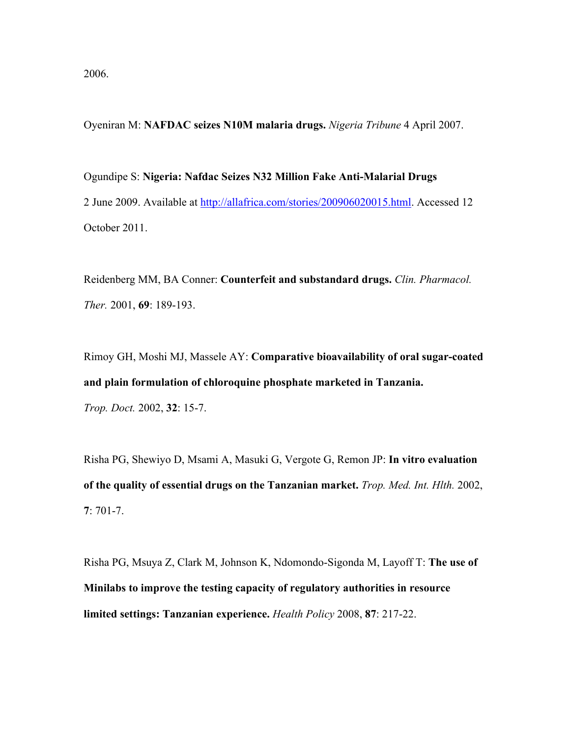2006.

Oyeniran M: **NAFDAC seizes N10M malaria drugs.** *Nigeria Tribune* 4 April 2007.

Ogundipe S: **Nigeria: Nafdac Seizes N32 Million Fake Anti-Malarial Drugs** 2 June 2009. Available at http://allafrica.com/stories/200906020015.html. Accessed 12 October 2011.

Reidenberg MM, BA Conner: **Counterfeit and substandard drugs.** *Clin. Pharmacol. Ther.* 2001, **69**: 189-193.

Rimoy GH, Moshi MJ, Massele AY: **Comparative bioavailability of oral sugar-coated and plain formulation of chloroquine phosphate marketed in Tanzania.** *Trop. Doct.* 2002, **32**: 15-7.

Risha PG, Shewiyo D, Msami A, Masuki G, Vergote G, Remon JP: **In vitro evaluation of the quality of essential drugs on the Tanzanian market.** *Trop. Med. Int. Hlth.* 2002, **7**: 701-7.

Risha PG, Msuya Z, Clark M, Johnson K, Ndomondo-Sigonda M, Layoff T: **The use of Minilabs to improve the testing capacity of regulatory authorities in resource limited settings: Tanzanian experience.** *Health Policy* 2008, **87**: 217-22.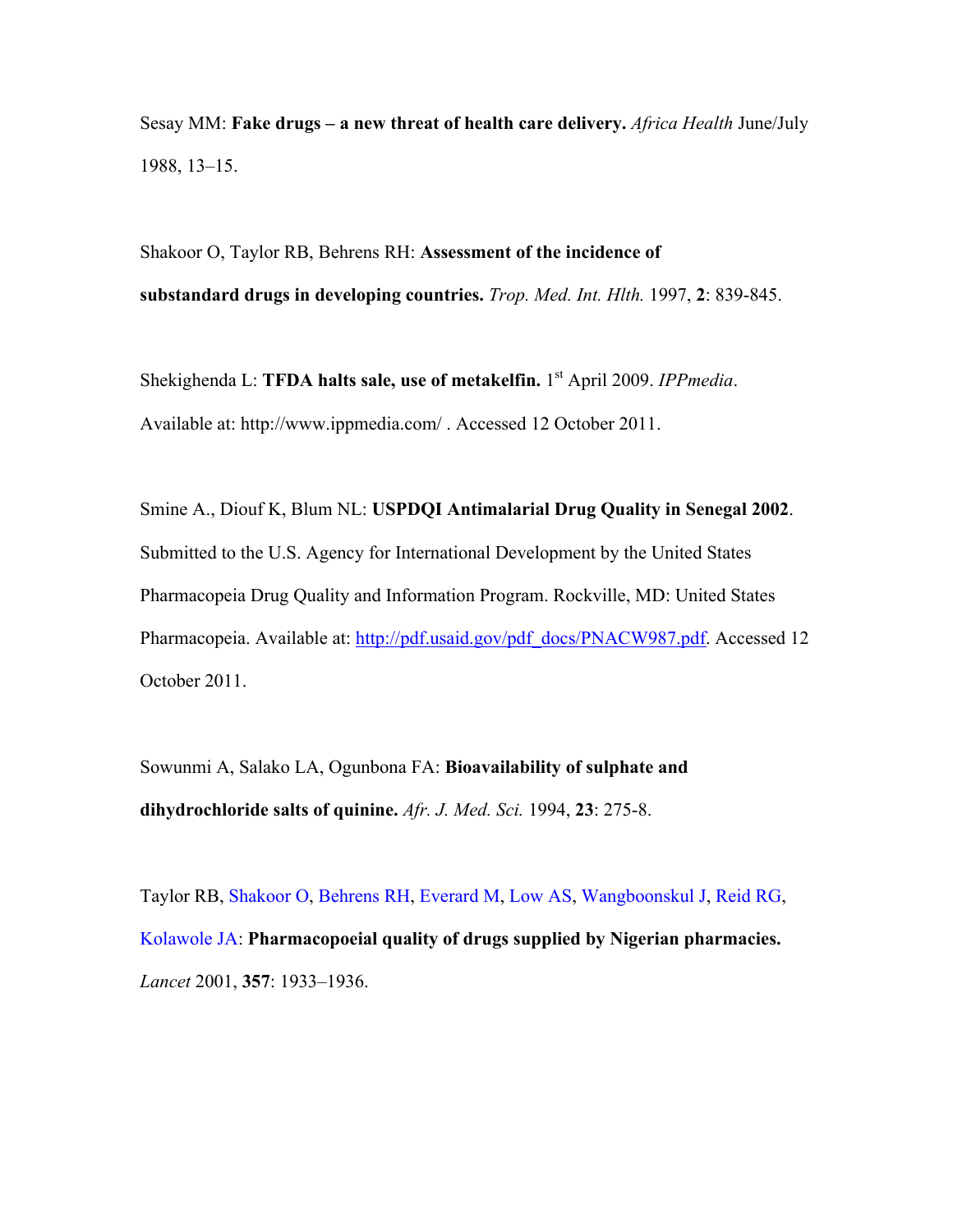Sesay MM: **Fake drugs – a new threat of health care delivery.** *Africa Health* June/July 1988, 13–15.

Shakoor O, Taylor RB, Behrens RH: **Assessment of the incidence of substandard drugs in developing countries.** *Trop. Med. Int. Hlth.* 1997, **2**: 839-845.

Shekighenda L: **TFDA halts sale, use of metakelfin.** 1st April 2009. *IPPmedia*. Available at: http://www.ippmedia.com/ . Accessed 12 October 2011.

Smine A., Diouf K, Blum NL: **USPDQI Antimalarial Drug Quality in Senegal 2002**. Submitted to the U.S. Agency for International Development by the United States Pharmacopeia Drug Quality and Information Program. Rockville, MD: United States Pharmacopeia. Available at: http://pdf.usaid.gov/pdf_docs/PNACW987.pdf. Accessed 12 October 2011.

Sowunmi A, Salako LA, Ogunbona FA: **Bioavailability of sulphate and dihydrochloride salts of quinine.** *Afr. J. Med. Sci.* 1994, **23**: 275-8.

Taylor RB, Shakoor O, Behrens RH, Everard M, Low AS, Wangboonskul J, Reid RG, Kolawole JA: **Pharmacopoeial quality of drugs supplied by Nigerian pharmacies.** *Lancet* 2001, **357**: 1933–1936.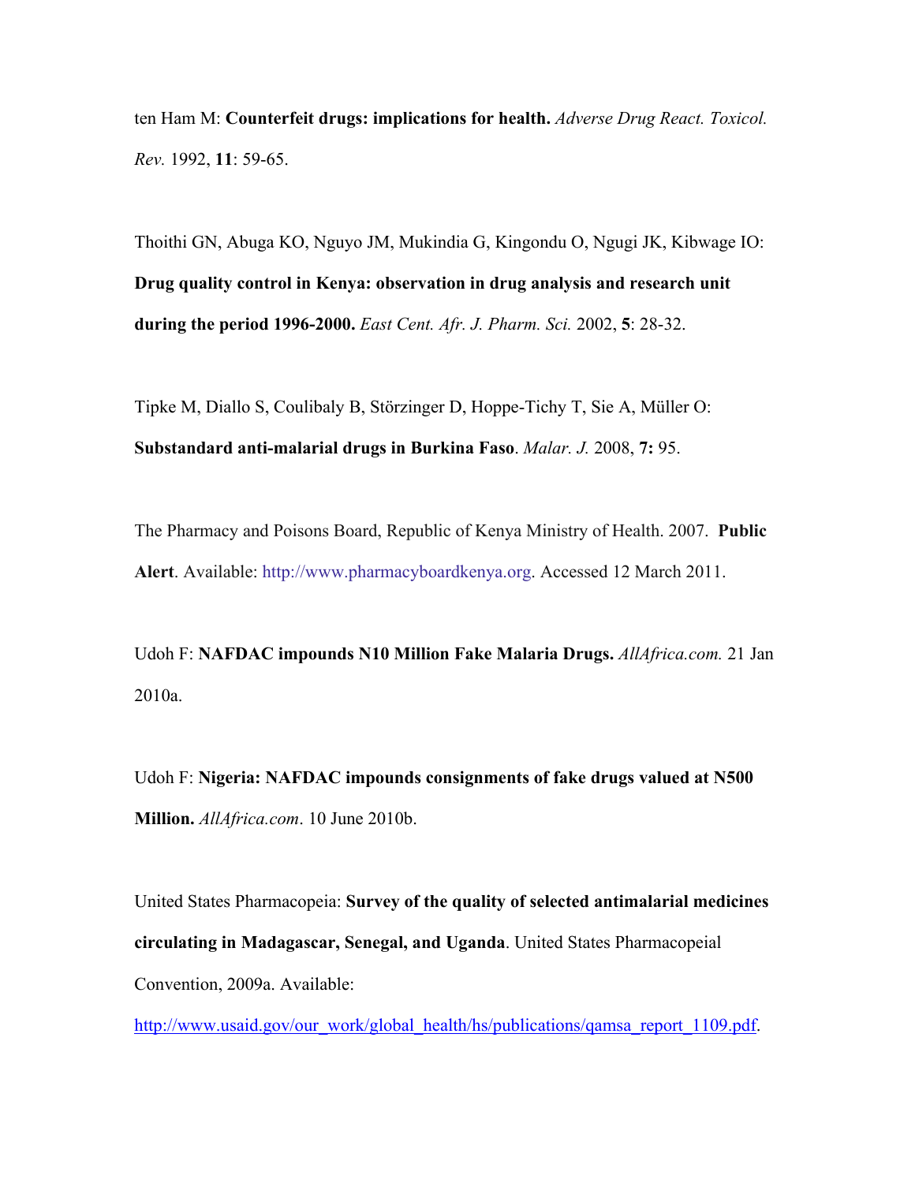ten Ham M: **Counterfeit drugs: implications for health.** *Adverse Drug React. Toxicol. Rev.* 1992, **11**: 59-65.

Thoithi GN, Abuga KO, Nguyo JM, Mukindia G, Kingondu O, Ngugi JK, Kibwage IO: **Drug quality control in Kenya: observation in drug analysis and research unit during the period 1996-2000.** *East Cent. Afr. J. Pharm. Sci.* 2002, **5**: 28-32.

Tipke M, Diallo S, Coulibaly B, Störzinger D, Hoppe-Tichy T, Sie A, Müller O: **Substandard anti-malarial drugs in Burkina Faso**. *Malar. J.* 2008, **7:** 95.

The Pharmacy and Poisons Board, Republic of Kenya Ministry of Health. 2007. **Public Alert**. Available: http://www.pharmacyboardkenya.org. Accessed 12 March 2011.

Udoh F: **NAFDAC impounds N10 Million Fake Malaria Drugs.** *AllAfrica.com.* 21 Jan 2010a.

Udoh F: **Nigeria: NAFDAC impounds consignments of fake drugs valued at N500 Million.** *AllAfrica.com*. 10 June 2010b.

United States Pharmacopeia: **Survey of the quality of selected antimalarial medicines circulating in Madagascar, Senegal, and Uganda**. United States Pharmacopeial Convention, 2009a. Available: http://www.usaid.gov/our_work/global_health/hs/publications/qamsa_report_1109.pdf.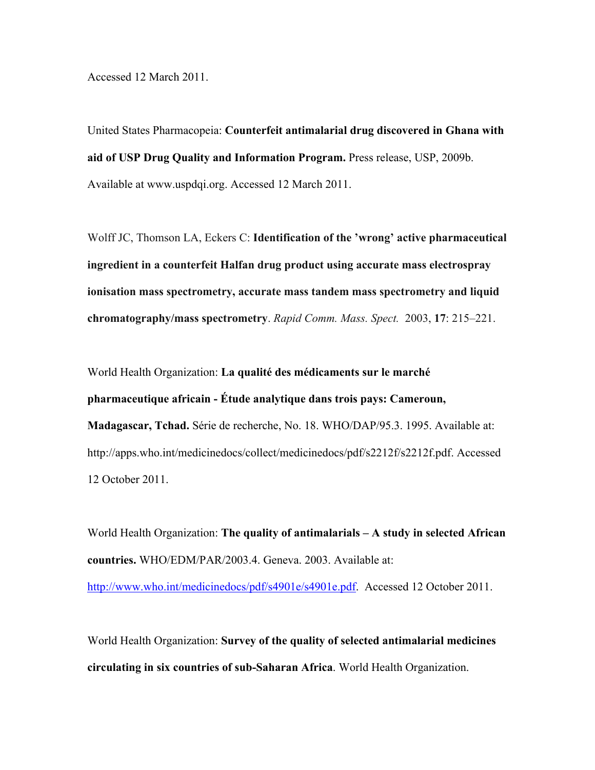Accessed 12 March 2011.

United States Pharmacopeia: **Counterfeit antimalarial drug discovered in Ghana with aid of USP Drug Quality and Information Program.** Press release, USP, 2009b. Available at www.uspdqi.org. Accessed 12 March 2011.

Wolff JC, Thomson LA, Eckers C: **Identification of the 'wrong' active pharmaceutical ingredient in a counterfeit Halfan drug product using accurate mass electrospray ionisation mass spectrometry, accurate mass tandem mass spectrometry and liquid chromatography/mass spectrometry**. *Rapid Comm. Mass. Spect.* 2003, **17**: 215–221.

World Health Organization: **La qualité des médicaments sur le marché pharmaceutique africain - Étude analytique dans trois pays: Cameroun, Madagascar, Tchad.** Série de recherche, No. 18. WHO/DAP/95.3. 1995. Available at: http://apps.who.int/medicinedocs/collect/medicinedocs/pdf/s2212f/s2212f.pdf. Accessed 12 October 2011.

World Health Organization: **The quality of antimalarials – A study in selected African countries.** WHO/EDM/PAR/2003.4. Geneva. 2003. Available at: http://www.who.int/medicinedocs/pdf/s4901e/s4901e.pdf. Accessed 12 October 2011.

World Health Organization: **Survey of the quality of selected antimalarial medicines circulating in six countries of sub-Saharan Africa**. World Health Organization.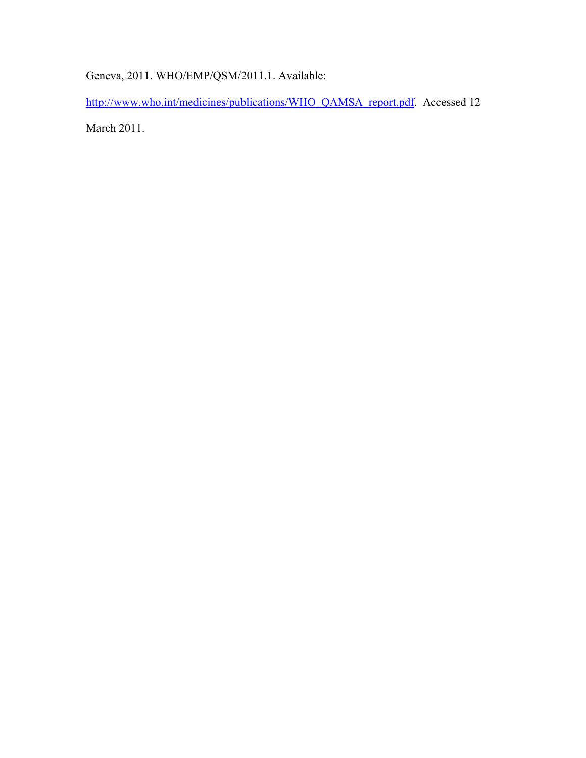Geneva, 2011. WHO/EMP/QSM/2011.1. Available: http://www.who.int/medicines/publications/WHO_QAMSA_report.pdf. Accessed 12 March 2011.